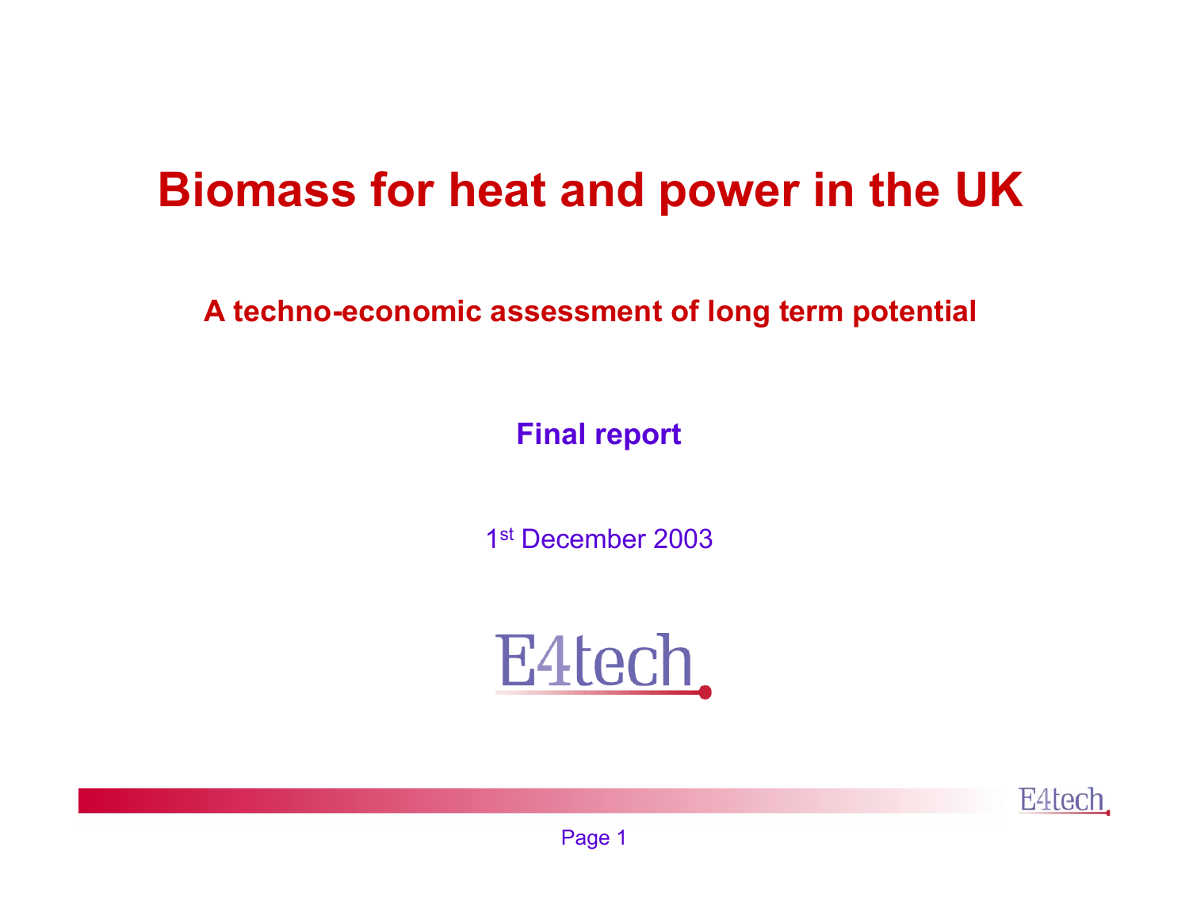# Biomass for heat and power in the UK

## A techno-economic assessment of long term potential

**Final report**

1st December 2003

E4tech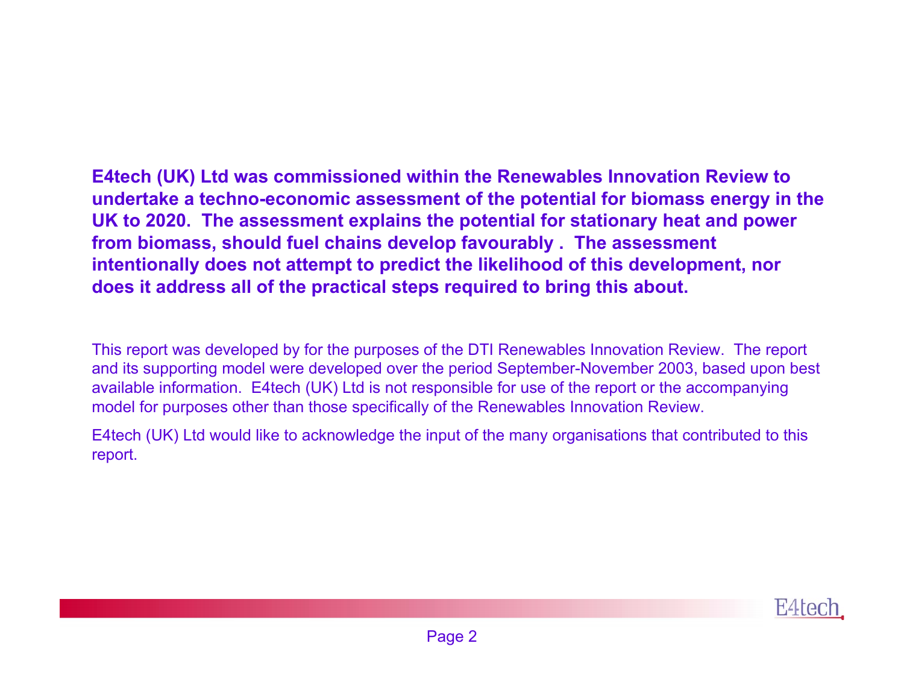**E4tech (UK) Ltd was commissioned within the Renewables Innovation Review to undertake a techno-economic assessment of the potential for biomass energy in the UK to 2020. The assessment explains the potential for stationary heat and power from biomass, should fuel chains develop favourably . The assessment intentionally does not attempt to predict the likelihood of this development, nor does it address all of the practical steps required to bring this about.**

This report was developed by for the purposes of the DTI Renewables Innovation Review. The report and its supporting model were developed over the period September-November 2003, based upon best available information. E4tech (UK) Ltd is not responsible for use of the report or the accompanying model for purposes other than those specifically of the Renewables Innovation Review.

E4tech (UK) Ltd would like to acknowledge the input of the many organisations that contributed to this report.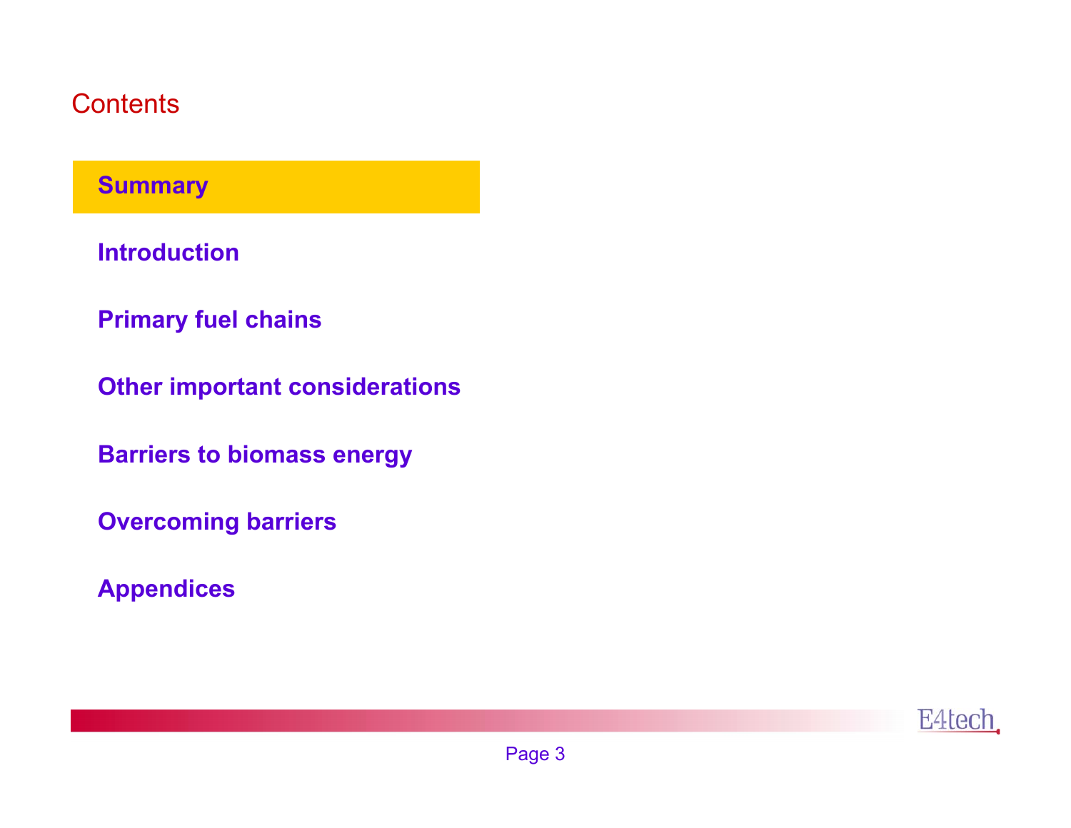# Contents

**Summary**

**Introduction**

**Primary fuel chains**

**Other important considerations**

**Barriers to biomass energy**

**Overcoming barriers**

**Appendices**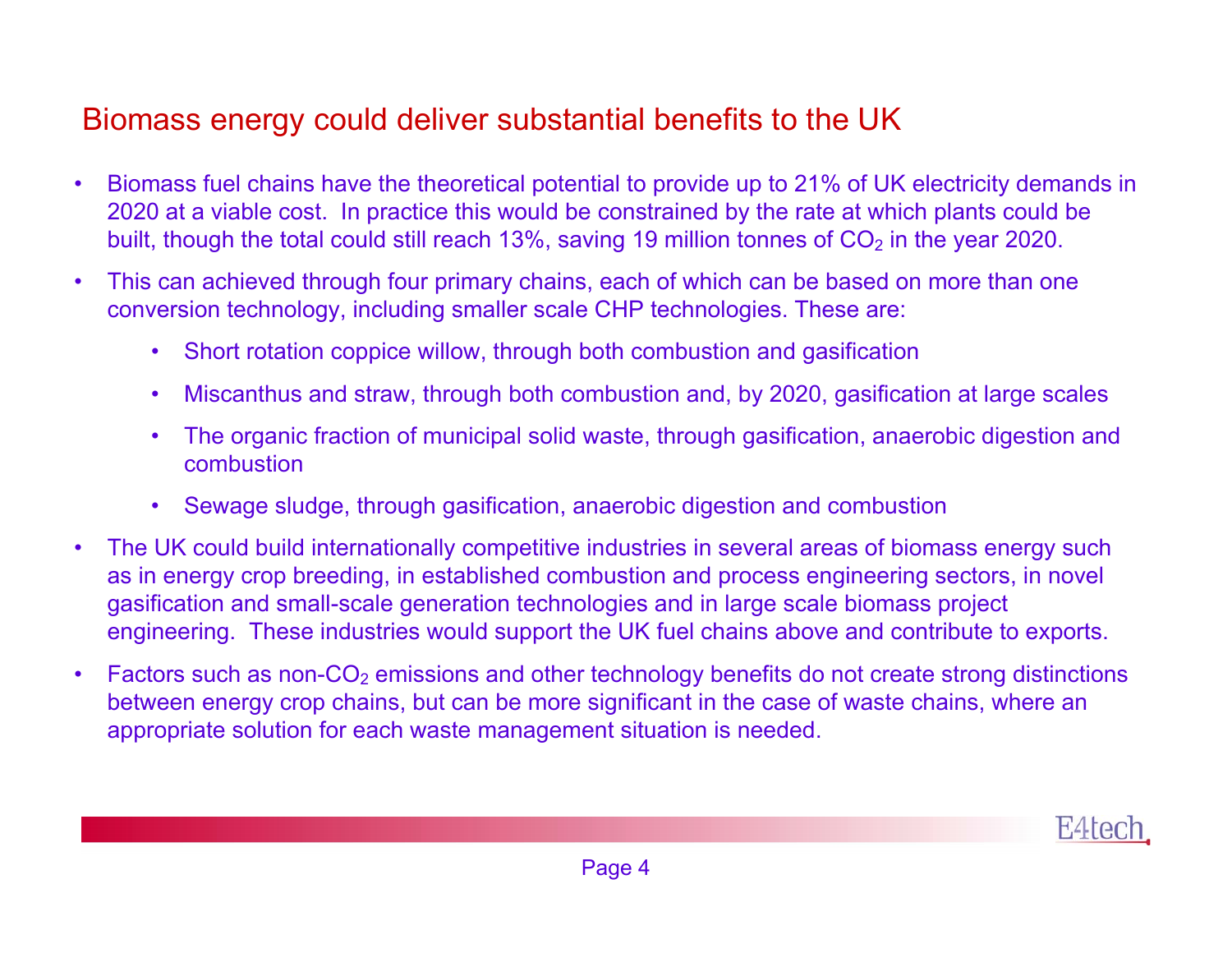## Biomass energy could deliver substantial benefits to the UK

- Biomass fuel chains have the theoretical potential to provide up to 21% of UK electricity demands in 2020 at a viable cost. In practice this would be constrained by the rate at which plants could be built, though the total could still reach 13%, saving 19 million tonnes of $CO_2$ in the year 2020.
- This can achieved through four primary chains, each of which can be based on more than one conversion technology, including smaller scale CHP technologies. These are:
  - Short rotation coppice willow, through both combustion and gasification
  - Miscanthus and straw, through both combustion and, by 2020, gasification at large scales
  - The organic fraction of municipal solid waste, through gasification, anaerobic digestion and combustion
  - Sewage sludge, through gasification, anaerobic digestion and combustion
- The UK could build internationally competitive industries in several areas of biomass energy such as in energy crop breeding, in established combustion and process engineering sectors, in novel gasification and small-scale generation technologies and in large scale biomass project engineering. These industries would support the UK fuel chains above and contribute to exports.
- Factors such as non-$CO_2$ emissions and other technology benefits do not create strong distinctions between energy crop chains, but can be more significant in the case of waste chains, where an appropriate solution for each waste management situation is needed.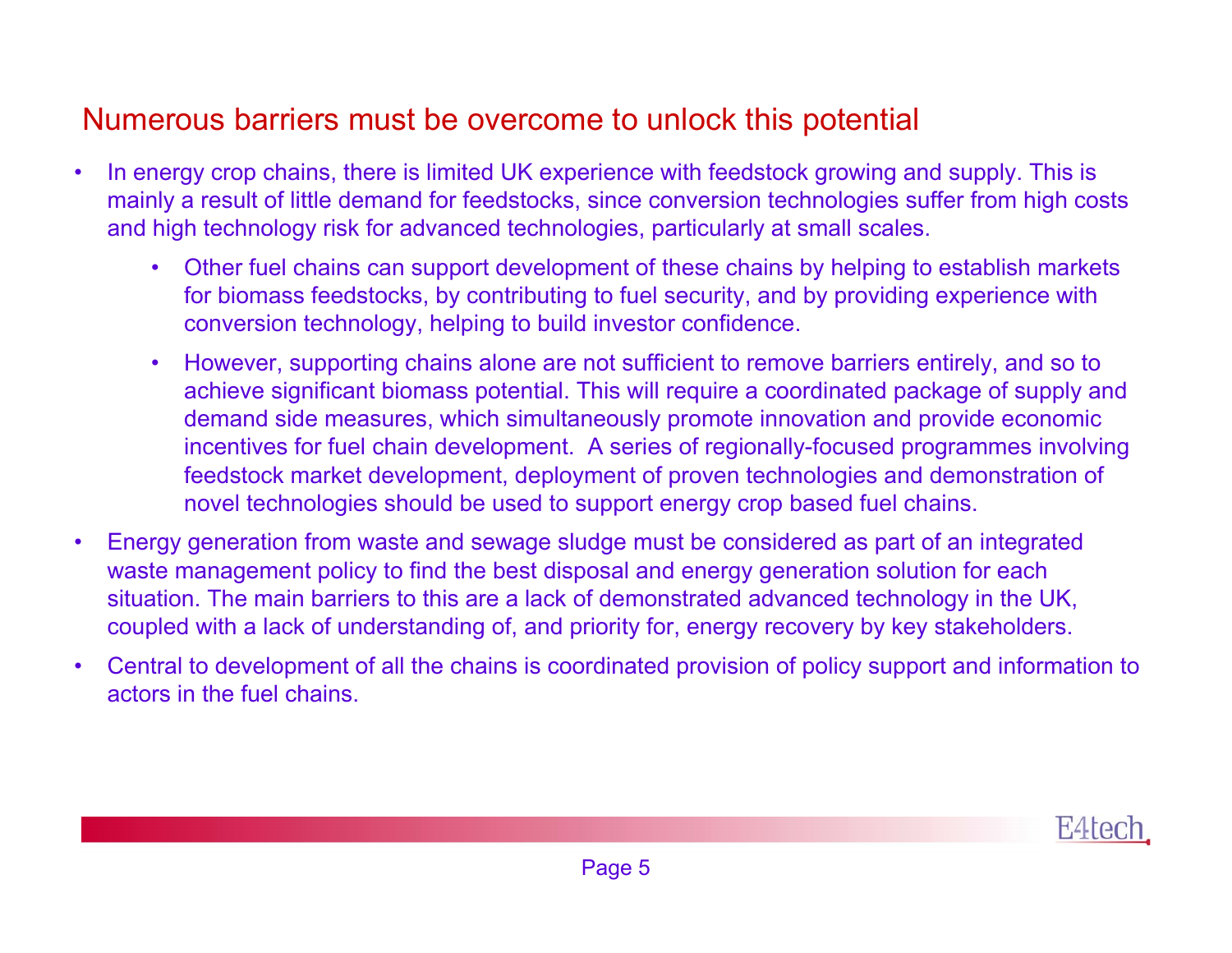## Numerous barriers must be overcome to unlock this potential

- In energy crop chains, there is limited UK experience with feedstock growing and supply. This is mainly a result of little demand for feedstocks, since conversion technologies suffer from high costs and high technology risk for advanced technologies, particularly at small scales.
  - Other fuel chains can support development of these chains by helping to establish markets for biomass feedstocks, by contributing to fuel security, and by providing experience with conversion technology, helping to build investor confidence.
  - However, supporting chains alone are not sufficient to remove barriers entirely, and so to achieve significant biomass potential. This will require a coordinated package of supply and demand side measures, which simultaneously promote innovation and provide economic incentives for fuel chain development. A series of regionally-focused programmes involving feedstock market development, deployment of proven technologies and demonstration of novel technologies should be used to support energy crop based fuel chains.
- Energy generation from waste and sewage sludge must be considered as part of an integrated waste management policy to find the best disposal and energy generation solution for each situation. The main barriers to this are a lack of demonstrated advanced technology in the UK, coupled with a lack of understanding of, and priority for, energy recovery by key stakeholders.
- Central to development of all the chains is coordinated provision of policy support and information to actors in the fuel chains.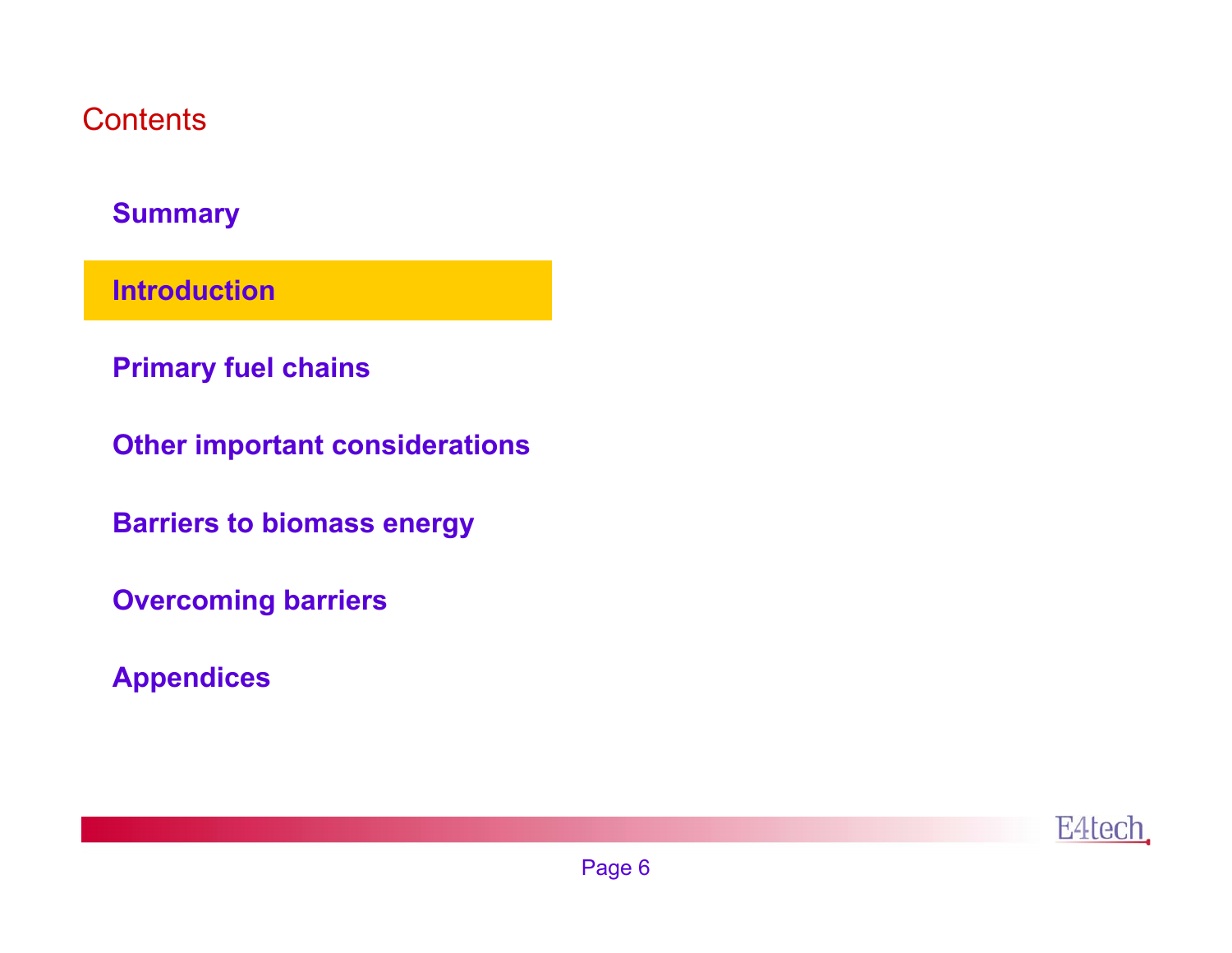## Contents

**Summary**

**Introduction**

**Primary fuel chains**

**Other important considerations**

**Barriers to biomass energy**

**Overcoming barriers**

**Appendices**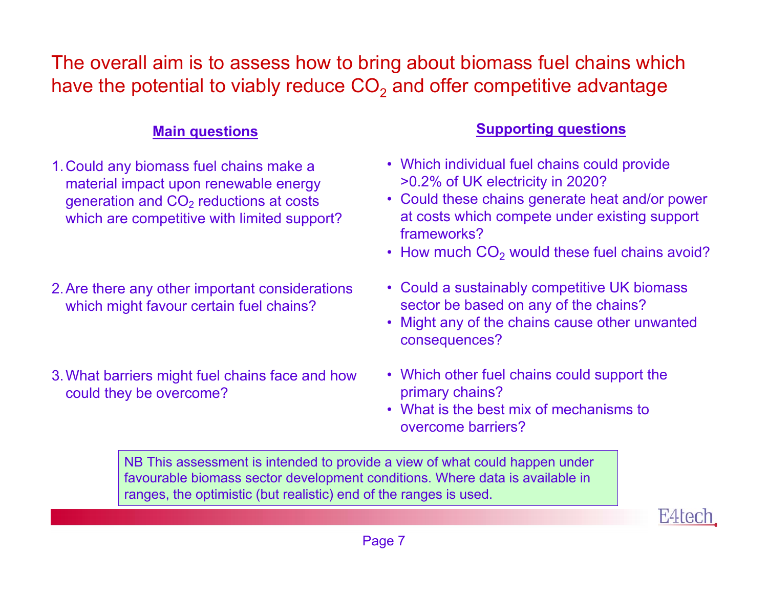# The overall aim is to assess how to bring about biomass fuel chains which have the potential to viably reduce $CO_2$ and offer competitive advantage

| Main questions | Supporting questions |
|---|---|
| 1. Could any biomass fuel chains make a material impact upon renewable energy generation and $CO_2$ reductions at costs which are competitive with limited support? | • Which individual fuel chains could provide >0.2% of UK electricity in 2020? • Could these chains generate heat and/or power at costs which compete under existing support frameworks? • How much $CO_2$ would these fuel chains avoid? |
| 2. Are there any other important considerations which might favour certain fuel chains? | • Could a sustainably competitive UK biomass sector be based on any of the chains? • Might any of the chains cause other unwanted consequences? |
| 3. What barriers might fuel chains face and how could they be overcome? | • Which other fuel chains could support the primary chains? • What is the best mix of mechanisms to overcome barriers? |

NB This assessment is intended to provide a view of what could happen under favourable biomass sector development conditions. Where data is available in ranges, the optimistic (but realistic) end of the ranges is used.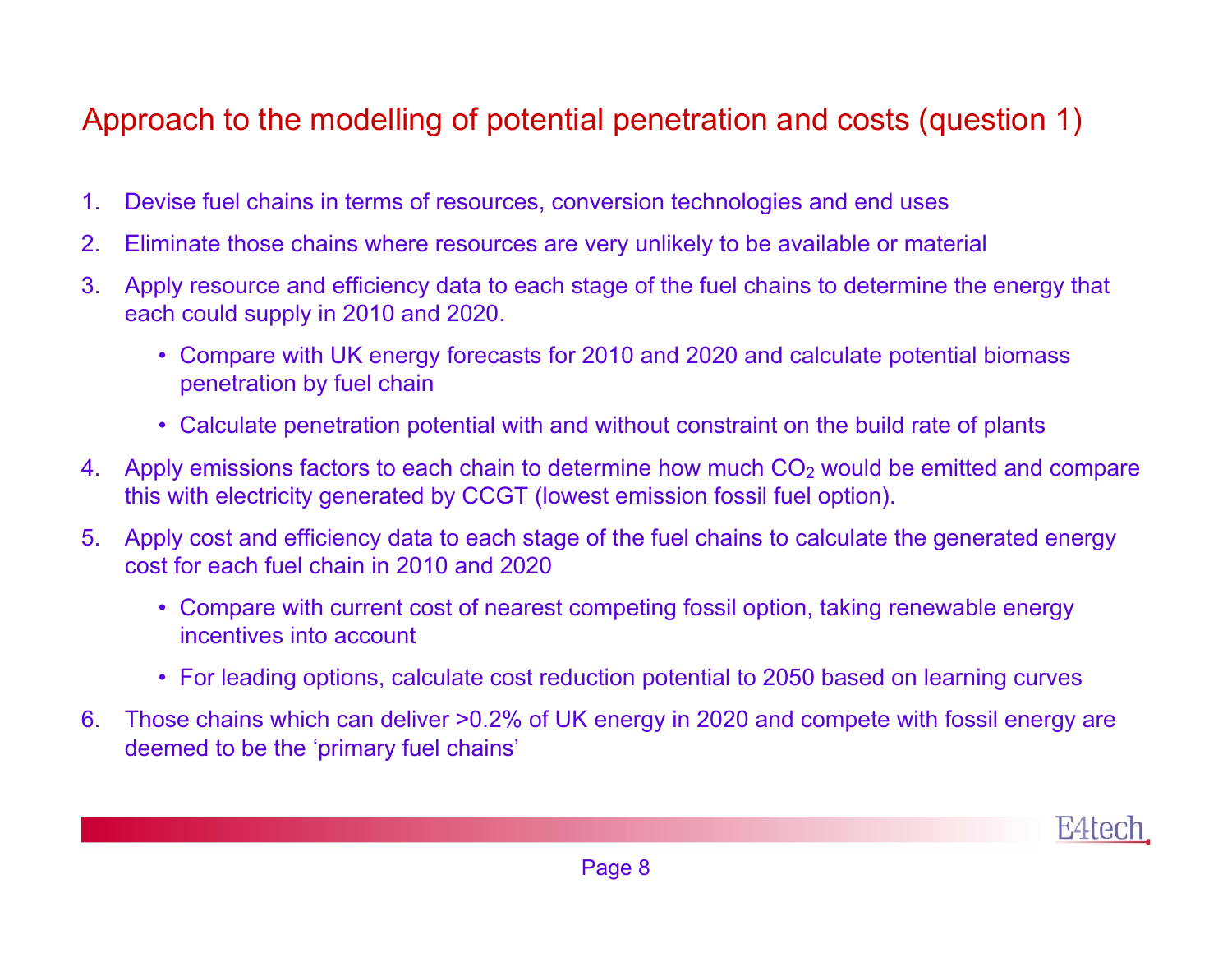## Approach to the modelling of potential penetration and costs (question 1)

1. Devise fuel chains in terms of resources, conversion technologies and end uses
2. Eliminate those chains where resources are very unlikely to be available or material
3. Apply resource and efficiency data to each stage of the fuel chains to determine the energy that each could supply in 2010 and 2020.
   - Compare with UK energy forecasts for 2010 and 2020 and calculate potential biomass penetration by fuel chain
   - Calculate penetration potential with and without constraint on the build rate of plants
4. Apply emissions factors to each chain to determine how much $CO_2$ would be emitted and compare this with electricity generated by CCGT (lowest emission fossil fuel option).
5. Apply cost and efficiency data to each stage of the fuel chains to calculate the generated energy cost for each fuel chain in 2010 and 2020
   - Compare with current cost of nearest competing fossil option, taking renewable energy incentives into account
   - For leading options, calculate cost reduction potential to 2050 based on learning curves
6. Those chains which can deliver >0.2% of UK energy in 2020 and compete with fossil energy are deemed to be the 'primary fuel chains'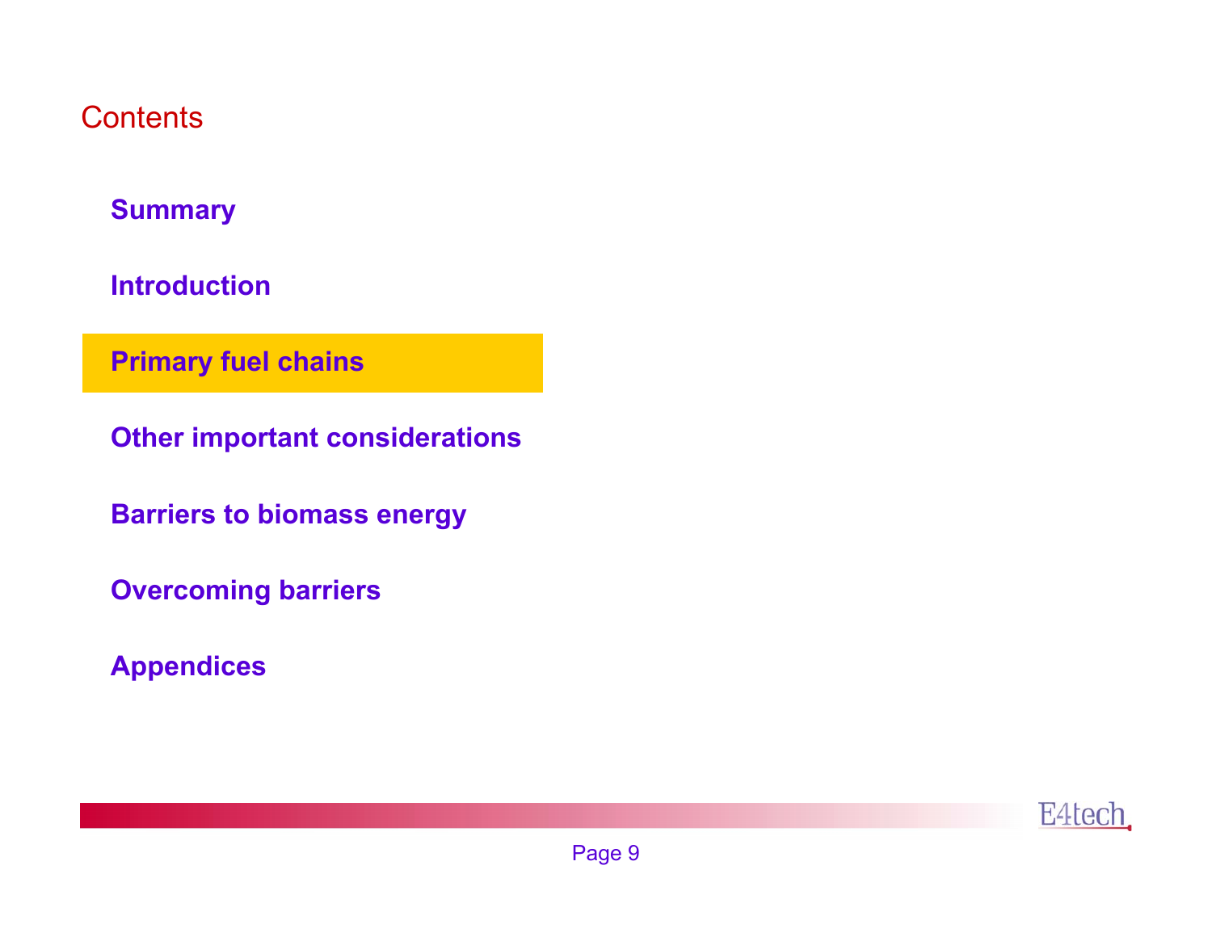# Contents

**Summary**

**Introduction**

**Primary fuel chains**

**Other important considerations**

**Barriers to biomass energy**

**Overcoming barriers**

**Appendices**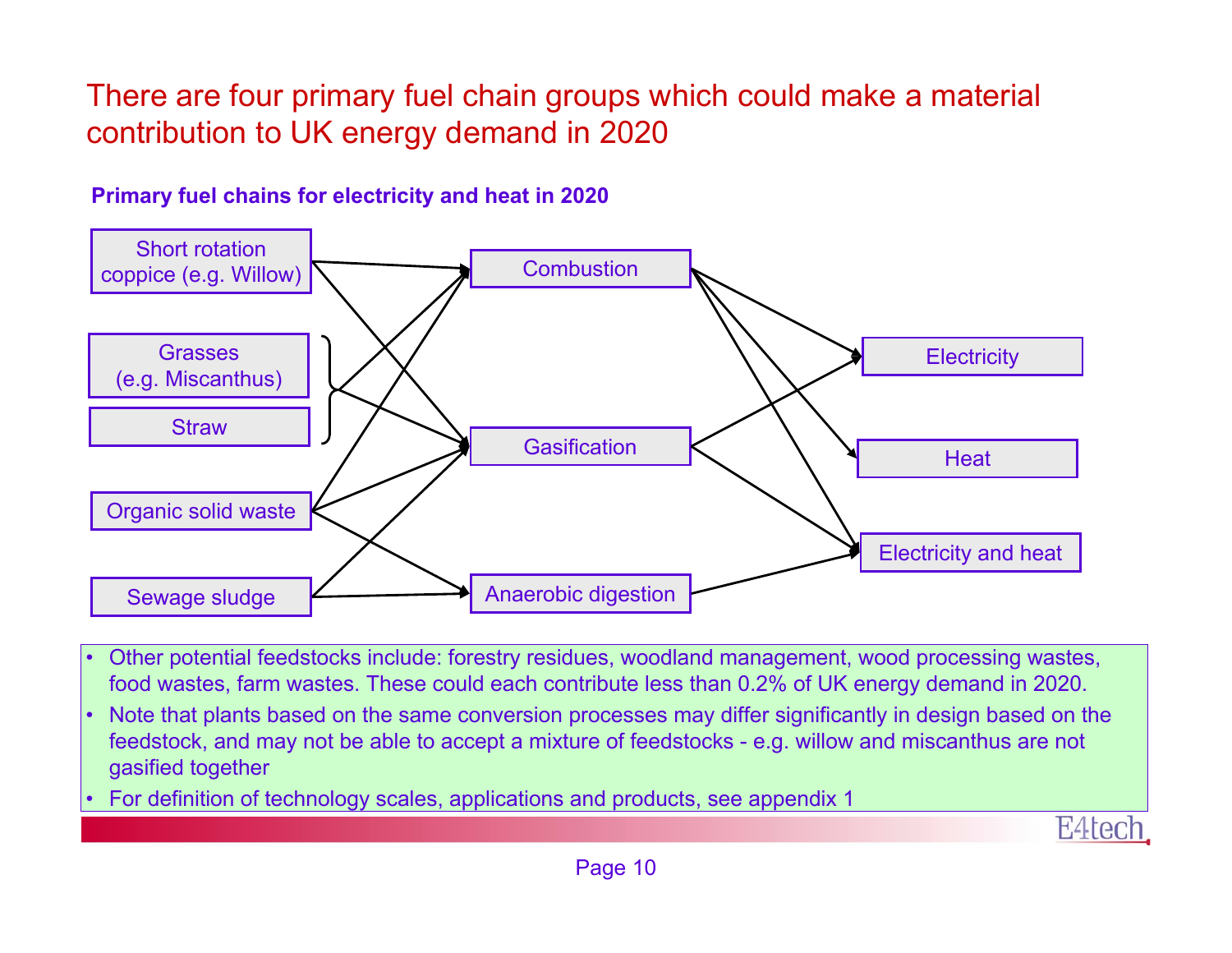# There are four primary fuel chain groups which could make a material contribution to UK energy demand in 2020

**Primary fuel chains for electricity and heat in 2020**

Short rotation coppice (e.g. Willow)

Grasses (e.g. Miscanthus)

Straw

Organic solid waste

Sewage sludge

Combustion

Gasification

Anaerobic digestion

Electricity

Heat

Electricity and heat

- Other potential feedstocks include: forestry residues, woodland management, wood processing wastes, food wastes, farm wastes. These could each contribute less than 0.2% of UK energy demand in 2020.
- Note that plants based on the same conversion processes may differ significantly in design based on the feedstock, and may not be able to accept a mixture of feedstocks - e.g. willow and miscanthus are not gasified together
- For definition of technology scales, applications and products, see appendix 1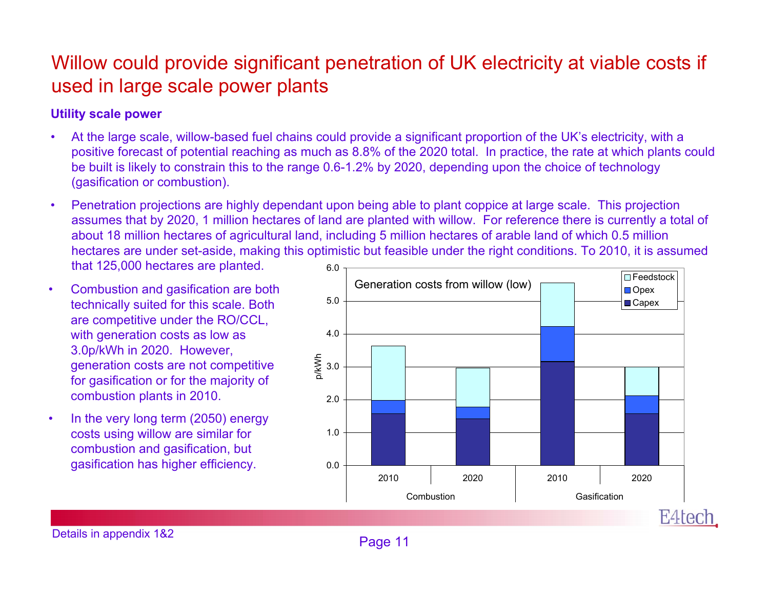# Willow could provide significant penetration of UK electricity at viable costs if used in large scale power plants

**Utility scale power**

- At the large scale, willow-based fuel chains could provide a significant proportion of the UK's electricity, with a positive forecast of potential reaching as much as 8.8% of the 2020 total. In practice, the rate at which plants could be built is likely to constrain this to the range 0.6-1.2% by 2020, depending upon the choice of technology (gasification or combustion).
- Penetration projections are highly dependant upon being able to plant coppice at large scale. This projection assumes that by 2020, 1 million hectares of land are planted with willow. For reference there is currently a total of about 18 million hectares of agricultural land, including 5 million hectares of arable land of which 0.5 million hectares are under set-aside, making this optimistic but feasible under the right conditions. To 2010, it is assumed that 125,000 hectares are planted.
- Combustion and gasification are both technically suited for this scale. Both are competitive under the RO/CCL, with generation costs as low as 3.0p/kWh in 2020. However, generation costs are not competitive for gasification or for the majority of combustion plants in 2010.
- In the very long term (2050) energy costs using willow are similar for combustion and gasification, but gasification has higher efficiency.

Generation costs from willow (low)

p/kWh

6.0
5.0
4.0
3.0
2.0
1.0
0.0

Feedstock
Opex
Capex

2010
2020
2010
2020

Combustion
Gasification

Details in appendix 1&2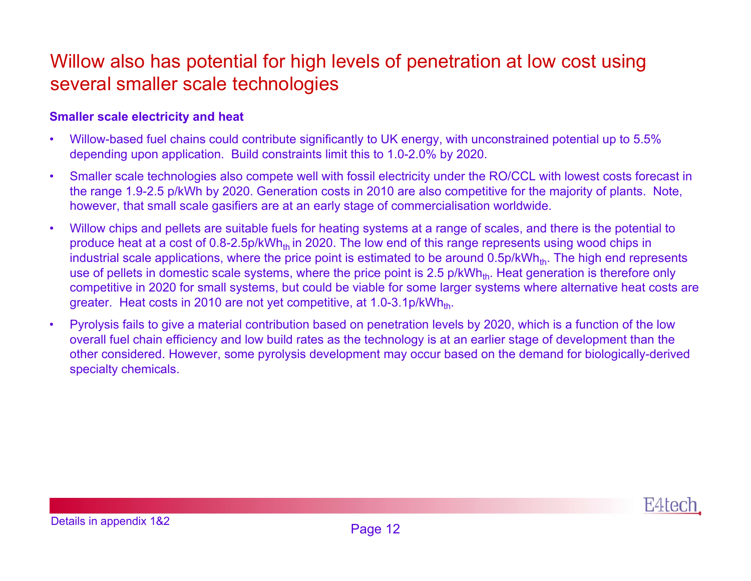# Willow also has potential for high levels of penetration at low cost using several smaller scale technologies

**Smaller scale electricity and heat**

- Willow-based fuel chains could contribute significantly to UK energy, with unconstrained potential up to 5.5% depending upon application. Build constraints limit this to 1.0-2.0% by 2020.
- Smaller scale technologies also compete well with fossil electricity under the RO/CCL with lowest costs forecast in the range 1.9-2.5 p/kWh by 2020. Generation costs in 2010 are also competitive for the majority of plants. Note, however, that small scale gasifiers are at an early stage of commercialisation worldwide.
- Willow chips and pellets are suitable fuels for heating systems at a range of scales, and there is the potential to produce heat at a cost of 0.8-2.5p/$kWh_{th}$ in 2020. The low end of this range represents using wood chips in industrial scale applications, where the price point is estimated to be around 0.5p/$kWh_{th}$. The high end represents use of pellets in domestic scale systems, where the price point is 2.5 p/$kWh_{th}$. Heat generation is therefore only competitive in 2020 for small systems, but could be viable for some larger systems where alternative heat costs are greater. Heat costs in 2010 are not yet competitive, at 1.0-3.1p/$kWh_{th}$.
- Pyrolysis fails to give a material contribution based on penetration levels by 2020, which is a function of the low overall fuel chain efficiency and low build rates as the technology is at an earlier stage of development than the other considered. However, some pyrolysis development may occur based on the demand for biologically-derived specialty chemicals.

Details in appendix 1&2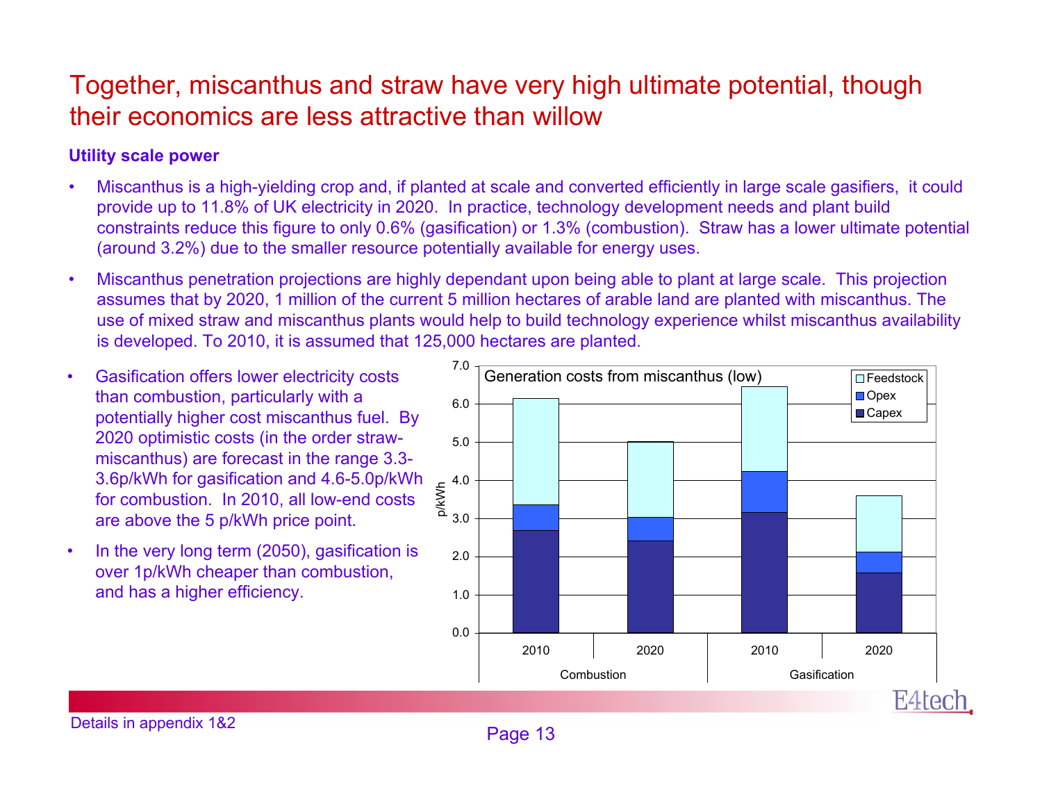# Together, miscanthus and straw have very high ultimate potential, though their economics are less attractive than willow

**Utility scale power**

- Miscanthus is a high-yielding crop and, if planted at scale and converted efficiently in large scale gasifiers, it could provide up to 11.8% of UK electricity in 2020. In practice, technology development needs and plant build constraints reduce this figure to only 0.6% (gasification) or 1.3% (combustion). Straw has a lower ultimate potential (around 3.2%) due to the smaller resource potentially available for energy uses.
- Miscanthus penetration projections are highly dependant upon being able to plant at large scale. This projection assumes that by 2020, 1 million of the current 5 million hectares of arable land are planted with miscanthus. The use of mixed straw and miscanthus plants would help to build technology experience whilst miscanthus availability is developed. To 2010, it is assumed that 125,000 hectares are planted.
- Gasification offers lower electricity costs than combustion, particularly with a potentially higher cost miscanthus fuel. By 2020 optimistic costs (in the order straw-miscanthus) are forecast in the range 3.3-3.6p/kWh for gasification and 4.6-5.0p/kWh for combustion. In 2010, all low-end costs are above the 5 p/kWh price point.
- In the very long term (2050), gasification is over 1p/kWh cheaper than combustion, and has a higher efficiency.

Generation costs from miscanthus (low)

Feedstock
Opex
Capex

p/kWh

7.0
6.0
5.0
4.0
3.0
2.0
1.0
0.0

2010
2020
2010
2020

Combustion
Gasification

Details in appendix 1&2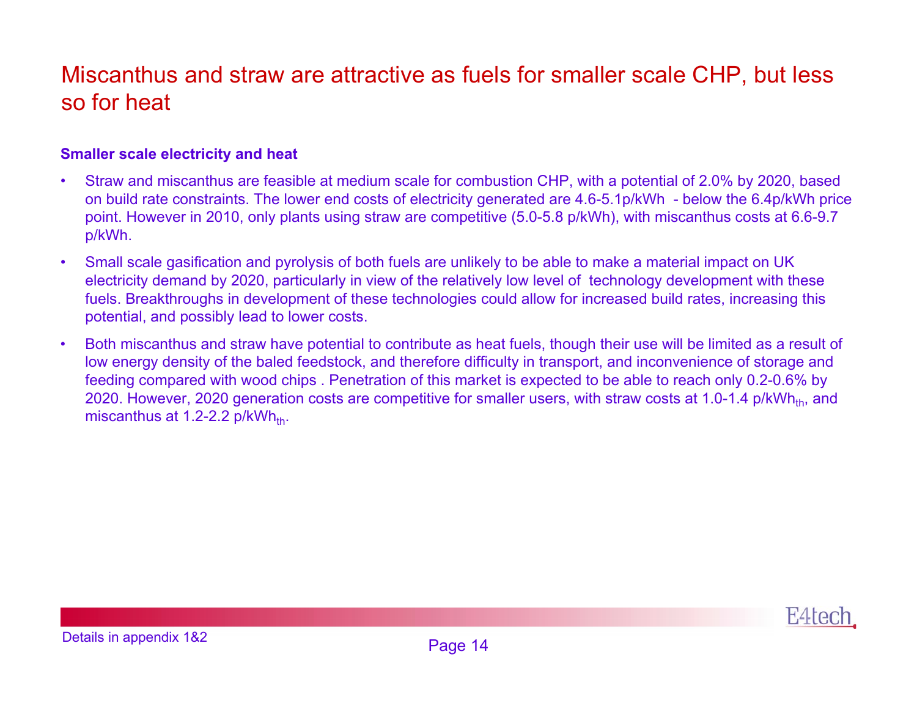# Miscanthus and straw are attractive as fuels for smaller scale CHP, but less so for heat

**Smaller scale electricity and heat**

- Straw and miscanthus are feasible at medium scale for combustion CHP, with a potential of 2.0% by 2020, based on build rate constraints. The lower end costs of electricity generated are 4.6-5.1p/kWh - below the 6.4p/kWh price point. However in 2010, only plants using straw are competitive (5.0-5.8 p/kWh), with miscanthus costs at 6.6-9.7 p/kWh.
- Small scale gasification and pyrolysis of both fuels are unlikely to be able to make a material impact on UK electricity demand by 2020, particularly in view of the relatively low level of technology development with these fuels. Breakthroughs in development of these technologies could allow for increased build rates, increasing this potential, and possibly lead to lower costs.
- Both miscanthus and straw have potential to contribute as heat fuels, though their use will be limited as a result of low energy density of the baled feedstock, and therefore difficulty in transport, and inconvenience of storage and feeding compared with wood chips . Penetration of this market is expected to be able to reach only 0.2-0.6% by 2020. However, 2020 generation costs are competitive for smaller users, with straw costs at 1.0-1.4 p/$kWh_{th}$, and miscanthus at 1.2-2.2 p/$kWh_{th}$.

Details in appendix 1&2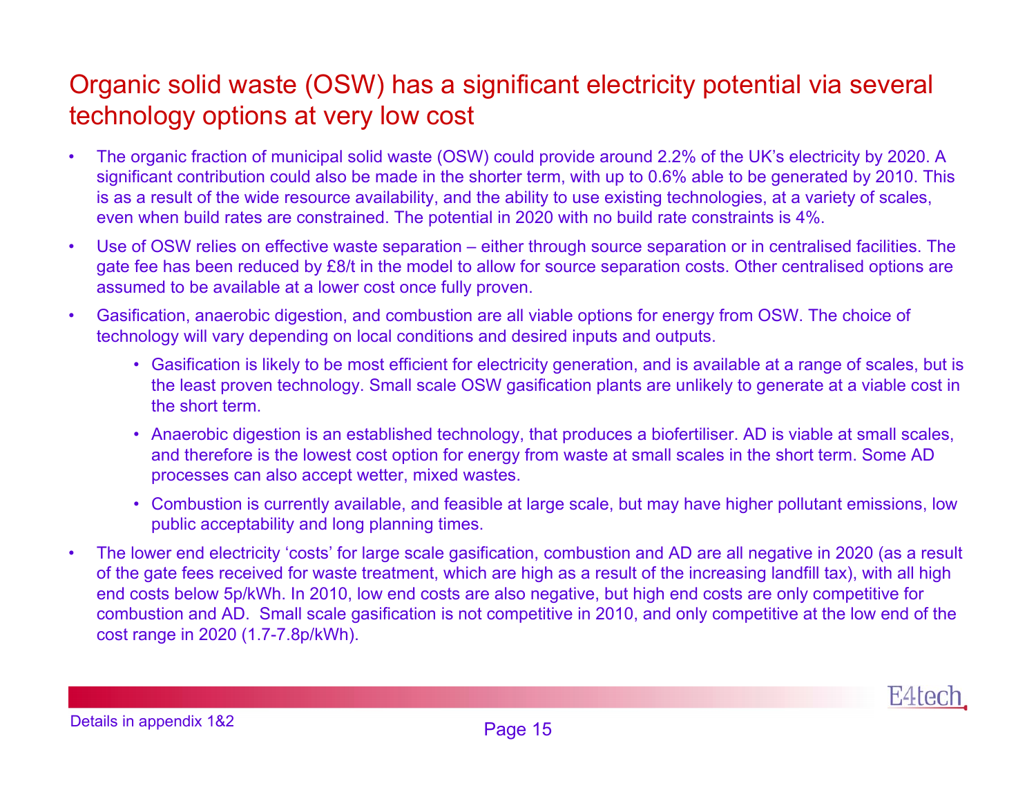# Organic solid waste (OSW) has a significant electricity potential via several technology options at very low cost

- The organic fraction of municipal solid waste (OSW) could provide around 2.2% of the UK's electricity by 2020. A significant contribution could also be made in the shorter term, with up to 0.6% able to be generated by 2010. This is as a result of the wide resource availability, and the ability to use existing technologies, at a variety of scales, even when build rates are constrained. The potential in 2020 with no build rate constraints is 4%.
- Use of OSW relies on effective waste separation – either through source separation or in centralised facilities. The gate fee has been reduced by £8/t in the model to allow for source separation costs. Other centralised options are assumed to be available at a lower cost once fully proven.
- Gasification, anaerobic digestion, and combustion are all viable options for energy from OSW. The choice of technology will vary depending on local conditions and desired inputs and outputs.
  - Gasification is likely to be most efficient for electricity generation, and is available at a range of scales, but is the least proven technology. Small scale OSW gasification plants are unlikely to generate at a viable cost in the short term.
  - Anaerobic digestion is an established technology, that produces a biofertiliser. AD is viable at small scales, and therefore is the lowest cost option for energy from waste at small scales in the short term. Some AD processes can also accept wetter, mixed wastes.
  - Combustion is currently available, and feasible at large scale, but may have higher pollutant emissions, low public acceptability and long planning times.
- The lower end electricity 'costs' for large scale gasification, combustion and AD are all negative in 2020 (as a result of the gate fees received for waste treatment, which are high as a result of the increasing landfill tax), with all high end costs below 5p/kWh. In 2010, low end costs are also negative, but high end costs are only competitive for combustion and AD. Small scale gasification is not competitive in 2010, and only competitive at the low end of the cost range in 2020 (1.7-7.8p/kWh).

Details in appendix 1&2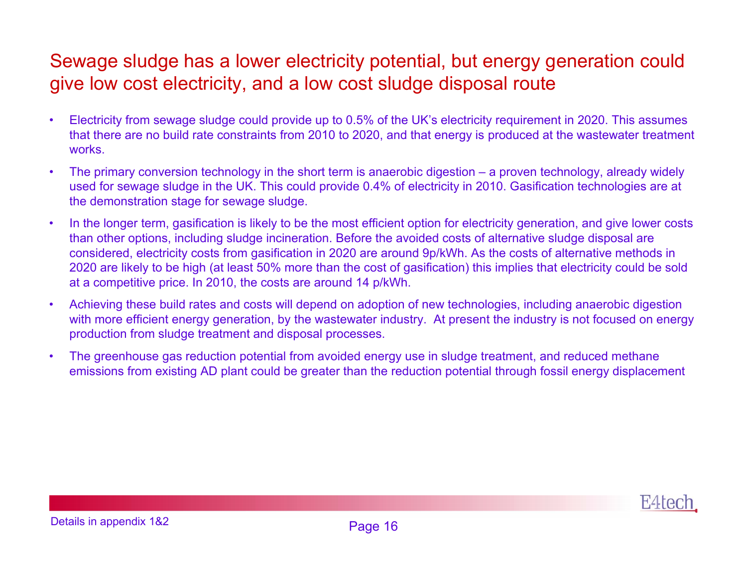# Sewage sludge has a lower electricity potential, but energy generation could give low cost electricity, and a low cost sludge disposal route

- Electricity from sewage sludge could provide up to 0.5% of the UK's electricity requirement in 2020. This assumes that there are no build rate constraints from 2010 to 2020, and that energy is produced at the wastewater treatment works.
- The primary conversion technology in the short term is anaerobic digestion – a proven technology, already widely used for sewage sludge in the UK. This could provide 0.4% of electricity in 2010. Gasification technologies are at the demonstration stage for sewage sludge.
- In the longer term, gasification is likely to be the most efficient option for electricity generation, and give lower costs than other options, including sludge incineration. Before the avoided costs of alternative sludge disposal are considered, electricity costs from gasification in 2020 are around 9p/kWh. As the costs of alternative methods in 2020 are likely to be high (at least 50% more than the cost of gasification) this implies that electricity could be sold at a competitive price. In 2010, the costs are around 14 p/kWh.
- Achieving these build rates and costs will depend on adoption of new technologies, including anaerobic digestion with more efficient energy generation, by the wastewater industry. At present the industry is not focused on energy production from sludge treatment and disposal processes.
- The greenhouse gas reduction potential from avoided energy use in sludge treatment, and reduced methane emissions from existing AD plant could be greater than the reduction potential through fossil energy displacement

Details in appendix 1&2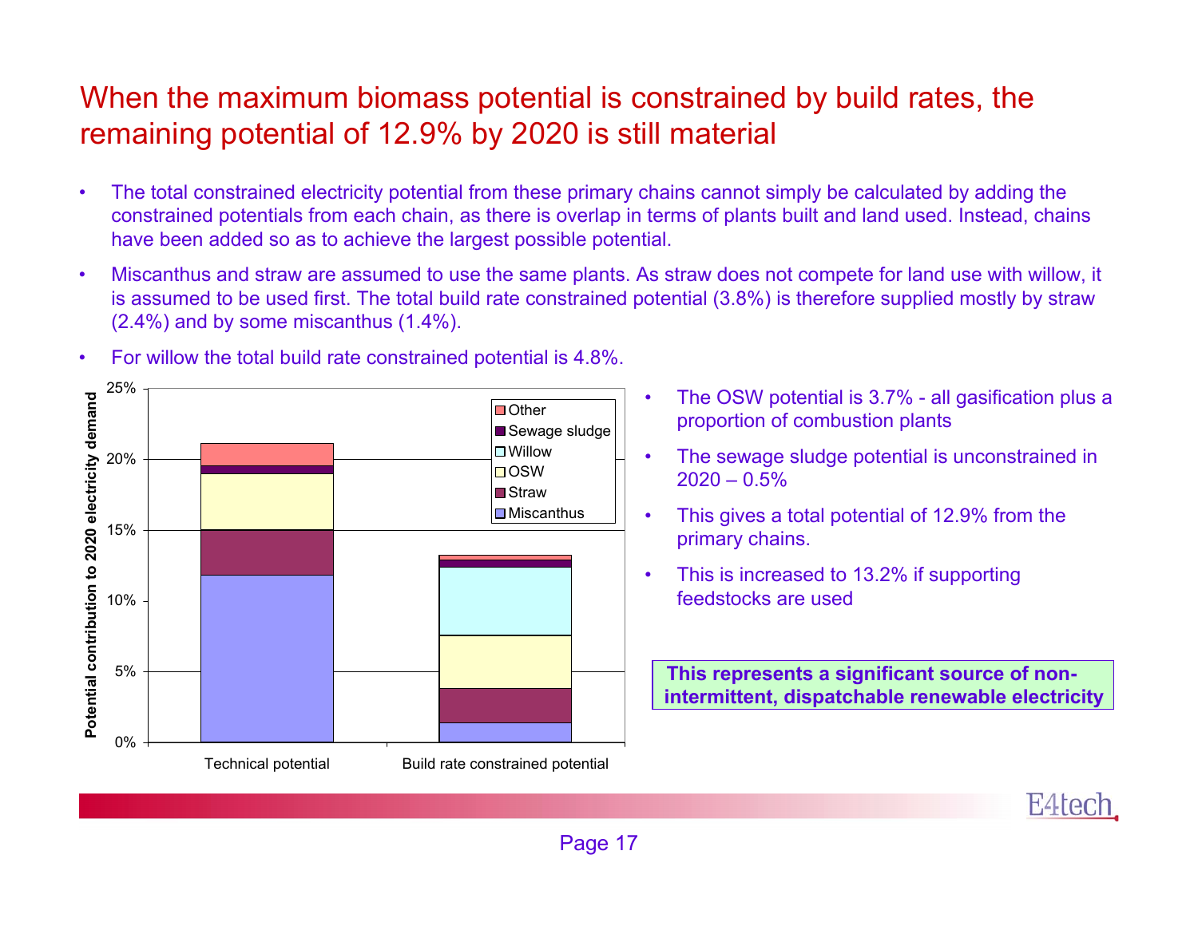# When the maximum biomass potential is constrained by build rates, the remaining potential of 12.9% by 2020 is still material

- The total constrained electricity potential from these primary chains cannot simply be calculated by adding the constrained potentials from each chain, as there is overlap in terms of plants built and land used. Instead, chains have been added so as to achieve the largest possible potential.
- Miscanthus and straw are assumed to use the same plants. As straw does not compete for land use with willow, it is assumed to be used first. The total build rate constrained potential (3.8%) is therefore supplied mostly by straw (2.4%) and by some miscanthus (1.4%).
- For willow the total build rate constrained potential is 4.8%.

Potential contribution to 2020 electricity demand

25%
20%
15%
10%
5%
0%

Technical potential

Build rate constrained potential

Other
Sewage sludge
Willow
OSW
Straw
Miscanthus

- The OSW potential is 3.7% - all gasification plus a proportion of combustion plants
- The sewage sludge potential is unconstrained in 2020 – 0.5%
- This gives a total potential of 12.9% from the primary chains.
- This is increased to 13.2% if supporting feedstocks are used

**This represents a significant source of non-intermittent, dispatchable renewable electricity**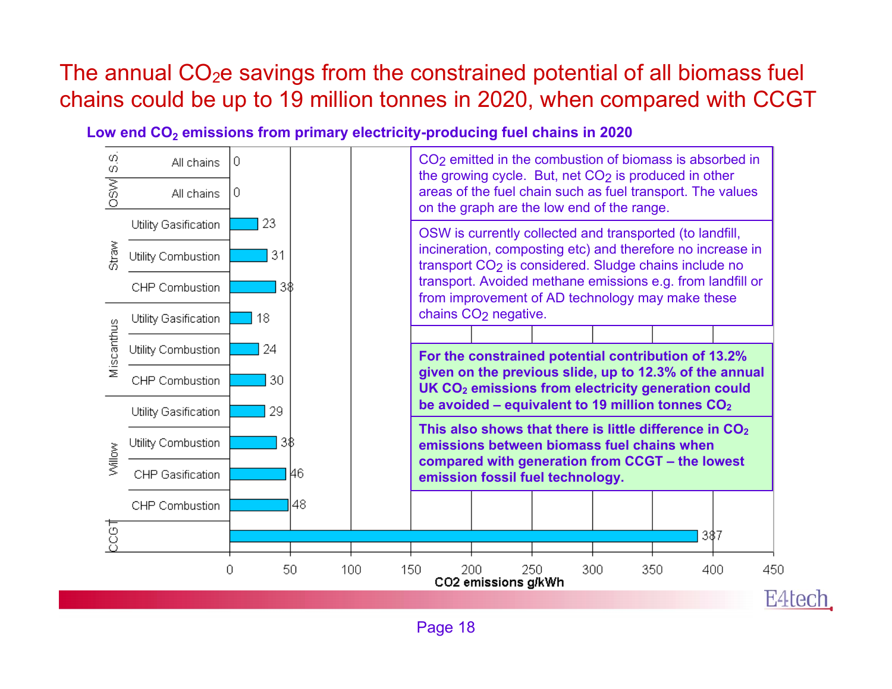# The annual $CO_2$e savings from the constrained potential of all biomass fuel chains could be up to 19 million tonnes in 2020, when compared with CCGT

**Low end $CO_2$ emissions from primary electricity-producing fuel chains in 2020**

S.S. All chains 0
OSW All chains 0
Straw Utility Gasification 23
Straw Utility Combustion 31
Straw CHP Combustion 38
Miscanthus Utility Gasification 18
Miscanthus Utility Combustion 24
Miscanthus CHP Combustion 30
Willow Utility Gasification 29
Willow Utility Combustion 38
Willow CHP Gasification 46
Willow CHP Combustion 48
CCGT 387

0 50 100 150 200 250 300 350 400 450

CO2 emissions g/kWh

$CO_2$ emitted in the combustion of biomass is absorbed in the growing cycle. But, net $CO_2$ is produced in other areas of the fuel chain such as fuel transport. The values on the graph are the low end of the range.

OSW is currently collected and transported (to landfill, incineration, composting etc) and therefore no increase in transport $CO_2$ is considered. Sludge chains include no transport. Avoided methane emissions e.g. from landfill or from improvement of AD technology may make these chains $CO_2$ negative.

**For the constrained potential contribution of 13.2% given on the previous slide, up to 12.3% of the annual UK $CO_2$ emissions from electricity generation could be avoided – equivalent to 19 million tonnes $CO_2$**

**This also shows that there is little difference in $CO_2$ emissions between biomass fuel chains when compared with generation from CCGT – the lowest emission fossil fuel technology.**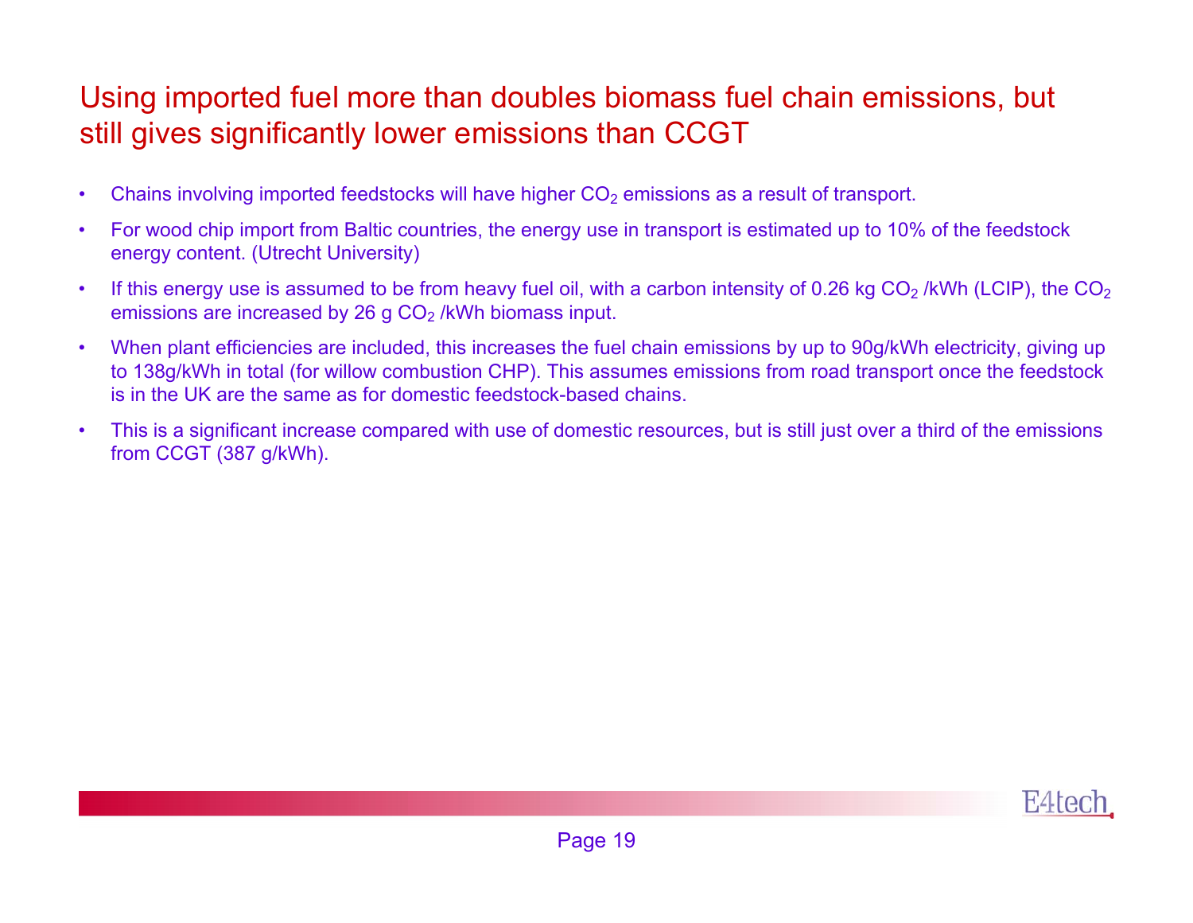# Using imported fuel more than doubles biomass fuel chain emissions, but still gives significantly lower emissions than CCGT

- Chains involving imported feedstocks will have higher $CO_2$ emissions as a result of transport.
- For wood chip import from Baltic countries, the energy use in transport is estimated up to 10% of the feedstock energy content. (Utrecht University)
- If this energy use is assumed to be from heavy fuel oil, with a carbon intensity of 0.26 kg $CO_2$ /kWh (LCIP), the $CO_2$ emissions are increased by 26 g $CO_2$ /kWh biomass input.
- When plant efficiencies are included, this increases the fuel chain emissions by up to 90g/kWh electricity, giving up to 138g/kWh in total (for willow combustion CHP). This assumes emissions from road transport once the feedstock is in the UK are the same as for domestic feedstock-based chains.
- This is a significant increase compared with use of domestic resources, but is still just over a third of the emissions from CCGT (387 g/kWh).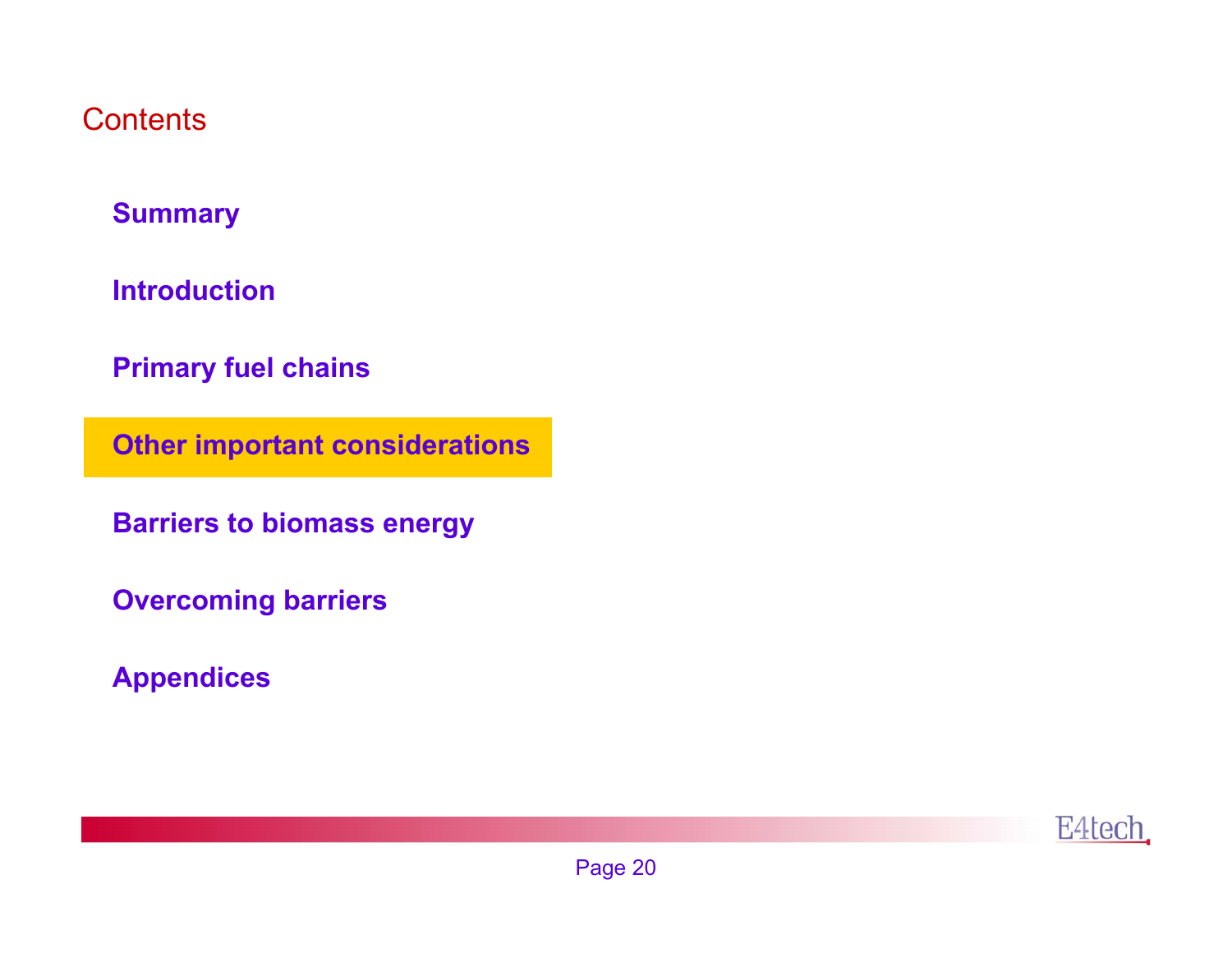## Contents

**Summary**

**Introduction**

**Primary fuel chains**

**Other important considerations**

**Barriers to biomass energy**

**Overcoming barriers**

**Appendices**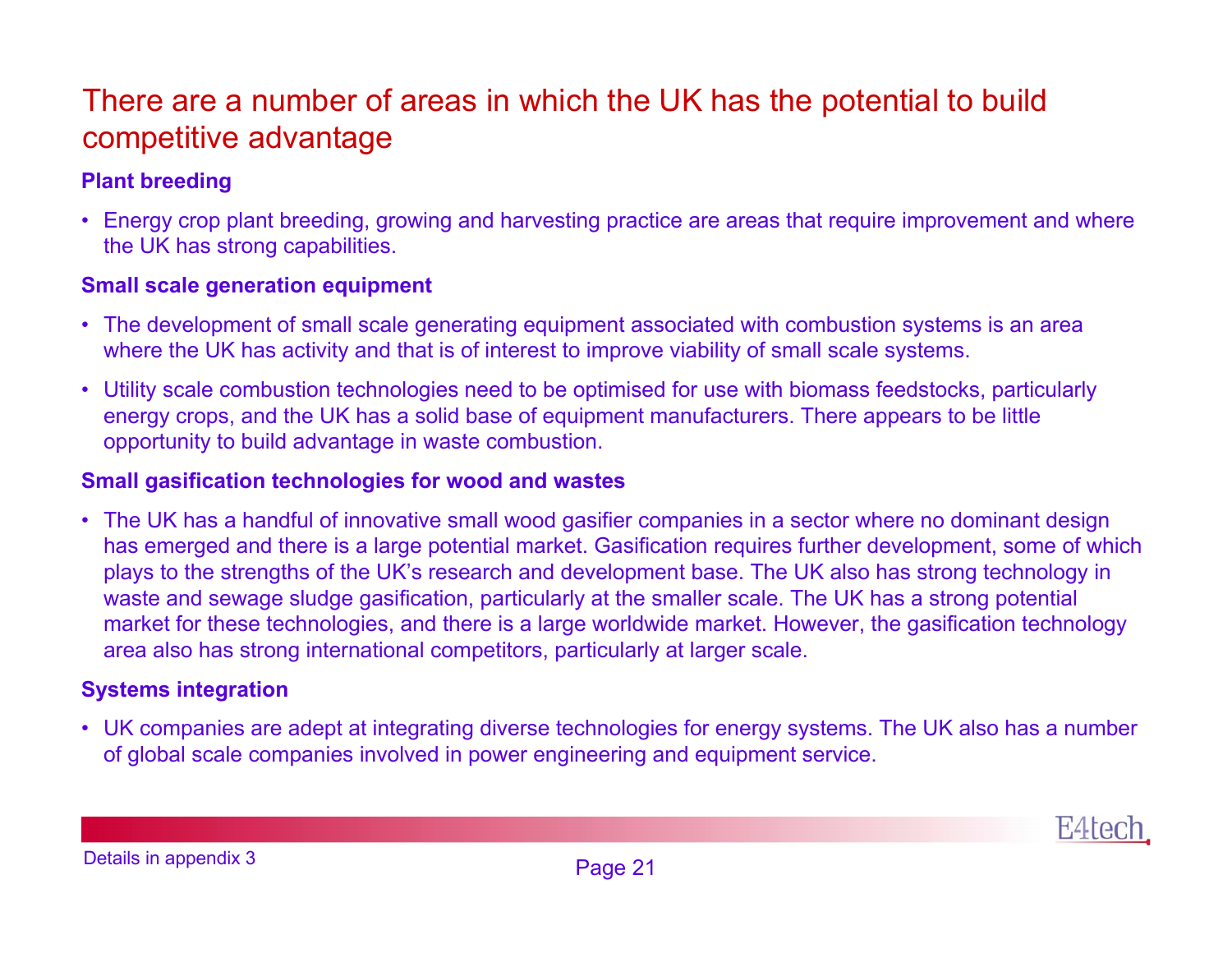# There are a number of areas in which the UK has the potential to build competitive advantage

**Plant breeding**

- Energy crop plant breeding, growing and harvesting practice are areas that require improvement and where the UK has strong capabilities.

**Small scale generation equipment**

- The development of small scale generating equipment associated with combustion systems is an area where the UK has activity and that is of interest to improve viability of small scale systems.
- Utility scale combustion technologies need to be optimised for use with biomass feedstocks, particularly energy crops, and the UK has a solid base of equipment manufacturers. There appears to be little opportunity to build advantage in waste combustion.

**Small gasification technologies for wood and wastes**

- The UK has a handful of innovative small wood gasifier companies in a sector where no dominant design has emerged and there is a large potential market. Gasification requires further development, some of which plays to the strengths of the UK's research and development base. The UK also has strong technology in waste and sewage sludge gasification, particularly at the smaller scale. The UK has a strong potential market for these technologies, and there is a large worldwide market. However, the gasification technology area also has strong international competitors, particularly at larger scale.

**Systems integration**

- UK companies are adept at integrating diverse technologies for energy systems. The UK also has a number of global scale companies involved in power engineering and equipment service.

Details in appendix 3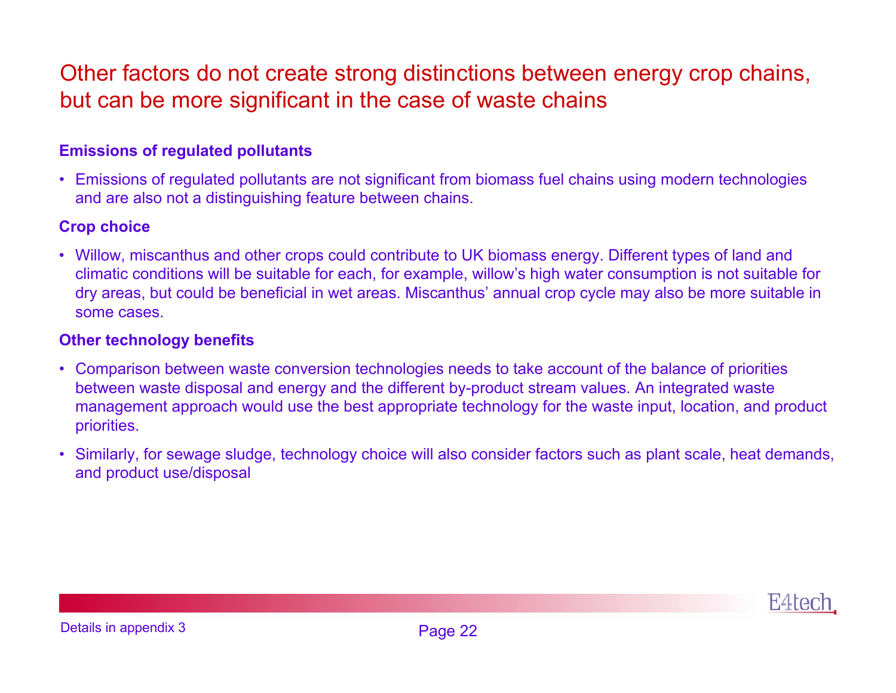# Other factors do not create strong distinctions between energy crop chains, but can be more significant in the case of waste chains

**Emissions of regulated pollutants**

- Emissions of regulated pollutants are not significant from biomass fuel chains using modern technologies and are also not a distinguishing feature between chains.

**Crop choice**

- Willow, miscanthus and other crops could contribute to UK biomass energy. Different types of land and climatic conditions will be suitable for each, for example, willow's high water consumption is not suitable for dry areas, but could be beneficial in wet areas. Miscanthus' annual crop cycle may also be more suitable in some cases.

**Other technology benefits**

- Comparison between waste conversion technologies needs to take account of the balance of priorities between waste disposal and energy and the different by-product stream values. An integrated waste management approach would use the best appropriate technology for the waste input, location, and product priorities.
- Similarly, for sewage sludge, technology choice will also consider factors such as plant scale, heat demands, and product use/disposal

Details in appendix 3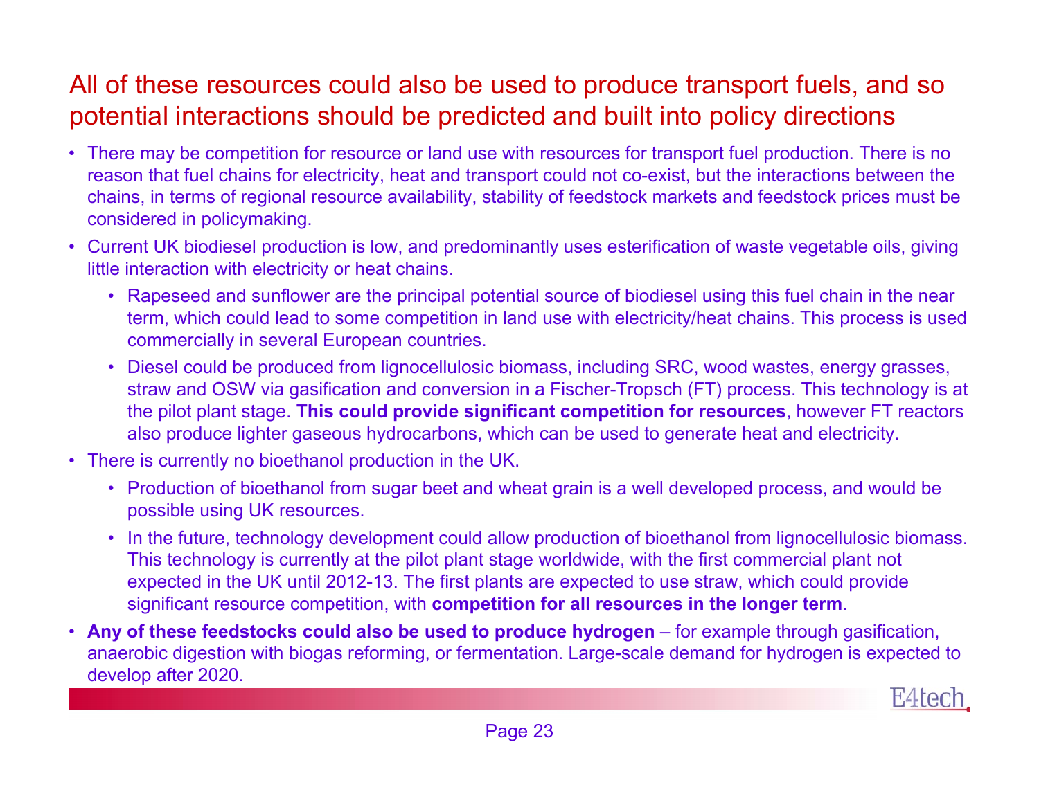# All of these resources could also be used to produce transport fuels, and so potential interactions should be predicted and built into policy directions

- There may be competition for resource or land use with resources for transport fuel production. There is no reason that fuel chains for electricity, heat and transport could not co-exist, but the interactions between the chains, in terms of regional resource availability, stability of feedstock markets and feedstock prices must be considered in policymaking.
- Current UK biodiesel production is low, and predominantly uses esterification of waste vegetable oils, giving little interaction with electricity or heat chains.
  - Rapeseed and sunflower are the principal potential source of biodiesel using this fuel chain in the near term, which could lead to some competition in land use with electricity/heat chains. This process is used commercially in several European countries.
  - Diesel could be produced from lignocellulosic biomass, including SRC, wood wastes, energy grasses, straw and OSW via gasification and conversion in a Fischer-Tropsch (FT) process. This technology is at the pilot plant stage. **This could provide significant competition for resources**, however FT reactors also produce lighter gaseous hydrocarbons, which can be used to generate heat and electricity.
- There is currently no bioethanol production in the UK.
  - Production of bioethanol from sugar beet and wheat grain is a well developed process, and would be possible using UK resources.
  - In the future, technology development could allow production of bioethanol from lignocellulosic biomass. This technology is currently at the pilot plant stage worldwide, with the first commercial plant not expected in the UK until 2012-13. The first plants are expected to use straw, which could provide significant resource competition, with **competition for all resources in the longer term**.
- **Any of these feedstocks could also be used to produce hydrogen** – for example through gasification, anaerobic digestion with biogas reforming, or fermentation. Large-scale demand for hydrogen is expected to develop after 2020.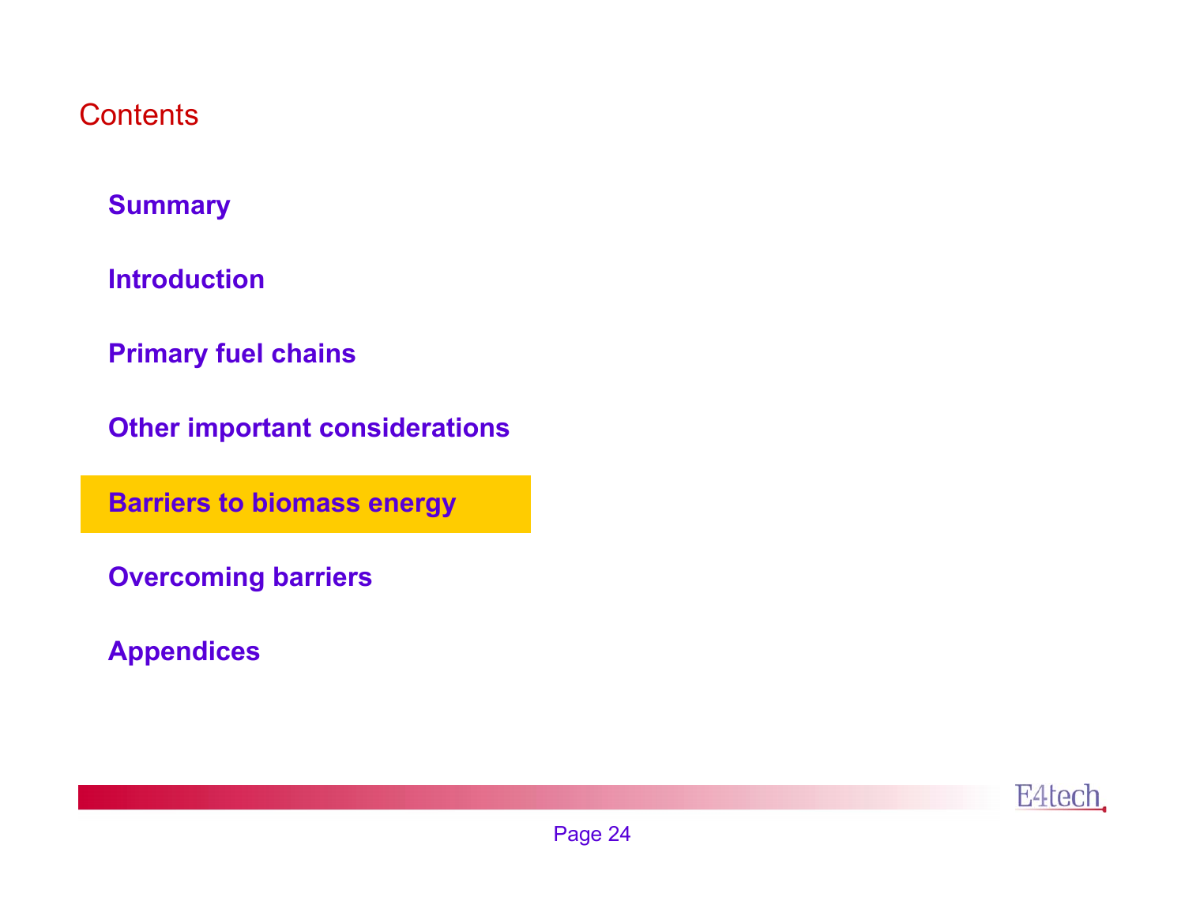## Contents

**Summary**

**Introduction**

**Primary fuel chains**

**Other important considerations**

**Barriers to biomass energy**

**Overcoming barriers**

**Appendices**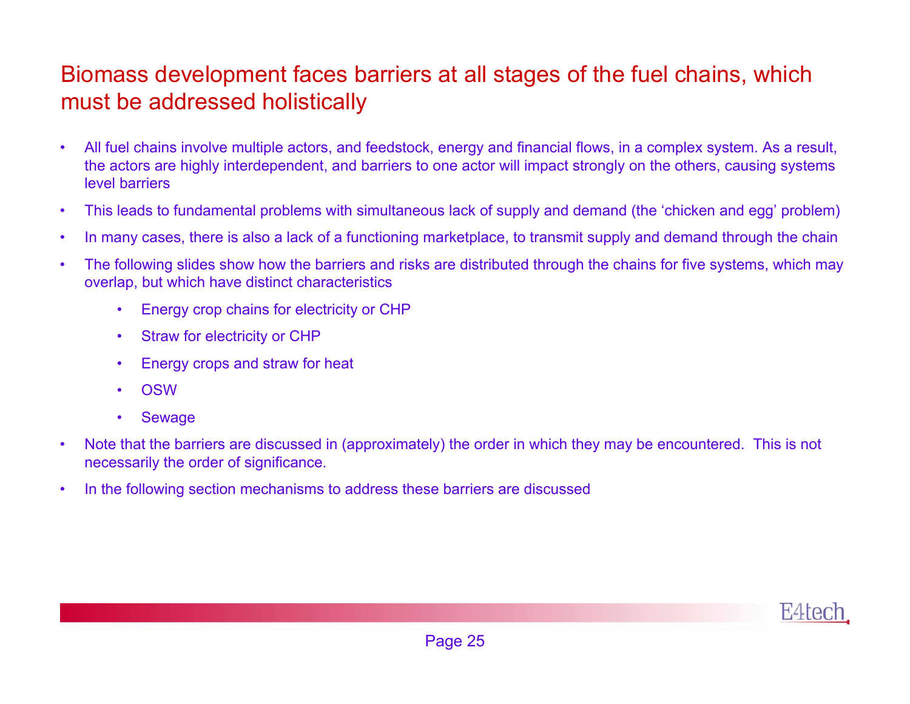# Biomass development faces barriers at all stages of the fuel chains, which must be addressed holistically

- All fuel chains involve multiple actors, and feedstock, energy and financial flows, in a complex system. As a result, the actors are highly interdependent, and barriers to one actor will impact strongly on the others, causing systems level barriers
- This leads to fundamental problems with simultaneous lack of supply and demand (the 'chicken and egg' problem)
- In many cases, there is also a lack of a functioning marketplace, to transmit supply and demand through the chain
- The following slides show how the barriers and risks are distributed through the chains for five systems, which may overlap, but which have distinct characteristics
    - Energy crop chains for electricity or CHP
    - Straw for electricity or CHP
    - Energy crops and straw for heat
    - OSW
    - Sewage
- Note that the barriers are discussed in (approximately) the order in which they may be encountered. This is not necessarily the order of significance.
- In the following section mechanisms to address these barriers are discussed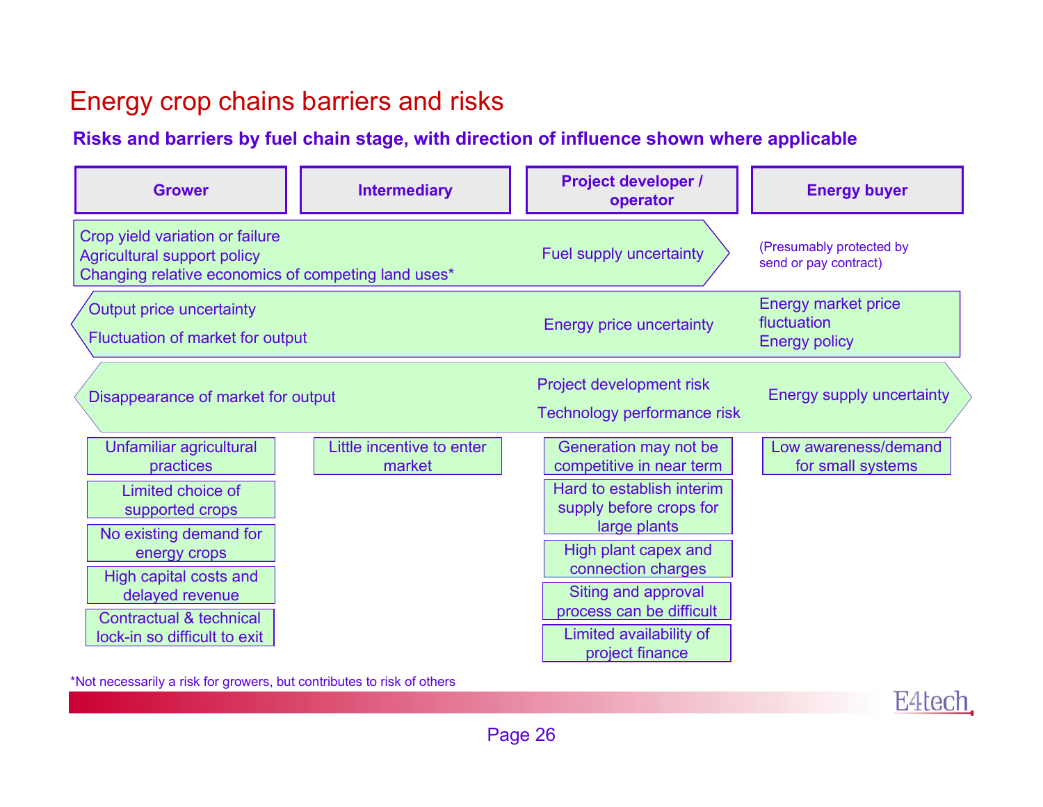# Energy crop chains barriers and risks

**Risks and barriers by fuel chain stage, with direction of influence shown where applicable**

| Grower | Intermediary | Project developer / operator | Energy buyer |
|---|---|---|---|
| Crop yield variation or failure<br>Agricultural support policy<br>Changing relative economics of competing land uses* | | Fuel supply uncertainty | (Presumably protected by send or pay contract) |
| Output price uncertainty<br>Fluctuation of market for output | | Energy price uncertainty | Energy market price fluctuation<br>Energy policy |
| Disappearance of market for output | | Project development risk<br>Technology performance risk | Energy supply uncertainty |
| Unfamiliar agricultural practices | Little incentive to enter market | Generation may not be competitive in near term | Low awareness/demand for small systems |
| Limited choice of supported crops | | Hard to establish interim supply before crops for large plants | |
| No existing demand for energy crops | | High plant capex and connection charges | |
| High capital costs and delayed revenue | | Siting and approval process can be difficult | |
| Contractual & technical lock-in so difficult to exit | | Limited availability of project finance | |

*Not necessarily a risk for growers, but contributes to risk of others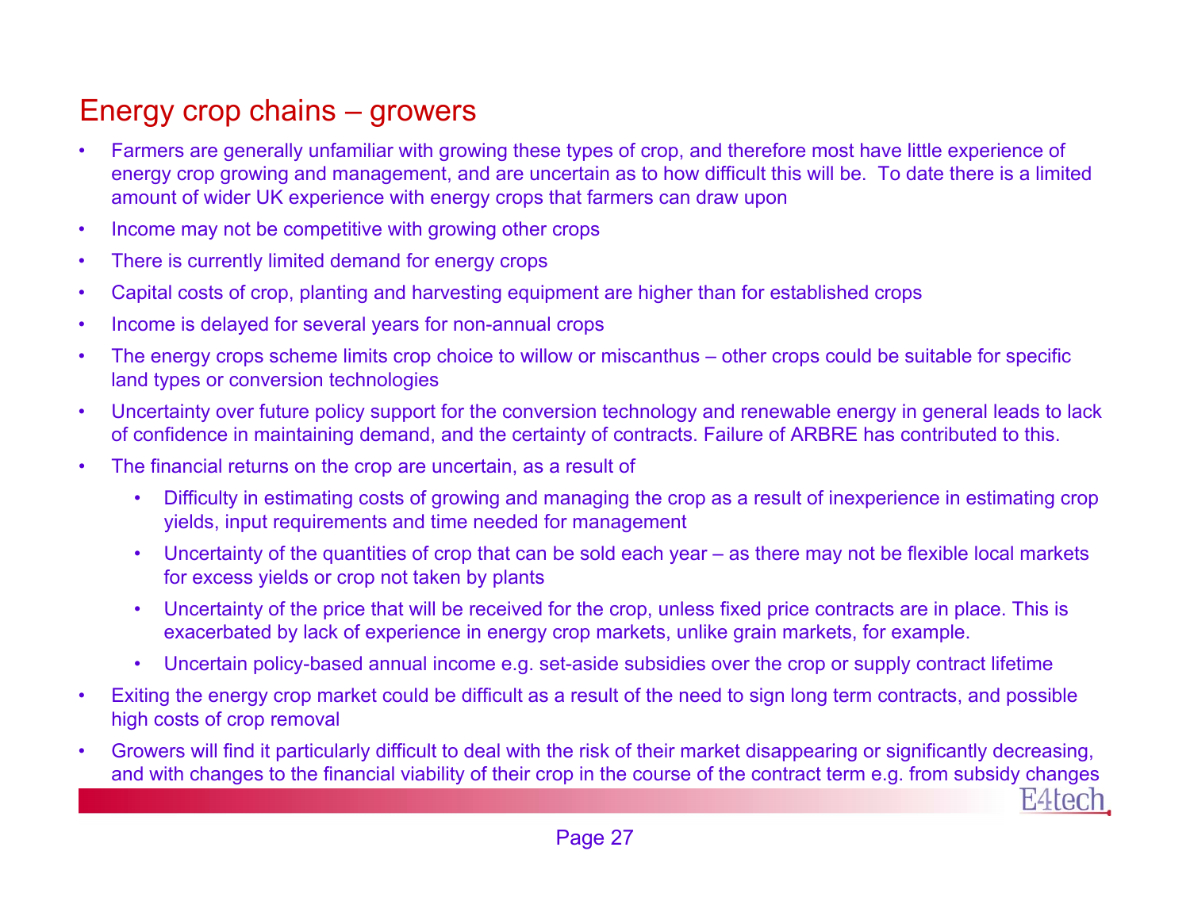# Energy crop chains – growers

- Farmers are generally unfamiliar with growing these types of crop, and therefore most have little experience of energy crop growing and management, and are uncertain as to how difficult this will be. To date there is a limited amount of wider UK experience with energy crops that farmers can draw upon
- Income may not be competitive with growing other crops
- There is currently limited demand for energy crops
- Capital costs of crop, planting and harvesting equipment are higher than for established crops
- Income is delayed for several years for non-annual crops
- The energy crops scheme limits crop choice to willow or miscanthus – other crops could be suitable for specific land types or conversion technologies
- Uncertainty over future policy support for the conversion technology and renewable energy in general leads to lack of confidence in maintaining demand, and the certainty of contracts. Failure of ARBRE has contributed to this.
- The financial returns on the crop are uncertain, as a result of
  - Difficulty in estimating costs of growing and managing the crop as a result of inexperience in estimating crop yields, input requirements and time needed for management
  - Uncertainty of the quantities of crop that can be sold each year – as there may not be flexible local markets for excess yields or crop not taken by plants
  - Uncertainty of the price that will be received for the crop, unless fixed price contracts are in place. This is exacerbated by lack of experience in energy crop markets, unlike grain markets, for example.
  - Uncertain policy-based annual income e.g. set-aside subsidies over the crop or supply contract lifetime
- Exiting the energy crop market could be difficult as a result of the need to sign long term contracts, and possible high costs of crop removal
- Growers will find it particularly difficult to deal with the risk of their market disappearing or significantly decreasing, and with changes to the financial viability of their crop in the course of the contract term e.g. from subsidy changes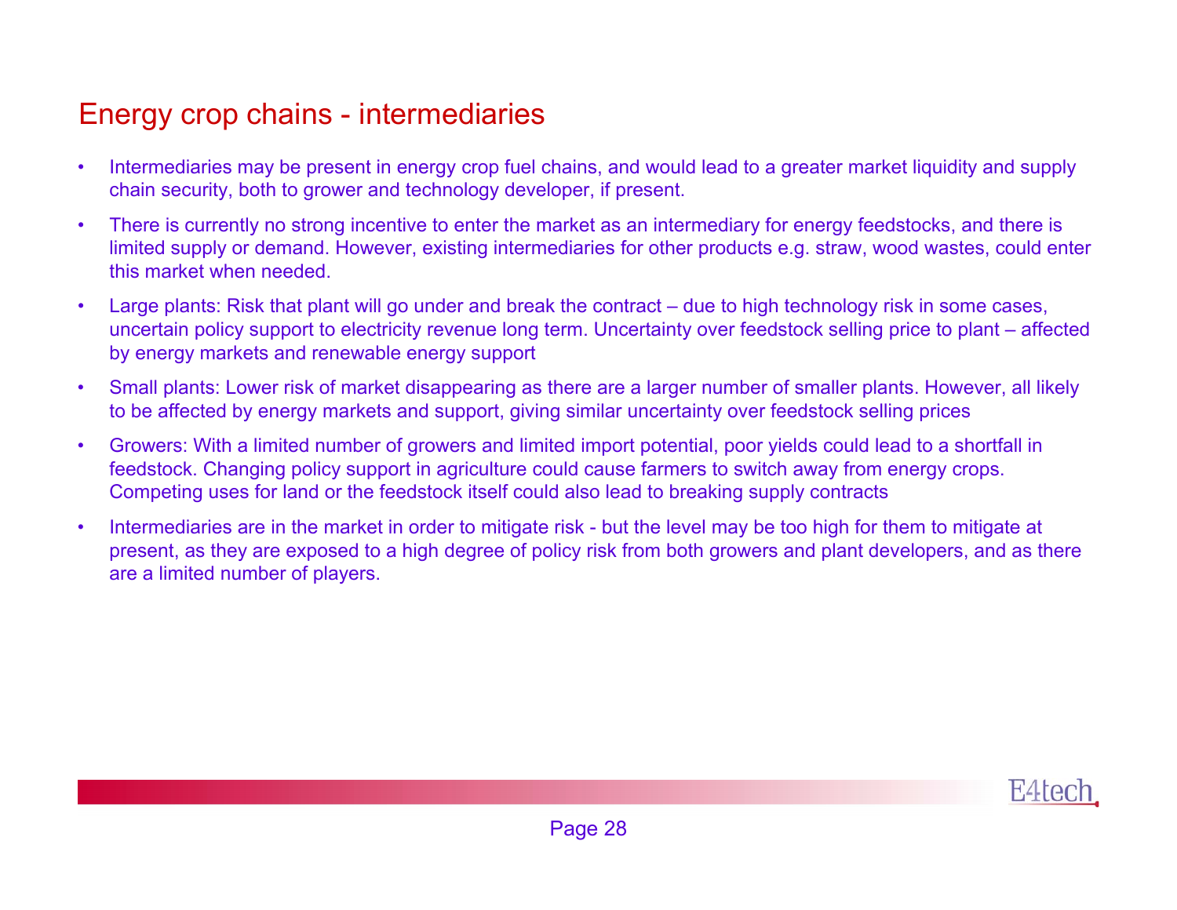# Energy crop chains - intermediaries

- Intermediaries may be present in energy crop fuel chains, and would lead to a greater market liquidity and supply chain security, both to grower and technology developer, if present.
- There is currently no strong incentive to enter the market as an intermediary for energy feedstocks, and there is limited supply or demand. However, existing intermediaries for other products e.g. straw, wood wastes, could enter this market when needed.
- Large plants: Risk that plant will go under and break the contract – due to high technology risk in some cases, uncertain policy support to electricity revenue long term. Uncertainty over feedstock selling price to plant – affected by energy markets and renewable energy support
- Small plants: Lower risk of market disappearing as there are a larger number of smaller plants. However, all likely to be affected by energy markets and support, giving similar uncertainty over feedstock selling prices
- Growers: With a limited number of growers and limited import potential, poor yields could lead to a shortfall in feedstock. Changing policy support in agriculture could cause farmers to switch away from energy crops. Competing uses for land or the feedstock itself could also lead to breaking supply contracts
- Intermediaries are in the market in order to mitigate risk - but the level may be too high for them to mitigate at present, as they are exposed to a high degree of policy risk from both growers and plant developers, and as there are a limited number of players.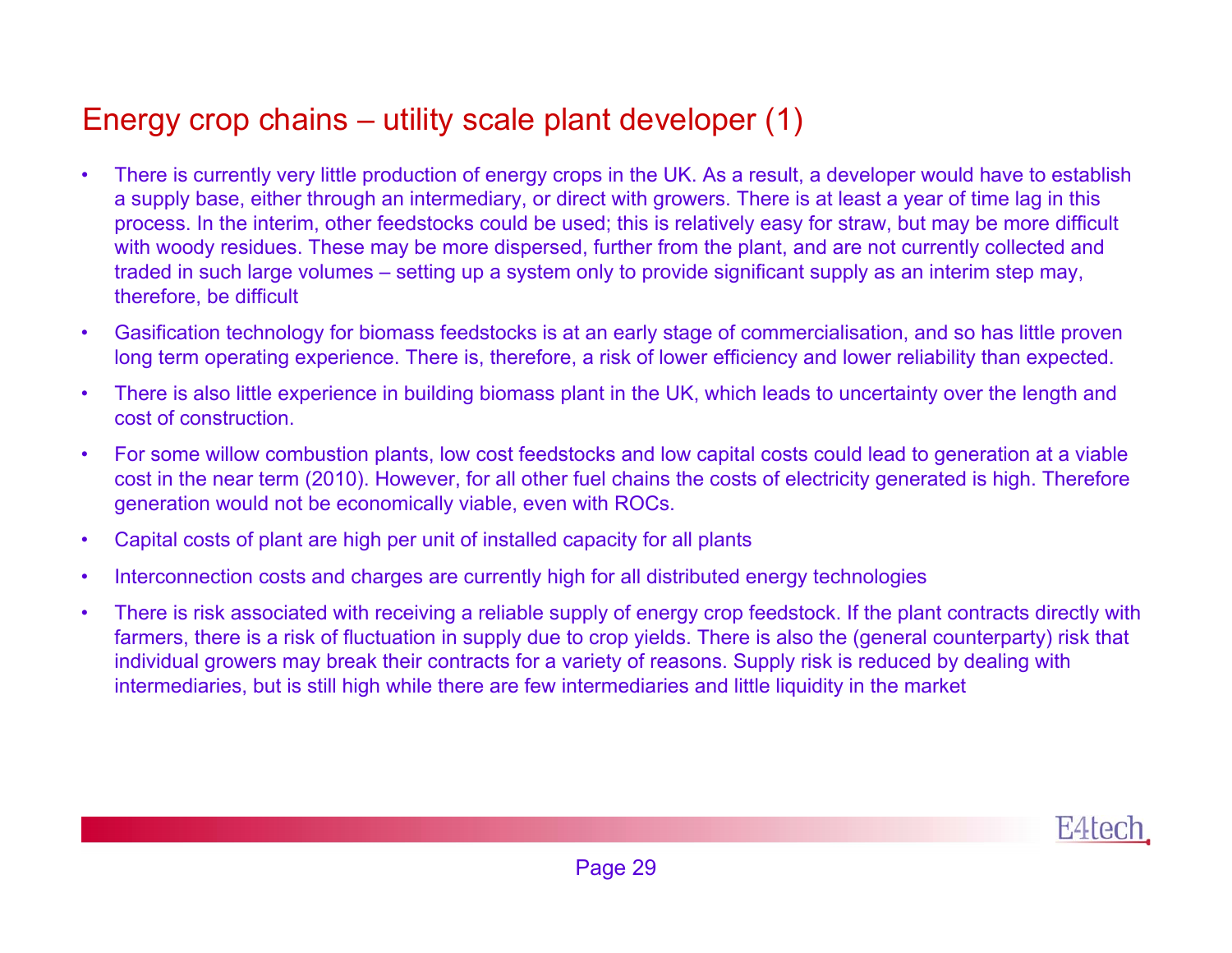# Energy crop chains – utility scale plant developer (1)

- There is currently very little production of energy crops in the UK. As a result, a developer would have to establish a supply base, either through an intermediary, or direct with growers. There is at least a year of time lag in this process. In the interim, other feedstocks could be used; this is relatively easy for straw, but may be more difficult with woody residues. These may be more dispersed, further from the plant, and are not currently collected and traded in such large volumes – setting up a system only to provide significant supply as an interim step may, therefore, be difficult
- Gasification technology for biomass feedstocks is at an early stage of commercialisation, and so has little proven long term operating experience. There is, therefore, a risk of lower efficiency and lower reliability than expected.
- There is also little experience in building biomass plant in the UK, which leads to uncertainty over the length and cost of construction.
- For some willow combustion plants, low cost feedstocks and low capital costs could lead to generation at a viable cost in the near term (2010). However, for all other fuel chains the costs of electricity generated is high. Therefore generation would not be economically viable, even with ROCs.
- Capital costs of plant are high per unit of installed capacity for all plants
- Interconnection costs and charges are currently high for all distributed energy technologies
- There is risk associated with receiving a reliable supply of energy crop feedstock. If the plant contracts directly with farmers, there is a risk of fluctuation in supply due to crop yields. There is also the (general counterparty) risk that individual growers may break their contracts for a variety of reasons. Supply risk is reduced by dealing with intermediaries, but is still high while there are few intermediaries and little liquidity in the market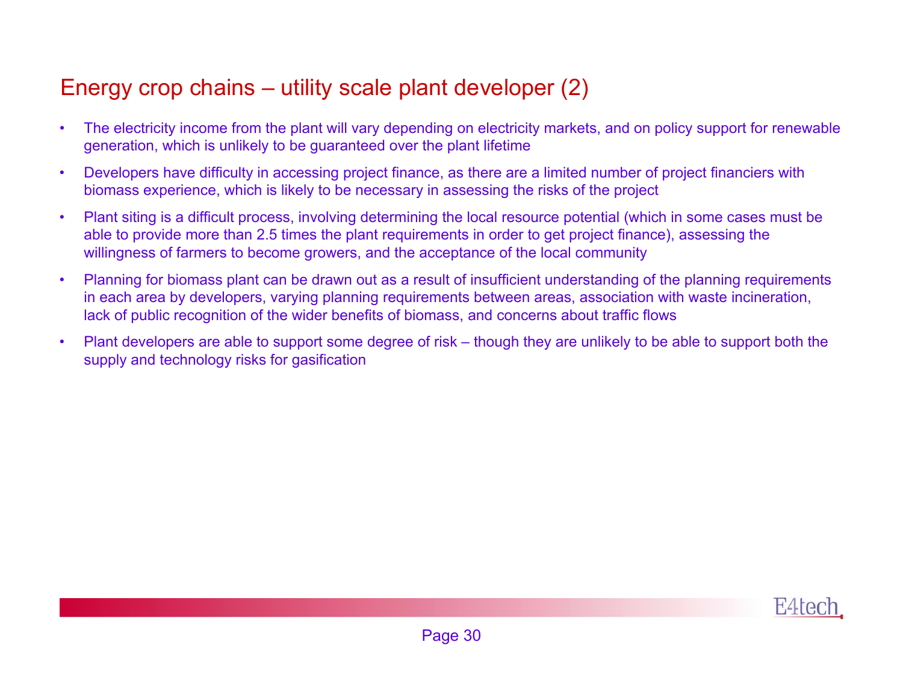# Energy crop chains – utility scale plant developer (2)

- The electricity income from the plant will vary depending on electricity markets, and on policy support for renewable generation, which is unlikely to be guaranteed over the plant lifetime
- Developers have difficulty in accessing project finance, as there are a limited number of project financiers with biomass experience, which is likely to be necessary in assessing the risks of the project
- Plant siting is a difficult process, involving determining the local resource potential (which in some cases must be able to provide more than 2.5 times the plant requirements in order to get project finance), assessing the willingness of farmers to become growers, and the acceptance of the local community
- Planning for biomass plant can be drawn out as a result of insufficient understanding of the planning requirements in each area by developers, varying planning requirements between areas, association with waste incineration, lack of public recognition of the wider benefits of biomass, and concerns about traffic flows
- Plant developers are able to support some degree of risk – though they are unlikely to be able to support both the supply and technology risks for gasification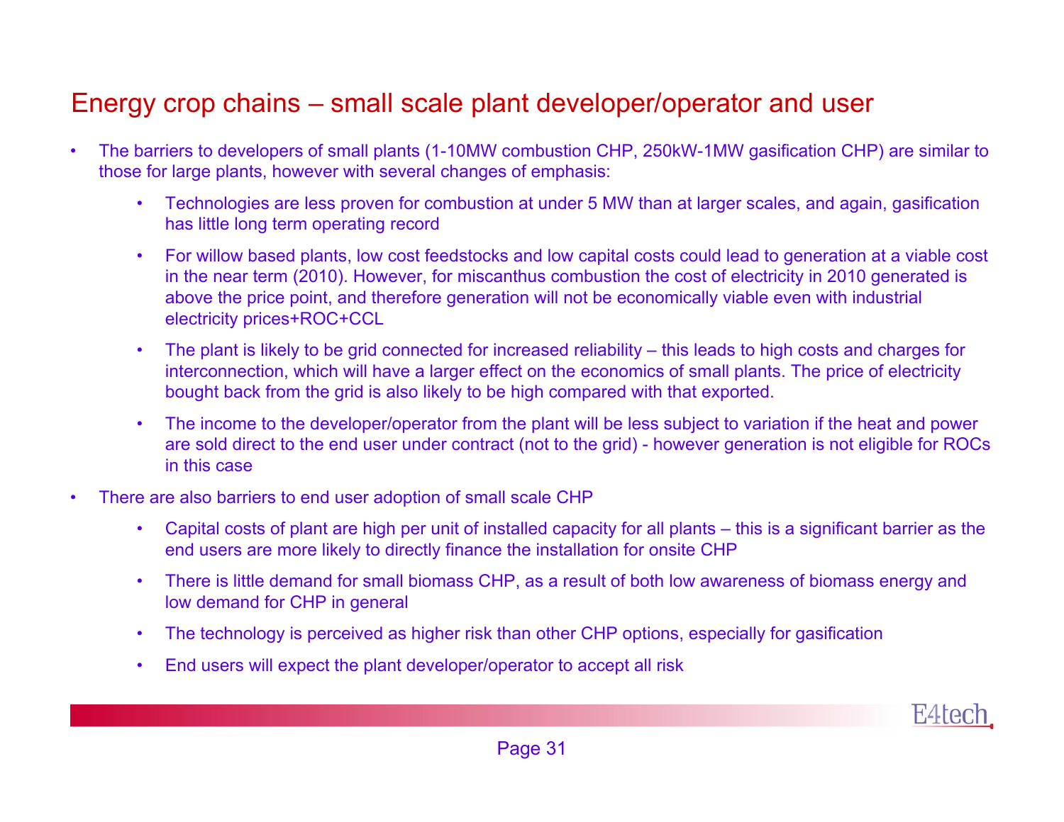## Energy crop chains – small scale plant developer/operator and user

- The barriers to developers of small plants (1-10MW combustion CHP, 250kW-1MW gasification CHP) are similar to those for large plants, however with several changes of emphasis:
  - Technologies are less proven for combustion at under 5 MW than at larger scales, and again, gasification has little long term operating record
  - For willow based plants, low cost feedstocks and low capital costs could lead to generation at a viable cost in the near term (2010). However, for miscanthus combustion the cost of electricity in 2010 generated is above the price point, and therefore generation will not be economically viable even with industrial electricity prices+ROC+CCL
  - The plant is likely to be grid connected for increased reliability – this leads to high costs and charges for interconnection, which will have a larger effect on the economics of small plants. The price of electricity bought back from the grid is also likely to be high compared with that exported.
  - The income to the developer/operator from the plant will be less subject to variation if the heat and power are sold direct to the end user under contract (not to the grid) - however generation is not eligible for ROCs in this case
- There are also barriers to end user adoption of small scale CHP
  - Capital costs of plant are high per unit of installed capacity for all plants – this is a significant barrier as the end users are more likely to directly finance the installation for onsite CHP
  - There is little demand for small biomass CHP, as a result of both low awareness of biomass energy and low demand for CHP in general
  - The technology is perceived as higher risk than other CHP options, especially for gasification
  - End users will expect the plant developer/operator to accept all risk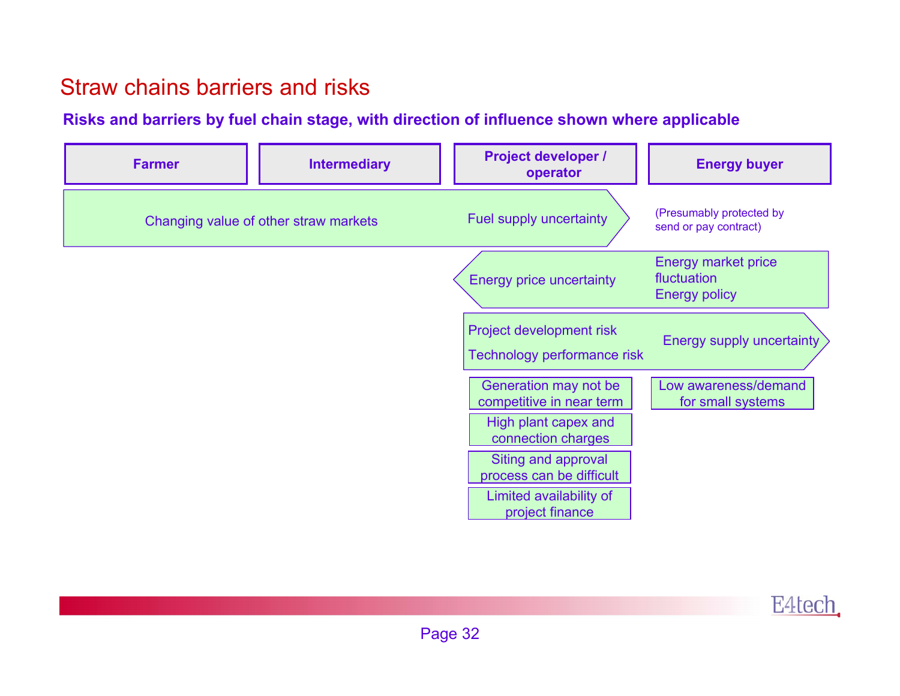# Straw chains barriers and risks

**Risks and barriers by fuel chain stage, with direction of influence shown where applicable**

**Farmer**

**Intermediary**

**Project developer / operator**

**Energy buyer**

Changing value of other straw markets

Fuel supply uncertainty

(Presumably protected by send or pay contract)

Energy price uncertainty

Energy market price fluctuation

Energy policy

Project development risk

Technology performance risk

Energy supply uncertainty

Generation may not be competitive in near term

High plant capex and connection charges

Siting and approval process can be difficult

Limited availability of project finance

Low awareness/demand for small systems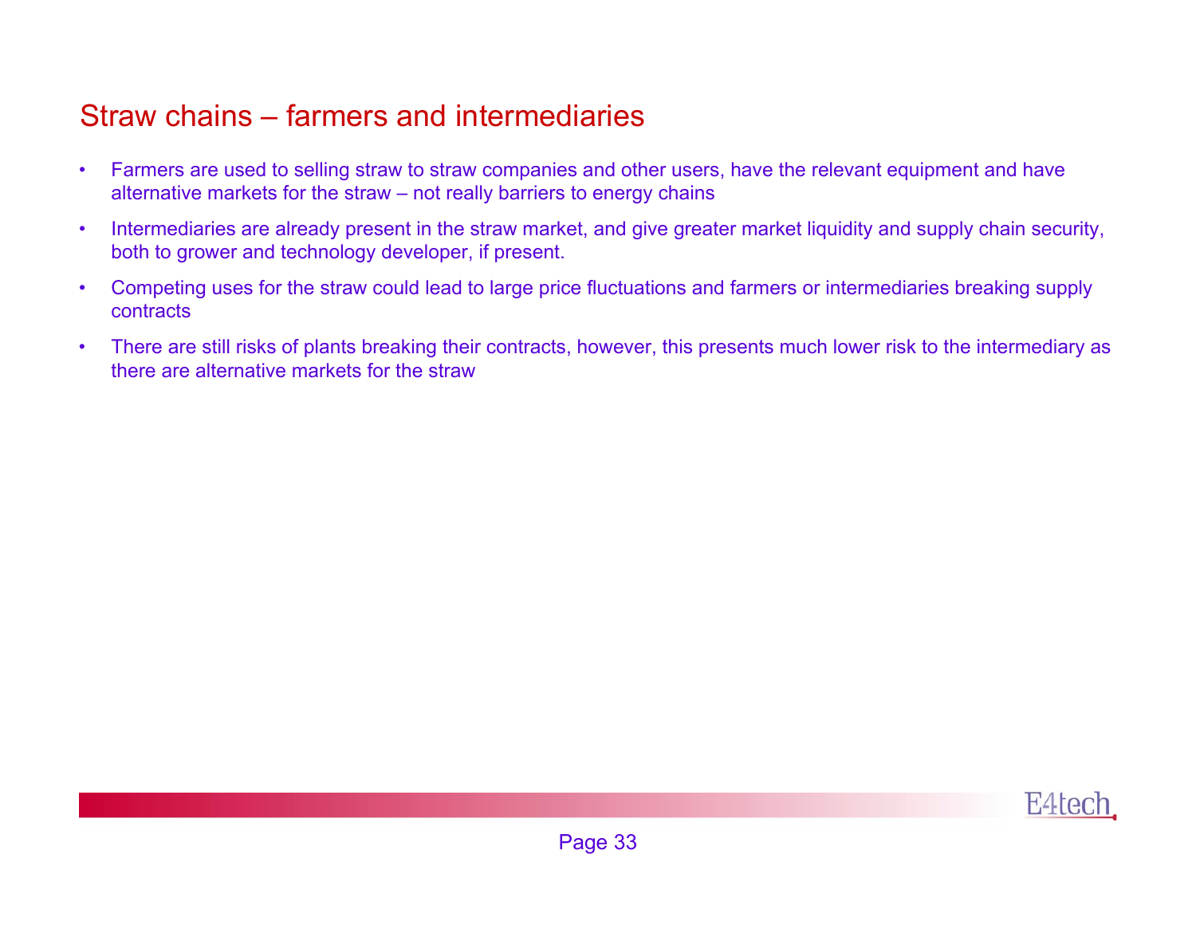# Straw chains – farmers and intermediaries

- Farmers are used to selling straw to straw companies and other users, have the relevant equipment and have alternative markets for the straw – not really barriers to energy chains
- Intermediaries are already present in the straw market, and give greater market liquidity and supply chain security, both to grower and technology developer, if present.
- Competing uses for the straw could lead to large price fluctuations and farmers or intermediaries breaking supply contracts
- There are still risks of plants breaking their contracts, however, this presents much lower risk to the intermediary as there are alternative markets for the straw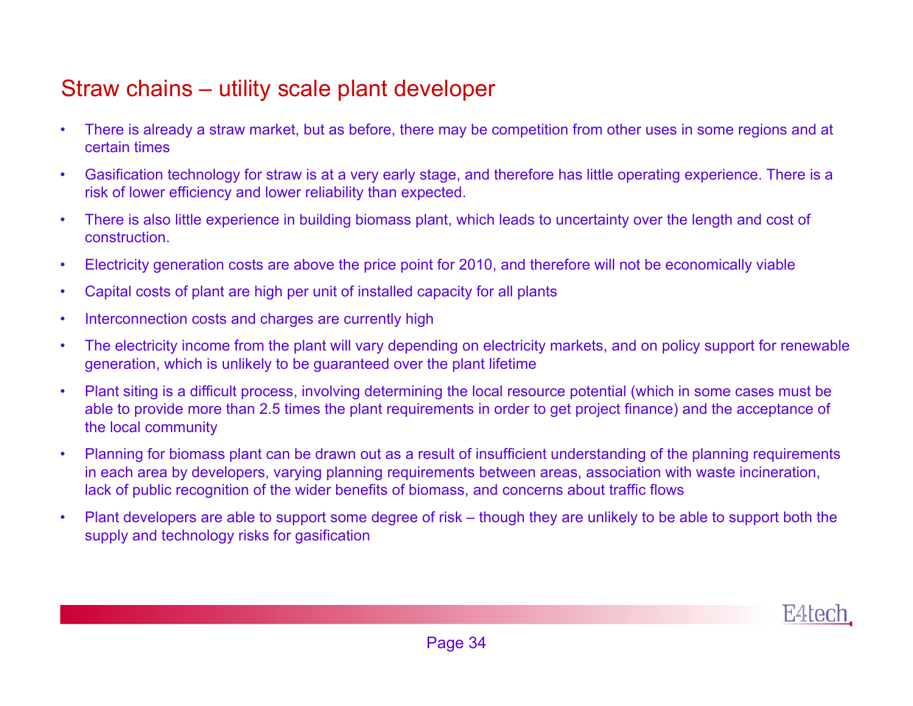## Straw chains – utility scale plant developer

- There is already a straw market, but as before, there may be competition from other uses in some regions and at certain times
- Gasification technology for straw is at a very early stage, and therefore has little operating experience. There is a risk of lower efficiency and lower reliability than expected.
- There is also little experience in building biomass plant, which leads to uncertainty over the length and cost of construction.
- Electricity generation costs are above the price point for 2010, and therefore will not be economically viable
- Capital costs of plant are high per unit of installed capacity for all plants
- Interconnection costs and charges are currently high
- The electricity income from the plant will vary depending on electricity markets, and on policy support for renewable generation, which is unlikely to be guaranteed over the plant lifetime
- Plant siting is a difficult process, involving determining the local resource potential (which in some cases must be able to provide more than 2.5 times the plant requirements in order to get project finance) and the acceptance of the local community
- Planning for biomass plant can be drawn out as a result of insufficient understanding of the planning requirements in each area by developers, varying planning requirements between areas, association with waste incineration, lack of public recognition of the wider benefits of biomass, and concerns about traffic flows
- Plant developers are able to support some degree of risk – though they are unlikely to be able to support both the supply and technology risks for gasification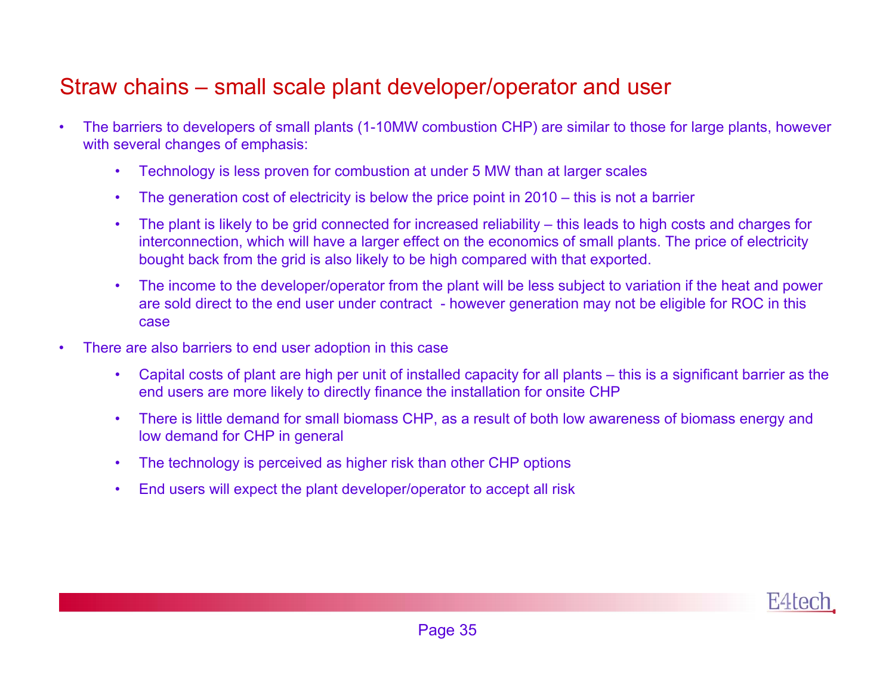## Straw chains – small scale plant developer/operator and user

- The barriers to developers of small plants (1-10MW combustion CHP) are similar to those for large plants, however with several changes of emphasis:
  - Technology is less proven for combustion at under 5 MW than at larger scales
  - The generation cost of electricity is below the price point in 2010 – this is not a barrier
  - The plant is likely to be grid connected for increased reliability – this leads to high costs and charges for interconnection, which will have a larger effect on the economics of small plants. The price of electricity bought back from the grid is also likely to be high compared with that exported.
  - The income to the developer/operator from the plant will be less subject to variation if the heat and power are sold direct to the end user under contract - however generation may not be eligible for ROC in this case
- There are also barriers to end user adoption in this case
  - Capital costs of plant are high per unit of installed capacity for all plants – this is a significant barrier as the end users are more likely to directly finance the installation for onsite CHP
  - There is little demand for small biomass CHP, as a result of both low awareness of biomass energy and low demand for CHP in general
  - The technology is perceived as higher risk than other CHP options
  - End users will expect the plant developer/operator to accept all risk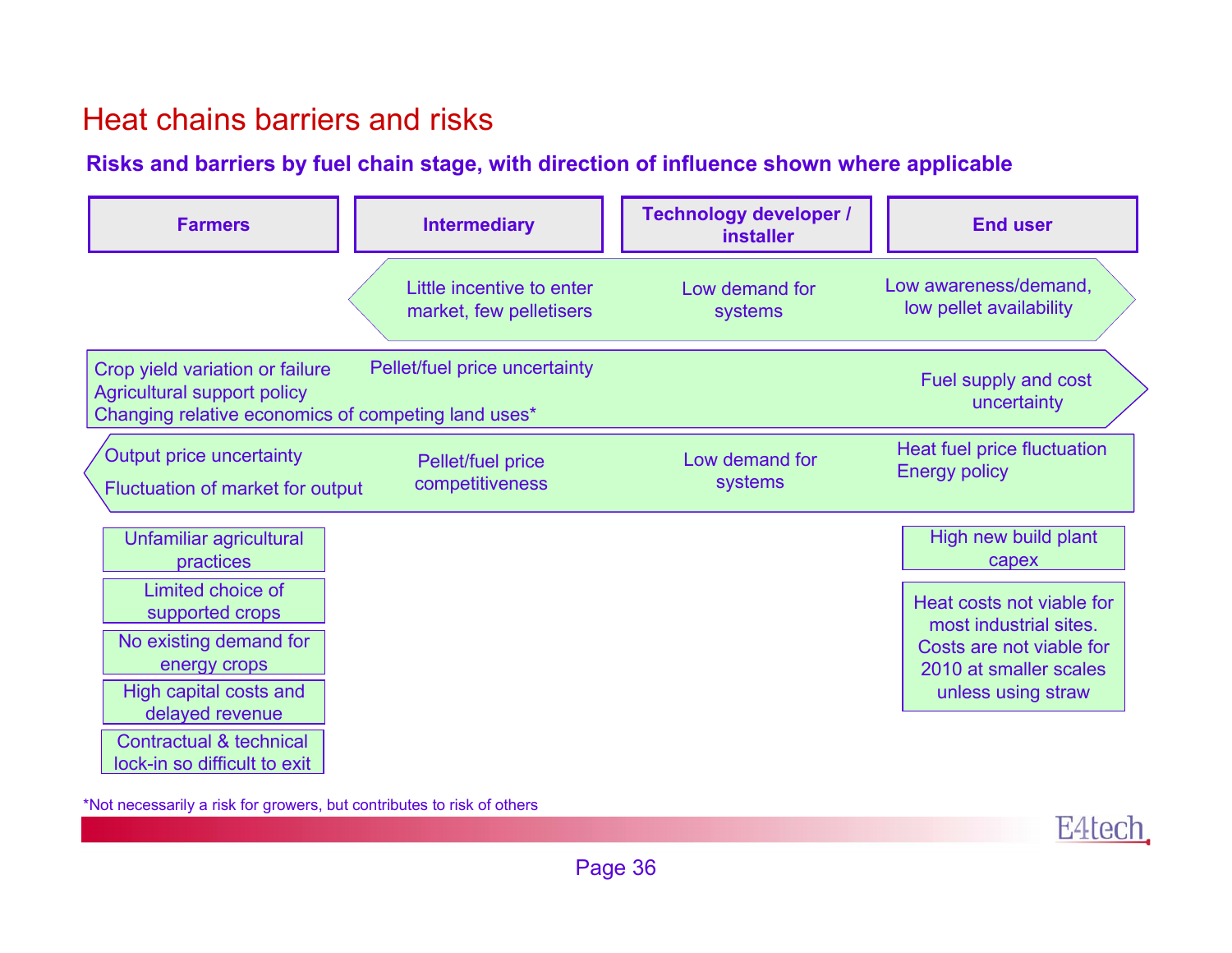# Heat chains barriers and risks

**Risks and barriers by fuel chain stage, with direction of influence shown where applicable**

| Farmers | Intermediary | Technology developer / installer | End user |
| --- | --- | --- | --- |
| | Little incentive to enter market, few pelletisers | Low demand for systems | Low awareness/demand, low pellet availability |
| Crop yield variation or failure<br>Agricultural support policy<br>Changing relative economics of competing land uses* | Pellet/fuel price uncertainty | | Fuel supply and cost uncertainty |
| Output price uncertainty<br>Fluctuation of market for output | Pellet/fuel price competitiveness | Low demand for systems | Heat fuel price fluctuation<br>Energy policy |
| Unfamiliar agricultural practices<br>Limited choice of supported crops<br>No existing demand for energy crops<br>High capital costs and delayed revenue<br>Contractual & technical lock-in so difficult to exit | | | High new build plant capex<br>Heat costs not viable for most industrial sites. Costs are not viable for 2010 at smaller scales unless using straw |

*Not necessarily a risk for growers, but contributes to risk of others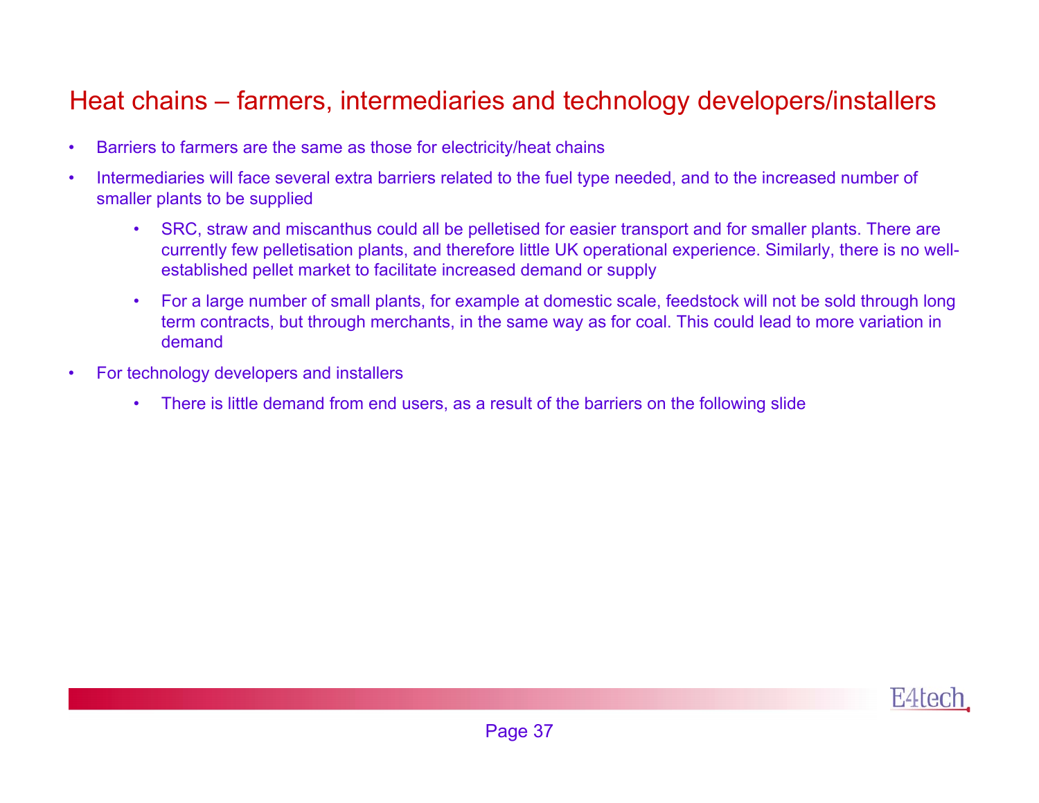# Heat chains – farmers, intermediaries and technology developers/installers

- Barriers to farmers are the same as those for electricity/heat chains
- Intermediaries will face several extra barriers related to the fuel type needed, and to the increased number of smaller plants to be supplied
  - SRC, straw and miscanthus could all be pelletised for easier transport and for smaller plants. There are currently few pelletisation plants, and therefore little UK operational experience. Similarly, there is no well-established pellet market to facilitate increased demand or supply
  - For a large number of small plants, for example at domestic scale, feedstock will not be sold through long term contracts, but through merchants, in the same way as for coal. This could lead to more variation in demand
- For technology developers and installers
  - There is little demand from end users, as a result of the barriers on the following slide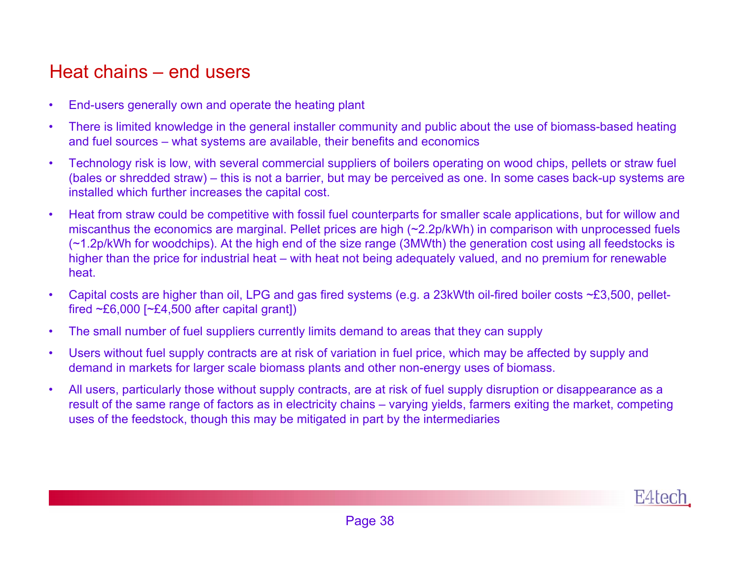## Heat chains – end users

- End-users generally own and operate the heating plant
- There is limited knowledge in the general installer community and public about the use of biomass-based heating and fuel sources – what systems are available, their benefits and economics
- Technology risk is low, with several commercial suppliers of boilers operating on wood chips, pellets or straw fuel (bales or shredded straw) – this is not a barrier, but may be perceived as one. In some cases back-up systems are installed which further increases the capital cost.
- Heat from straw could be competitive with fossil fuel counterparts for smaller scale applications, but for willow and miscanthus the economics are marginal. Pellet prices are high (~2.2p/kWh) in comparison with unprocessed fuels (~1.2p/kWh for woodchips). At the high end of the size range (3MWth) the generation cost using all feedstocks is higher than the price for industrial heat – with heat not being adequately valued, and no premium for renewable heat.
- Capital costs are higher than oil, LPG and gas fired systems (e.g. a 23kWth oil-fired boiler costs ~£3,500, pellet-fired ~£6,000 [~£4,500 after capital grant])
- The small number of fuel suppliers currently limits demand to areas that they can supply
- Users without fuel supply contracts are at risk of variation in fuel price, which may be affected by supply and demand in markets for larger scale biomass plants and other non-energy uses of biomass.
- All users, particularly those without supply contracts, are at risk of fuel supply disruption or disappearance as a result of the same range of factors as in electricity chains – varying yields, farmers exiting the market, competing uses of the feedstock, though this may be mitigated in part by the intermediaries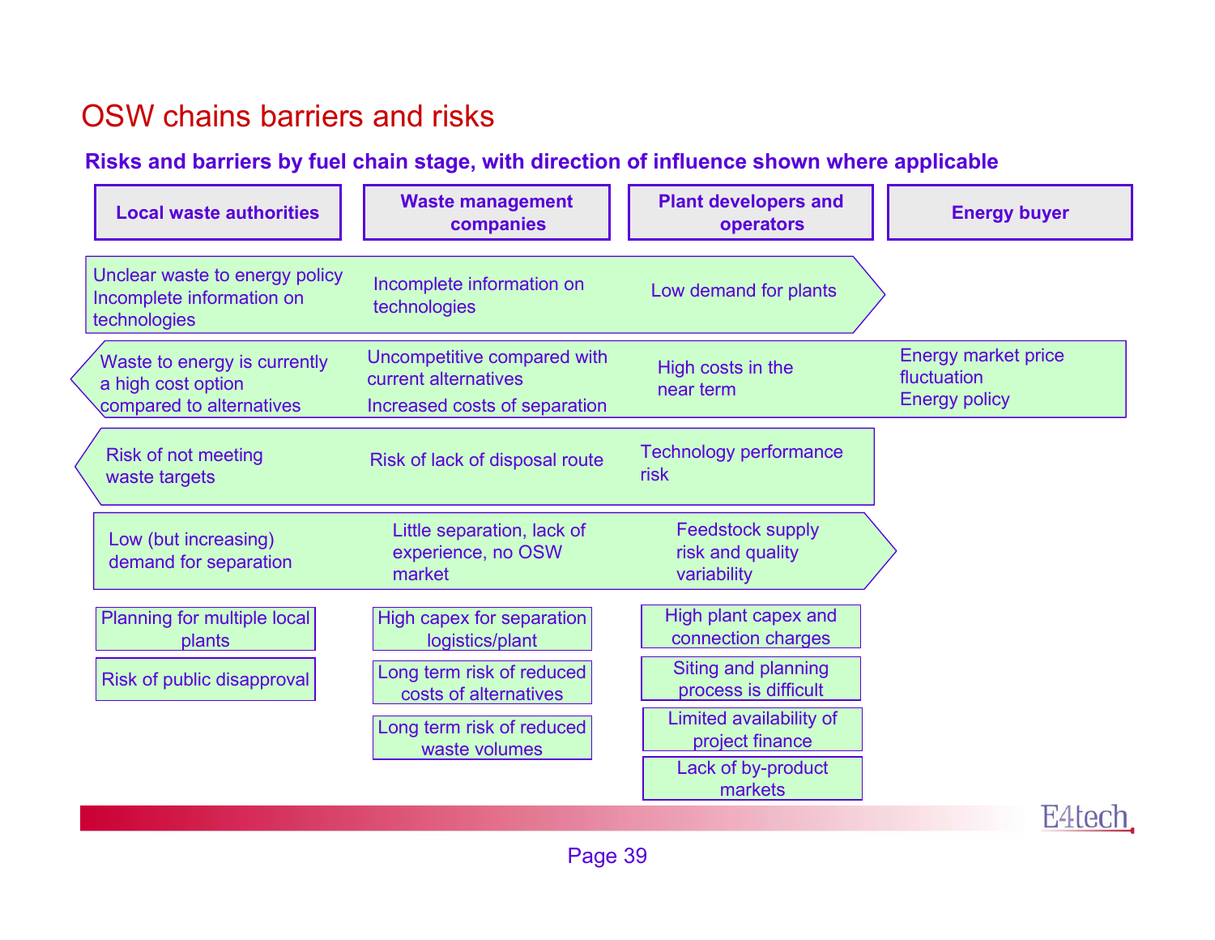# OSW chains barriers and risks

**Risks and barriers by fuel chain stage, with direction of influence shown where applicable**

| Local waste authorities | Waste management companies | Plant developers and operators | Energy buyer |
| --- | --- | --- | --- |
| Unclear waste to energy policy<br>Incomplete information on technologies | Incomplete information on technologies | Low demand for plants | |
| Waste to energy is currently a high cost option compared to alternatives | Uncompetitive compared with current alternatives<br>Increased costs of separation | High costs in the near term | Energy market price fluctuation<br>Energy policy |
| Risk of not meeting waste targets | Risk of lack of disposal route | Technology performance risk | |
| Low (but increasing) demand for separation | Little separation, lack of experience, no OSW market | Feedstock supply risk and quality variability | |
| Planning for multiple local plants | High capex for separation logistics/plant | High plant capex and connection charges | |
| Risk of public disapproval | Long term risk of reduced costs of alternatives | Siting and planning process is difficult | |
| | Long term risk of reduced waste volumes | Limited availability of project finance | |
| | | Lack of by-product markets | |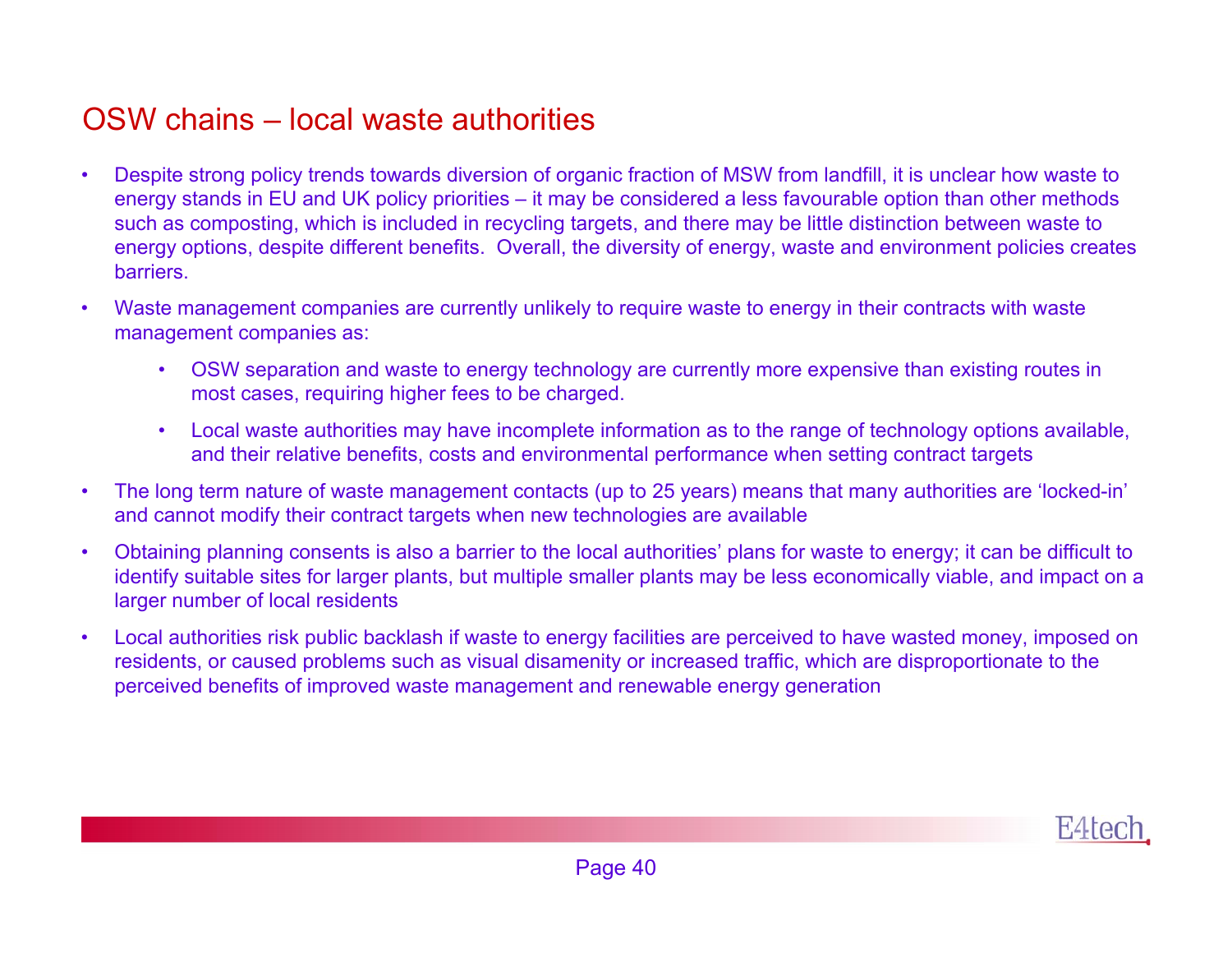## OSW chains – local waste authorities

- Despite strong policy trends towards diversion of organic fraction of MSW from landfill, it is unclear how waste to energy stands in EU and UK policy priorities – it may be considered a less favourable option than other methods such as composting, which is included in recycling targets, and there may be little distinction between waste to energy options, despite different benefits. Overall, the diversity of energy, waste and environment policies creates barriers.
- Waste management companies are currently unlikely to require waste to energy in their contracts with waste management companies as:
  - OSW separation and waste to energy technology are currently more expensive than existing routes in most cases, requiring higher fees to be charged.
  - Local waste authorities may have incomplete information as to the range of technology options available, and their relative benefits, costs and environmental performance when setting contract targets
- The long term nature of waste management contacts (up to 25 years) means that many authorities are 'locked-in' and cannot modify their contract targets when new technologies are available
- Obtaining planning consents is also a barrier to the local authorities' plans for waste to energy; it can be difficult to identify suitable sites for larger plants, but multiple smaller plants may be less economically viable, and impact on a larger number of local residents
- Local authorities risk public backlash if waste to energy facilities are perceived to have wasted money, imposed on residents, or caused problems such as visual disamenity or increased traffic, which are disproportionate to the perceived benefits of improved waste management and renewable energy generation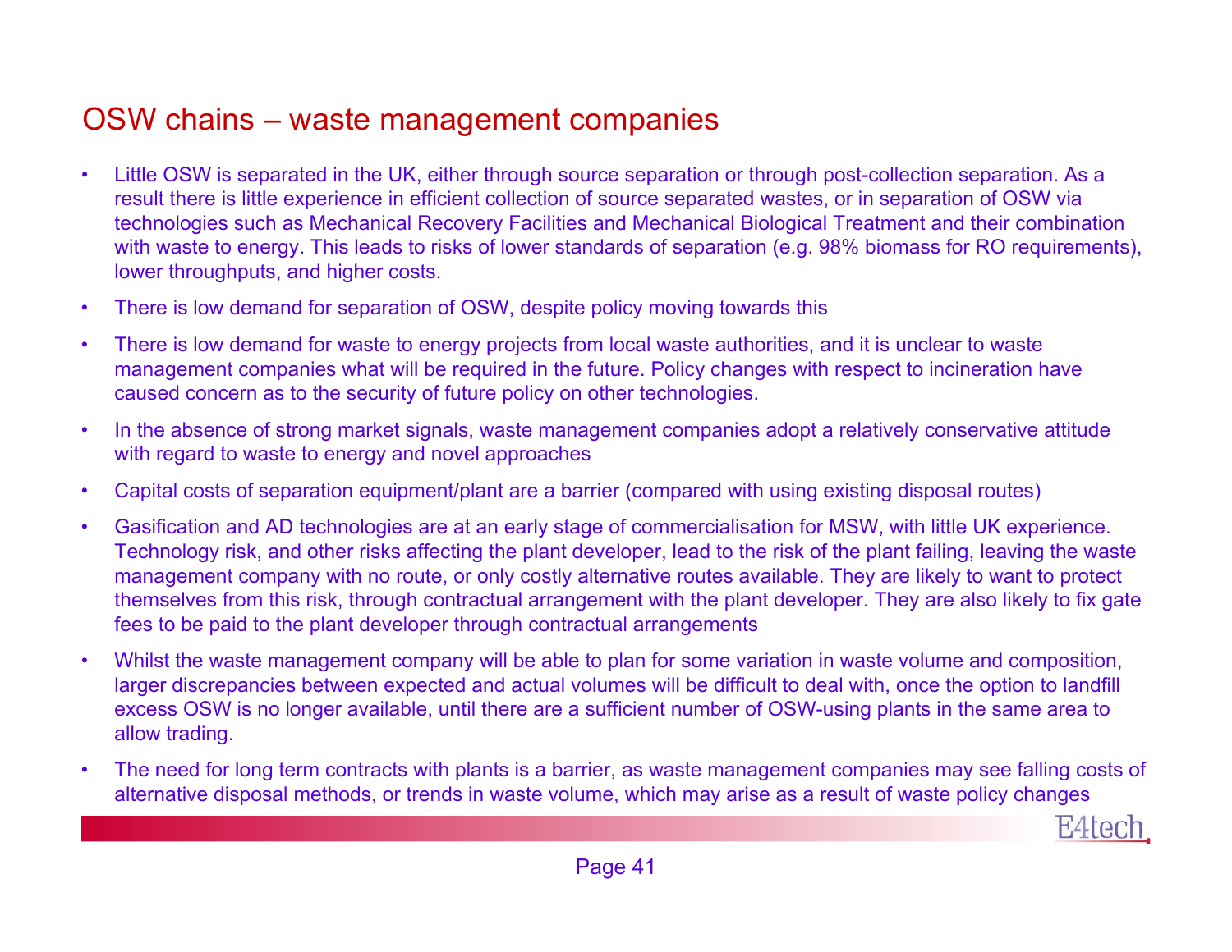## OSW chains – waste management companies

- Little OSW is separated in the UK, either through source separation or through post-collection separation. As a result there is little experience in efficient collection of source separated wastes, or in separation of OSW via technologies such as Mechanical Recovery Facilities and Mechanical Biological Treatment and their combination with waste to energy. This leads to risks of lower standards of separation (e.g. 98% biomass for RO requirements), lower throughputs, and higher costs.
- There is low demand for separation of OSW, despite policy moving towards this
- There is low demand for waste to energy projects from local waste authorities, and it is unclear to waste management companies what will be required in the future. Policy changes with respect to incineration have caused concern as to the security of future policy on other technologies.
- In the absence of strong market signals, waste management companies adopt a relatively conservative attitude with regard to waste to energy and novel approaches
- Capital costs of separation equipment/plant are a barrier (compared with using existing disposal routes)
- Gasification and AD technologies are at an early stage of commercialisation for MSW, with little UK experience. Technology risk, and other risks affecting the plant developer, lead to the risk of the plant failing, leaving the waste management company with no route, or only costly alternative routes available. They are likely to want to protect themselves from this risk, through contractual arrangement with the plant developer. They are also likely to fix gate fees to be paid to the plant developer through contractual arrangements
- Whilst the waste management company will be able to plan for some variation in waste volume and composition, larger discrepancies between expected and actual volumes will be difficult to deal with, once the option to landfill excess OSW is no longer available, until there are a sufficient number of OSW-using plants in the same area to allow trading.
- The need for long term contracts with plants is a barrier, as waste management companies may see falling costs of alternative disposal methods, or trends in waste volume, which may arise as a result of waste policy changes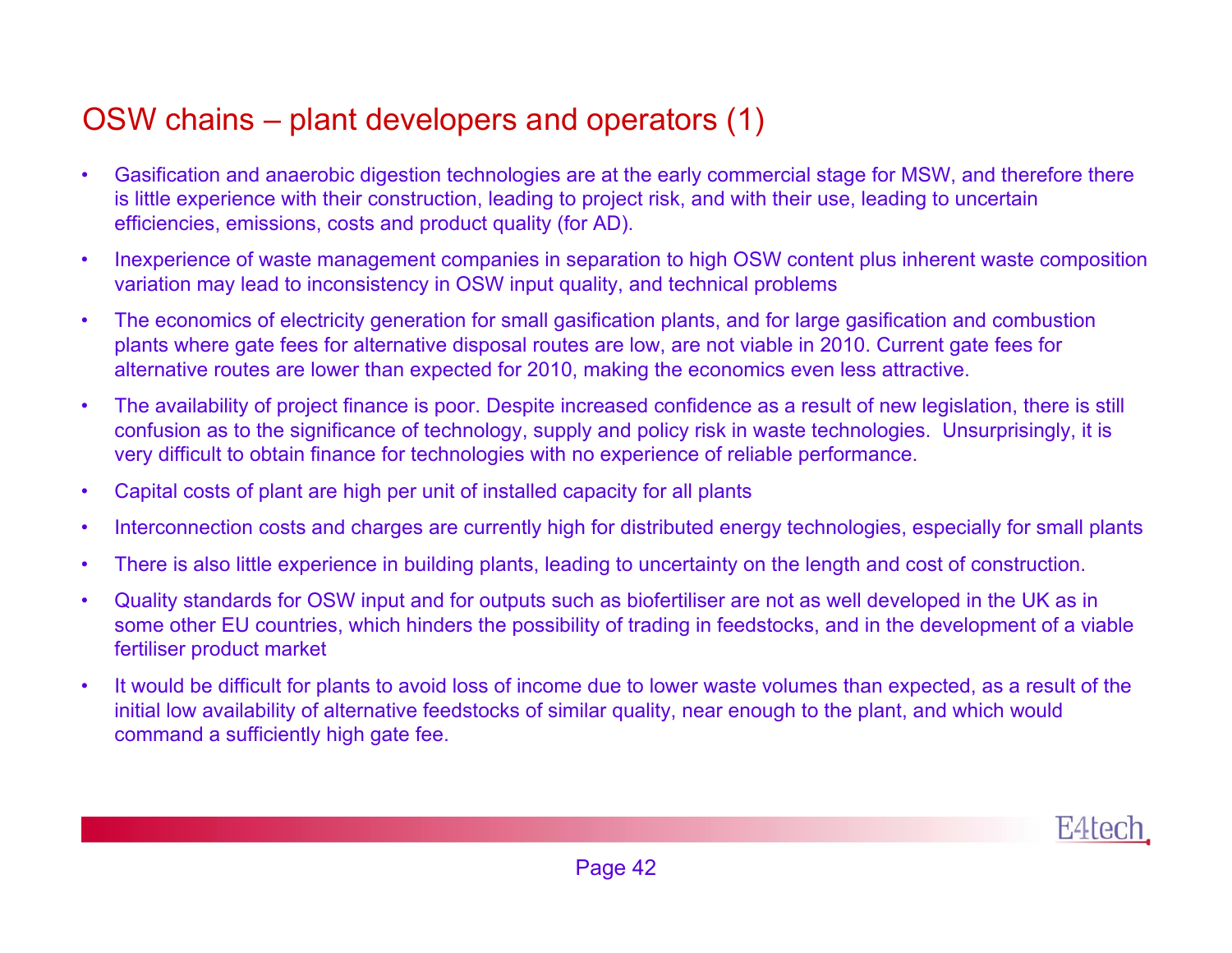# OSW chains – plant developers and operators (1)

- Gasification and anaerobic digestion technologies are at the early commercial stage for MSW, and therefore there is little experience with their construction, leading to project risk, and with their use, leading to uncertain efficiencies, emissions, costs and product quality (for AD).
- Inexperience of waste management companies in separation to high OSW content plus inherent waste composition variation may lead to inconsistency in OSW input quality, and technical problems
- The economics of electricity generation for small gasification plants, and for large gasification and combustion plants where gate fees for alternative disposal routes are low, are not viable in 2010. Current gate fees for alternative routes are lower than expected for 2010, making the economics even less attractive.
- The availability of project finance is poor. Despite increased confidence as a result of new legislation, there is still confusion as to the significance of technology, supply and policy risk in waste technologies. Unsurprisingly, it is very difficult to obtain finance for technologies with no experience of reliable performance.
- Capital costs of plant are high per unit of installed capacity for all plants
- Interconnection costs and charges are currently high for distributed energy technologies, especially for small plants
- There is also little experience in building plants, leading to uncertainty on the length and cost of construction.
- Quality standards for OSW input and for outputs such as biofertiliser are not as well developed in the UK as in some other EU countries, which hinders the possibility of trading in feedstocks, and in the development of a viable fertiliser product market
- It would be difficult for plants to avoid loss of income due to lower waste volumes than expected, as a result of the initial low availability of alternative feedstocks of similar quality, near enough to the plant, and which would command a sufficiently high gate fee.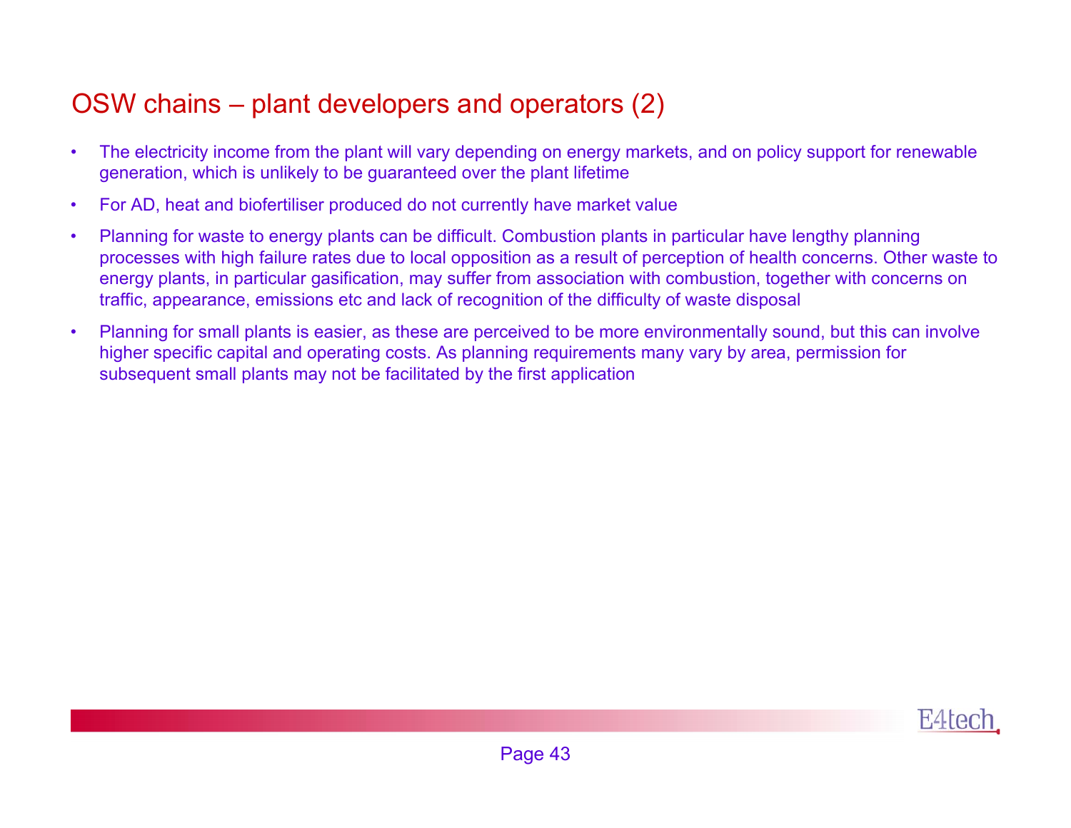# OSW chains – plant developers and operators (2)

- The electricity income from the plant will vary depending on energy markets, and on policy support for renewable generation, which is unlikely to be guaranteed over the plant lifetime
- For AD, heat and biofertiliser produced do not currently have market value
- Planning for waste to energy plants can be difficult. Combustion plants in particular have lengthy planning processes with high failure rates due to local opposition as a result of perception of health concerns. Other waste to energy plants, in particular gasification, may suffer from association with combustion, together with concerns on traffic, appearance, emissions etc and lack of recognition of the difficulty of waste disposal
- Planning for small plants is easier, as these are perceived to be more environmentally sound, but this can involve higher specific capital and operating costs. As planning requirements many vary by area, permission for subsequent small plants may not be facilitated by the first application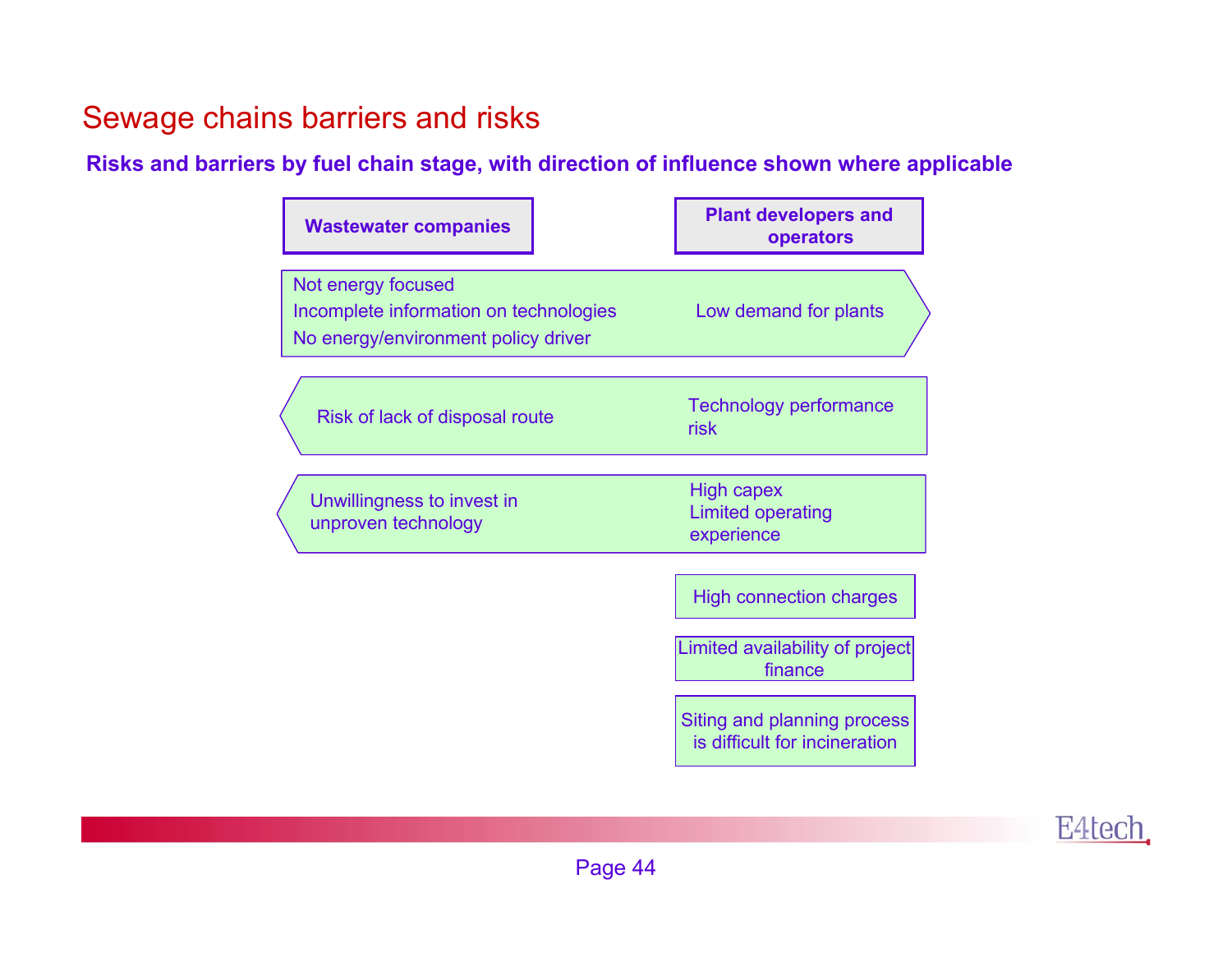# Sewage chains barriers and risks

**Risks and barriers by fuel chain stage, with direction of influence shown where applicable**

**Wastewater companies**

**Plant developers and operators**

Not energy focused
Incomplete information on technologies
No energy/environment policy driver

Low demand for plants

Risk of lack of disposal route

Technology performance risk

Unwillingness to invest in unproven technology

High capex
Limited operating experience

High connection charges

Limited availability of project finance

Siting and planning process is difficult for incineration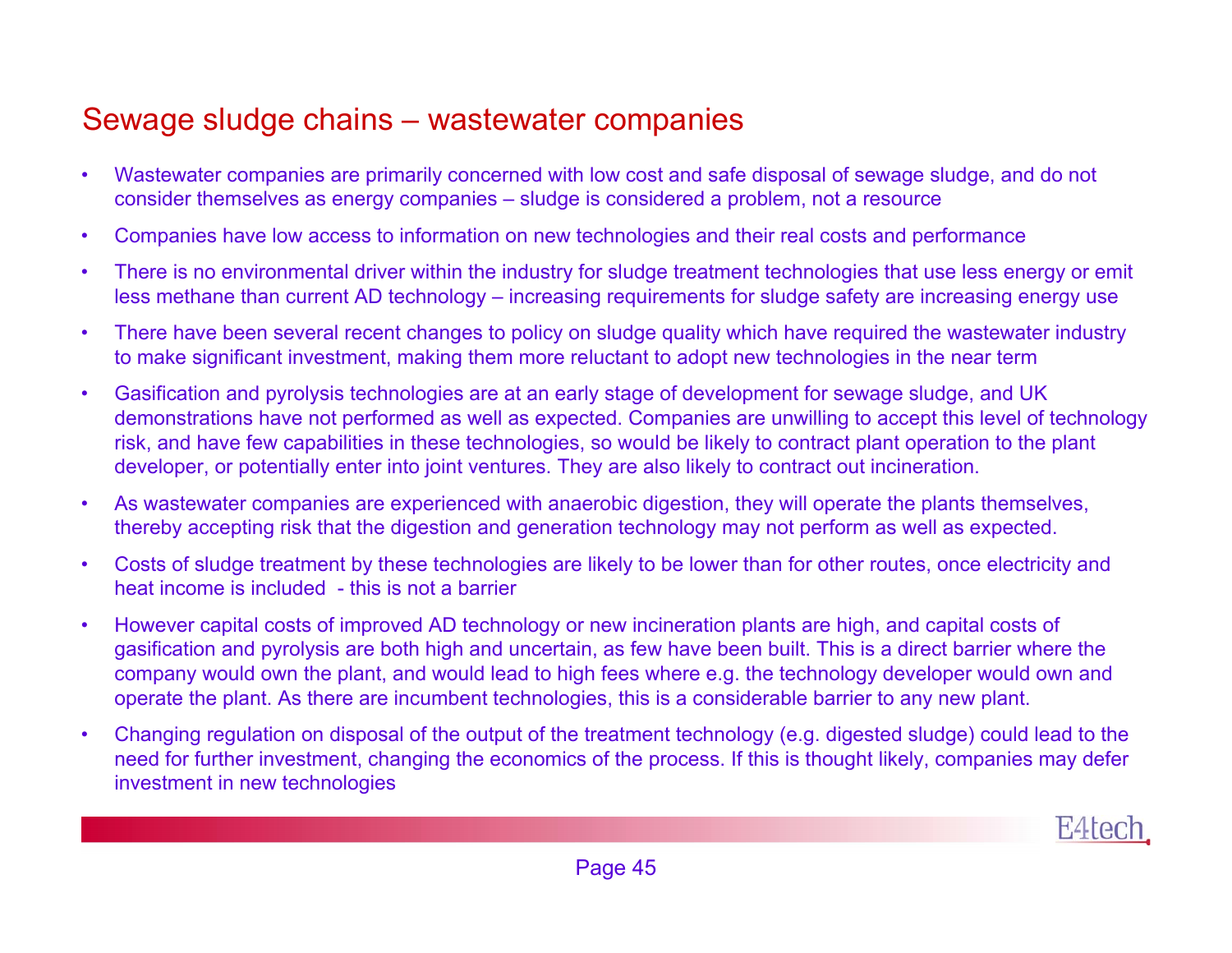## Sewage sludge chains – wastewater companies

- Wastewater companies are primarily concerned with low cost and safe disposal of sewage sludge, and do not consider themselves as energy companies – sludge is considered a problem, not a resource
- Companies have low access to information on new technologies and their real costs and performance
- There is no environmental driver within the industry for sludge treatment technologies that use less energy or emit less methane than current AD technology – increasing requirements for sludge safety are increasing energy use
- There have been several recent changes to policy on sludge quality which have required the wastewater industry to make significant investment, making them more reluctant to adopt new technologies in the near term
- Gasification and pyrolysis technologies are at an early stage of development for sewage sludge, and UK demonstrations have not performed as well as expected. Companies are unwilling to accept this level of technology risk, and have few capabilities in these technologies, so would be likely to contract plant operation to the plant developer, or potentially enter into joint ventures. They are also likely to contract out incineration.
- As wastewater companies are experienced with anaerobic digestion, they will operate the plants themselves, thereby accepting risk that the digestion and generation technology may not perform as well as expected.
- Costs of sludge treatment by these technologies are likely to be lower than for other routes, once electricity and heat income is included - this is not a barrier
- However capital costs of improved AD technology or new incineration plants are high, and capital costs of gasification and pyrolysis are both high and uncertain, as few have been built. This is a direct barrier where the company would own the plant, and would lead to high fees where e.g. the technology developer would own and operate the plant. As there are incumbent technologies, this is a considerable barrier to any new plant.
- Changing regulation on disposal of the output of the treatment technology (e.g. digested sludge) could lead to the need for further investment, changing the economics of the process. If this is thought likely, companies may defer investment in new technologies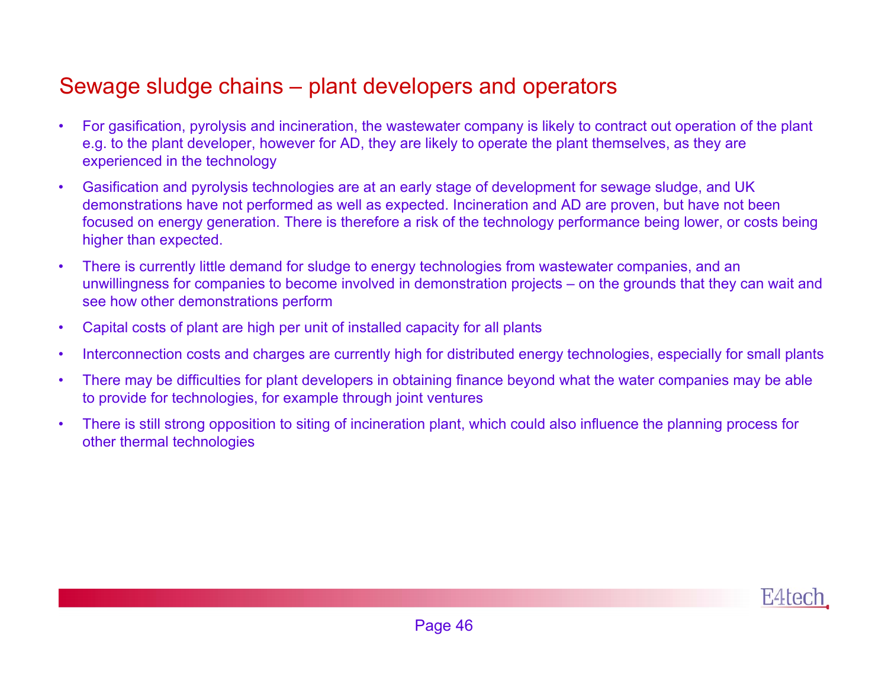# Sewage sludge chains – plant developers and operators

- For gasification, pyrolysis and incineration, the wastewater company is likely to contract out operation of the plant e.g. to the plant developer, however for AD, they are likely to operate the plant themselves, as they are experienced in the technology
- Gasification and pyrolysis technologies are at an early stage of development for sewage sludge, and UK demonstrations have not performed as well as expected. Incineration and AD are proven, but have not been focused on energy generation. There is therefore a risk of the technology performance being lower, or costs being higher than expected.
- There is currently little demand for sludge to energy technologies from wastewater companies, and an unwillingness for companies to become involved in demonstration projects – on the grounds that they can wait and see how other demonstrations perform
- Capital costs of plant are high per unit of installed capacity for all plants
- Interconnection costs and charges are currently high for distributed energy technologies, especially for small plants
- There may be difficulties for plant developers in obtaining finance beyond what the water companies may be able to provide for technologies, for example through joint ventures
- There is still strong opposition to siting of incineration plant, which could also influence the planning process for other thermal technologies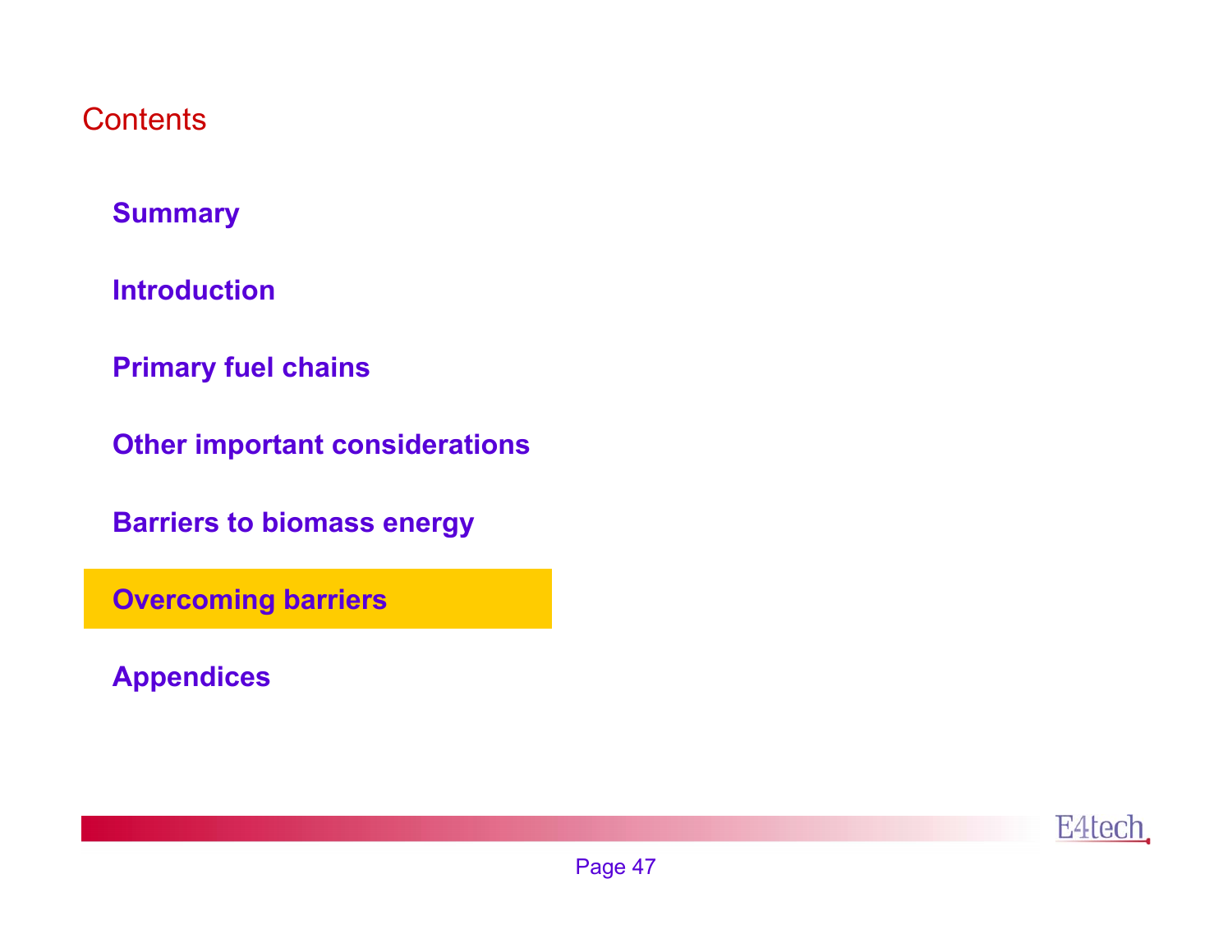## Contents

**Summary**

**Introduction**

**Primary fuel chains**

**Other important considerations**

**Barriers to biomass energy**

**Overcoming barriers**

**Appendices**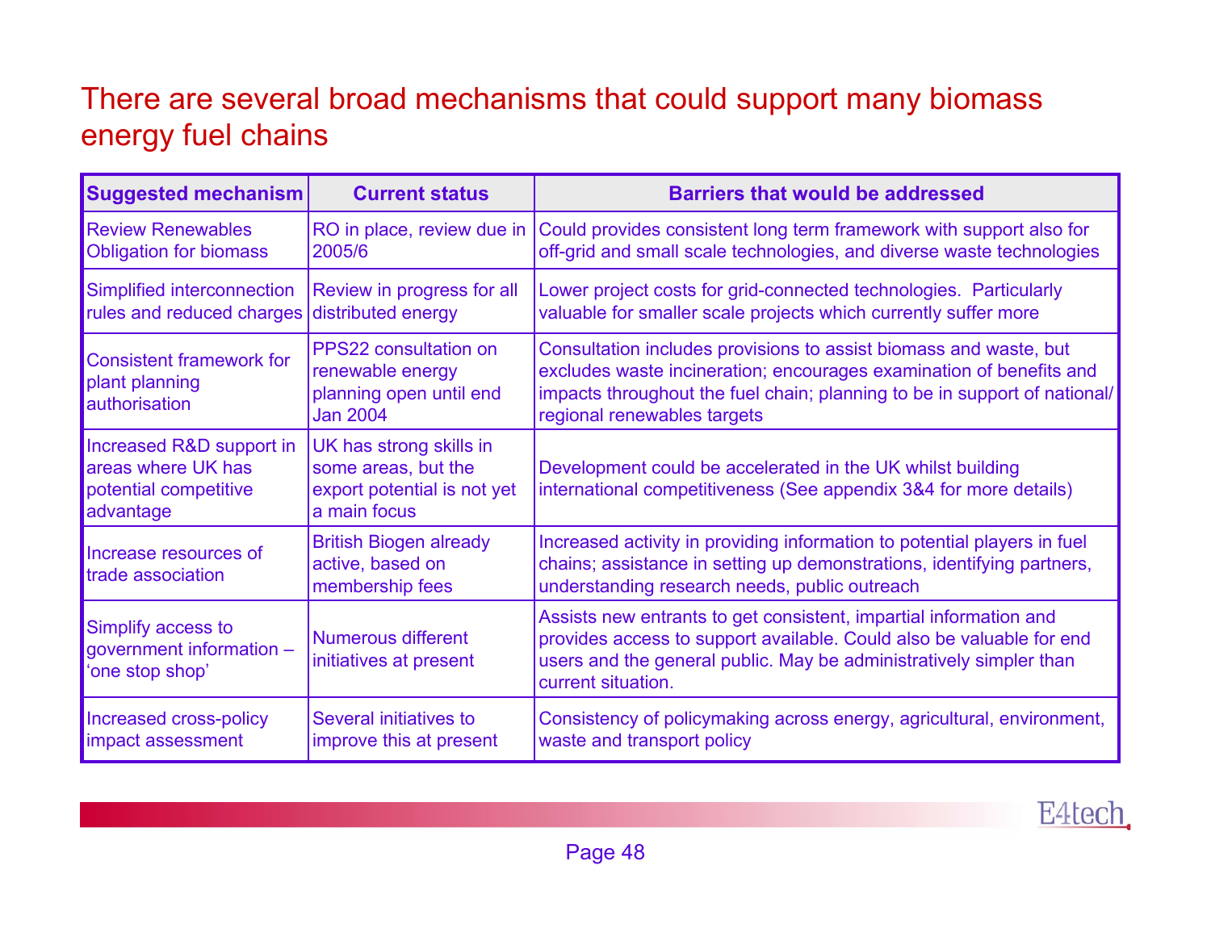# There are several broad mechanisms that could support many biomass energy fuel chains

| Suggested mechanism | Current status | Barriers that would be addressed |
|---|---|---|
| Review Renewables Obligation for biomass | RO in place, review due in 2005/6 | Could provides consistent long term framework with support also for off-grid and small scale technologies, and diverse waste technologies |
| Simplified interconnection rules and reduced charges | Review in progress for all distributed energy | Lower project costs for grid-connected technologies. Particularly valuable for smaller scale projects which currently suffer more |
| Consistent framework for plant planning authorisation | PPS22 consultation on renewable energy planning open until end Jan 2004 | Consultation includes provisions to assist biomass and waste, but excludes waste incineration; encourages examination of benefits and impacts throughout the fuel chain; planning to be in support of national/ regional renewables targets |
| Increased R&D support in areas where UK has potential competitive advantage | UK has strong skills in some areas, but the export potential is not yet a main focus | Development could be accelerated in the UK whilst building international competitiveness (See appendix 3&4 for more details) |
| Increase resources of trade association | British Biogen already active, based on membership fees | Increased activity in providing information to potential players in fuel chains; assistance in setting up demonstrations, identifying partners, understanding research needs, public outreach |
| Simplify access to government information – 'one stop shop' | Numerous different initiatives at present | Assists new entrants to get consistent, impartial information and provides access to support available. Could also be valuable for end users and the general public. May be administratively simpler than current situation. |
| Increased cross-policy impact assessment | Several initiatives to improve this at present | Consistency of policymaking across energy, agricultural, environment, waste and transport policy |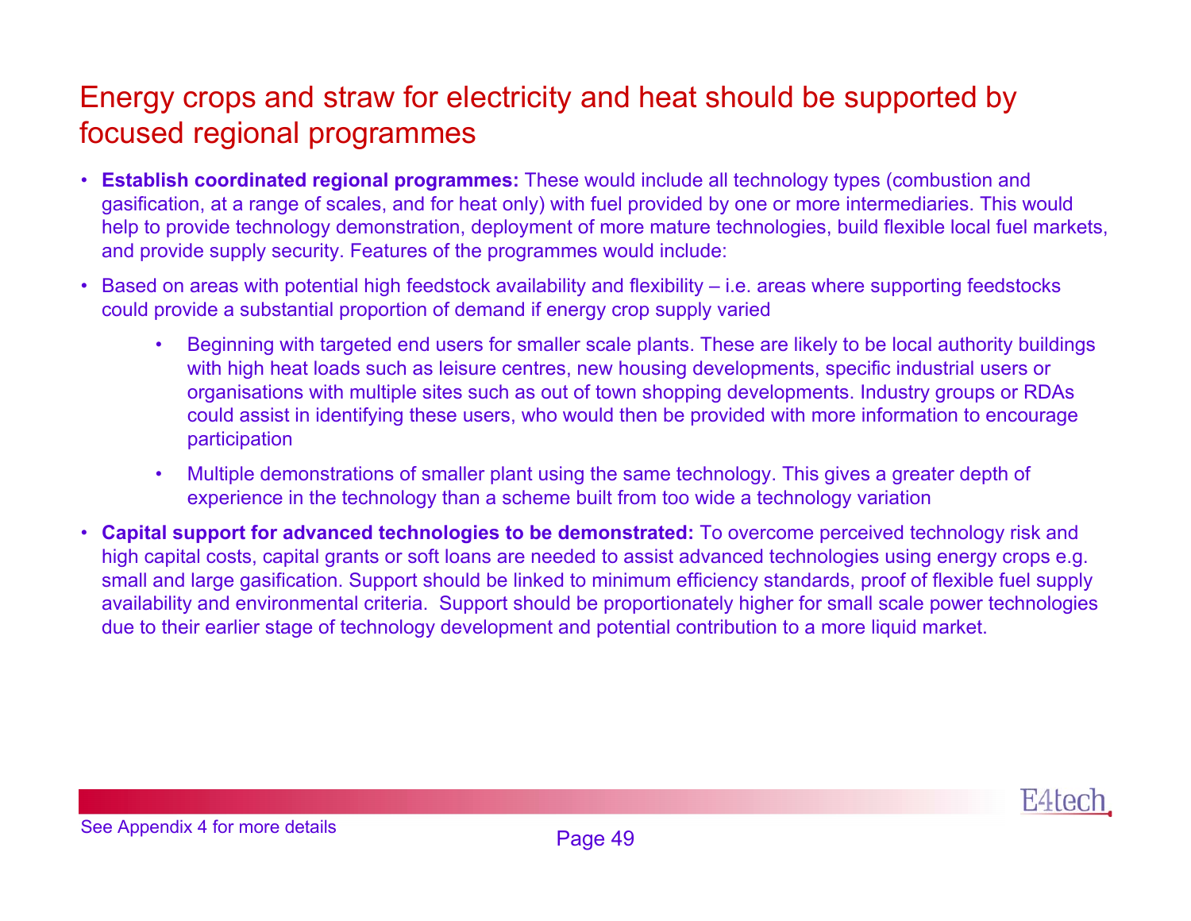# Energy crops and straw for electricity and heat should be supported by focused regional programmes

- **Establish coordinated regional programmes:** These would include all technology types (combustion and gasification, at a range of scales, and for heat only) with fuel provided by one or more intermediaries. This would help to provide technology demonstration, deployment of more mature technologies, build flexible local fuel markets, and provide supply security. Features of the programmes would include:
- Based on areas with potential high feedstock availability and flexibility – i.e. areas where supporting feedstocks could provide a substantial proportion of demand if energy crop supply varied
  - Beginning with targeted end users for smaller scale plants. These are likely to be local authority buildings with high heat loads such as leisure centres, new housing developments, specific industrial users or organisations with multiple sites such as out of town shopping developments. Industry groups or RDAs could assist in identifying these users, who would then be provided with more information to encourage participation
  - Multiple demonstrations of smaller plant using the same technology. This gives a greater depth of experience in the technology than a scheme built from too wide a technology variation
- **Capital support for advanced technologies to be demonstrated:** To overcome perceived technology risk and high capital costs, capital grants or soft loans are needed to assist advanced technologies using energy crops e.g. small and large gasification. Support should be linked to minimum efficiency standards, proof of flexible fuel supply availability and environmental criteria. Support should be proportionately higher for small scale power technologies due to their earlier stage of technology development and potential contribution to a more liquid market.

See Appendix 4 for more details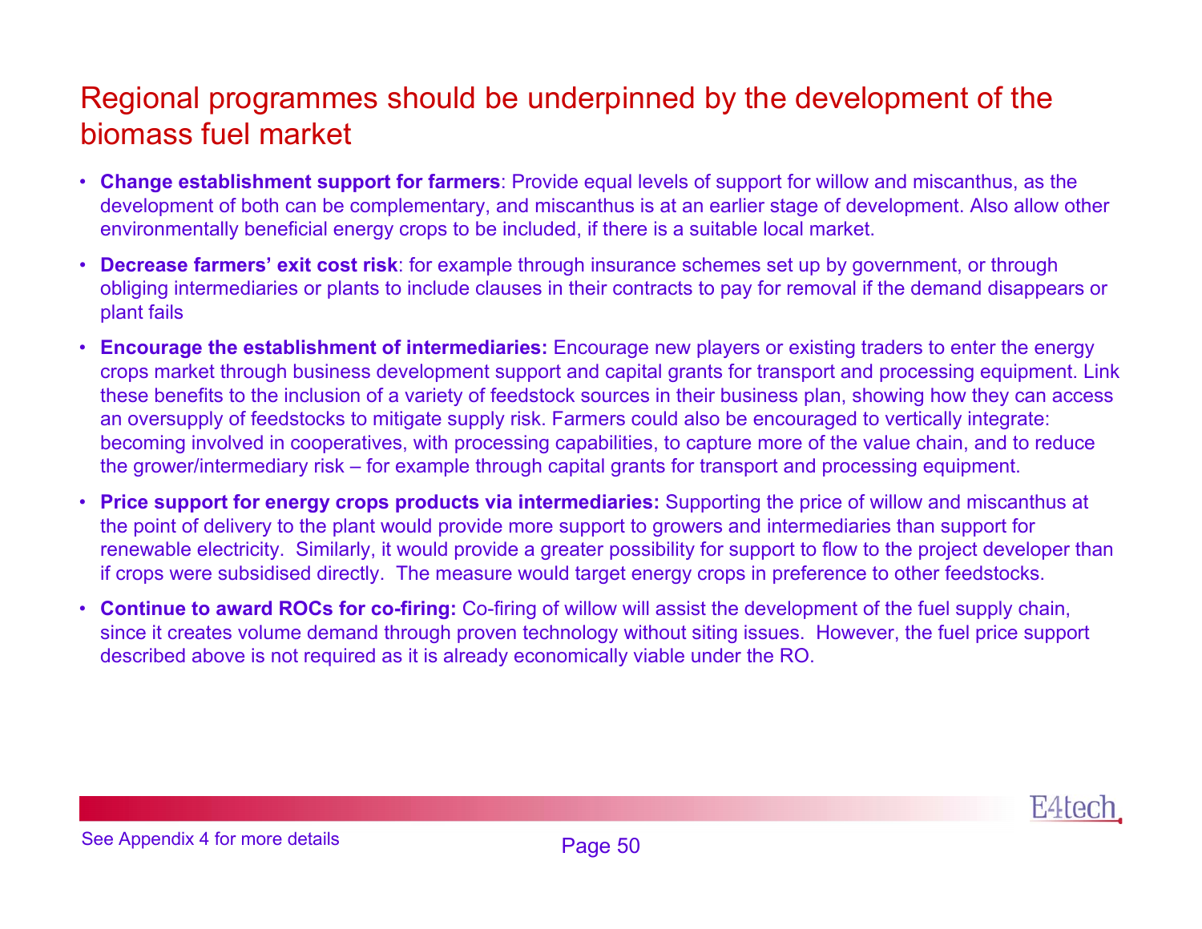# Regional programmes should be underpinned by the development of the biomass fuel market

- **Change establishment support for farmers**: Provide equal levels of support for willow and miscanthus, as the development of both can be complementary, and miscanthus is at an earlier stage of development. Also allow other environmentally beneficial energy crops to be included, if there is a suitable local market.
- **Decrease farmers' exit cost risk**: for example through insurance schemes set up by government, or through obliging intermediaries or plants to include clauses in their contracts to pay for removal if the demand disappears or plant fails
- **Encourage the establishment of intermediaries:** Encourage new players or existing traders to enter the energy crops market through business development support and capital grants for transport and processing equipment. Link these benefits to the inclusion of a variety of feedstock sources in their business plan, showing how they can access an oversupply of feedstocks to mitigate supply risk. Farmers could also be encouraged to vertically integrate: becoming involved in cooperatives, with processing capabilities, to capture more of the value chain, and to reduce the grower/intermediary risk – for example through capital grants for transport and processing equipment.
- **Price support for energy crops products via intermediaries:** Supporting the price of willow and miscanthus at the point of delivery to the plant would provide more support to growers and intermediaries than support for renewable electricity. Similarly, it would provide a greater possibility for support to flow to the project developer than if crops were subsidised directly. The measure would target energy crops in preference to other feedstocks.
- **Continue to award ROCs for co-firing:** Co-firing of willow will assist the development of the fuel supply chain, since it creates volume demand through proven technology without siting issues. However, the fuel price support described above is not required as it is already economically viable under the RO.

See Appendix 4 for more details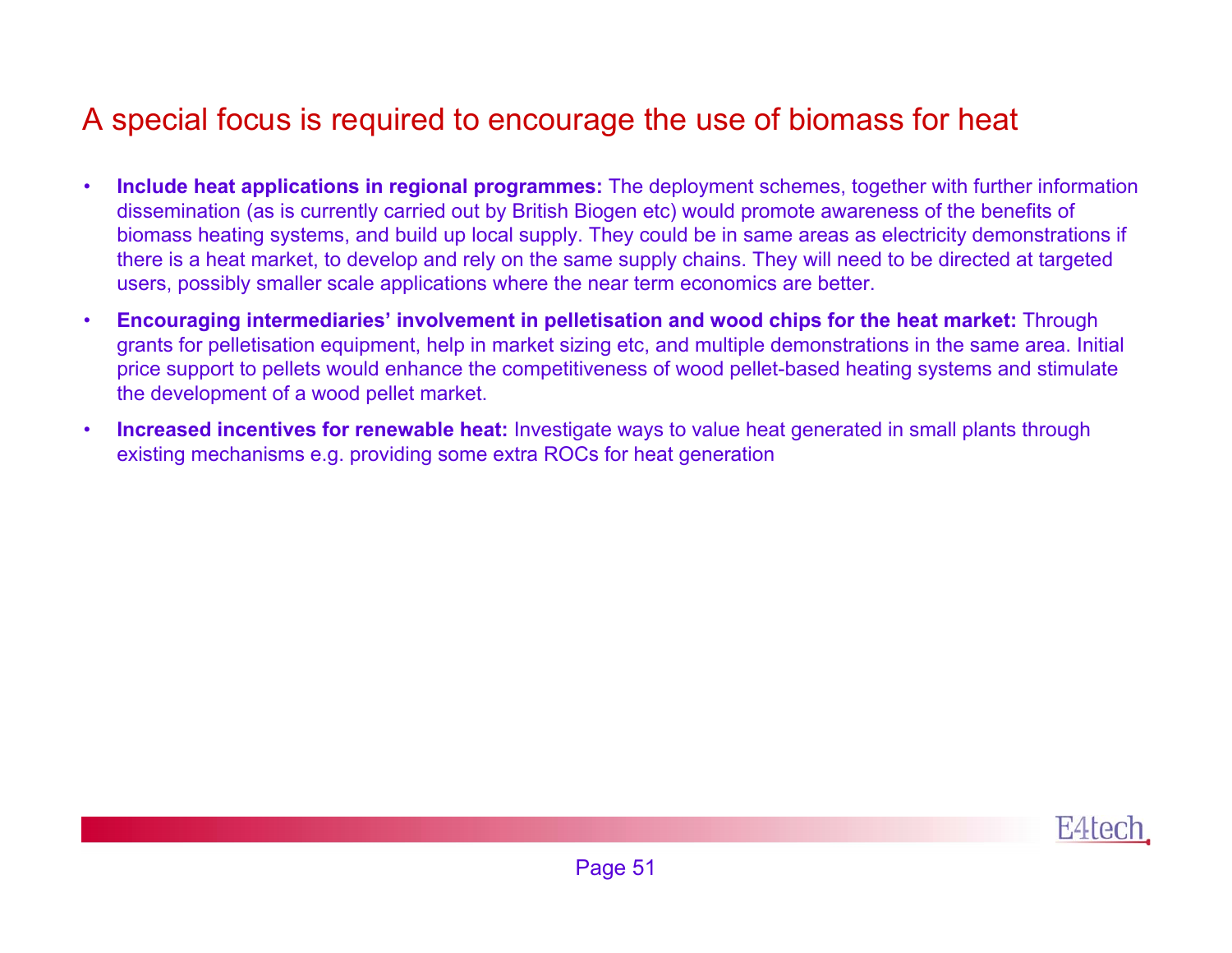# A special focus is required to encourage the use of biomass for heat

- **Include heat applications in regional programmes:** The deployment schemes, together with further information dissemination (as is currently carried out by British Biogen etc) would promote awareness of the benefits of biomass heating systems, and build up local supply. They could be in same areas as electricity demonstrations if there is a heat market, to develop and rely on the same supply chains. They will need to be directed at targeted users, possibly smaller scale applications where the near term economics are better.
- **Encouraging intermediaries' involvement in pelletisation and wood chips for the heat market:** Through grants for pelletisation equipment, help in market sizing etc, and multiple demonstrations in the same area. Initial price support to pellets would enhance the competitiveness of wood pellet-based heating systems and stimulate the development of a wood pellet market.
- **Increased incentives for renewable heat:** Investigate ways to value heat generated in small plants through existing mechanisms e.g. providing some extra ROCs for heat generation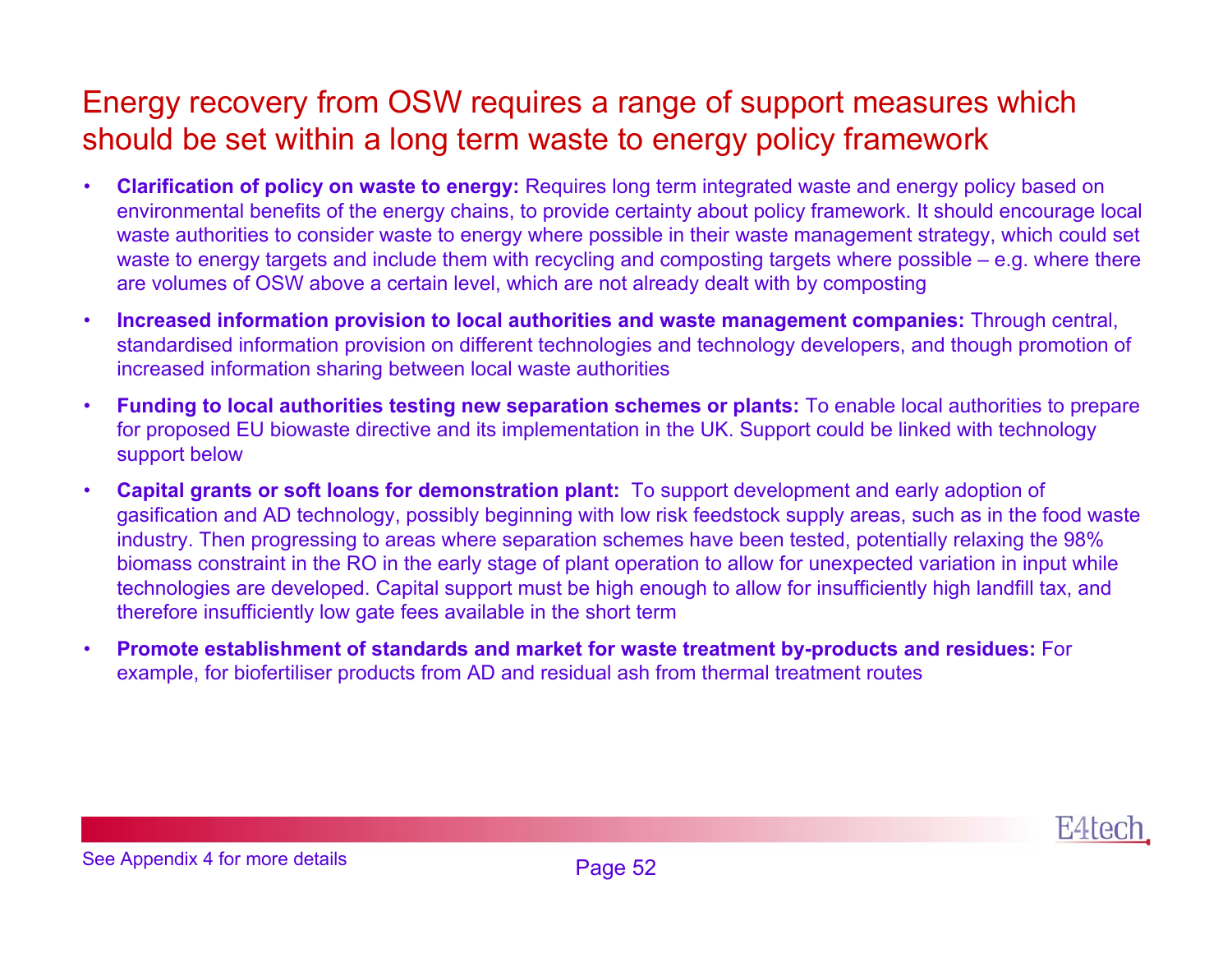# Energy recovery from OSW requires a range of support measures which should be set within a long term waste to energy policy framework

- **Clarification of policy on waste to energy:** Requires long term integrated waste and energy policy based on environmental benefits of the energy chains, to provide certainty about policy framework. It should encourage local waste authorities to consider waste to energy where possible in their waste management strategy, which could set waste to energy targets and include them with recycling and composting targets where possible – e.g. where there are volumes of OSW above a certain level, which are not already dealt with by composting
- **Increased information provision to local authorities and waste management companies:** Through central, standardised information provision on different technologies and technology developers, and though promotion of increased information sharing between local waste authorities
- **Funding to local authorities testing new separation schemes or plants:** To enable local authorities to prepare for proposed EU biowaste directive and its implementation in the UK. Support could be linked with technology support below
- **Capital grants or soft loans for demonstration plant:** To support development and early adoption of gasification and AD technology, possibly beginning with low risk feedstock supply areas, such as in the food waste industry. Then progressing to areas where separation schemes have been tested, potentially relaxing the 98% biomass constraint in the RO in the early stage of plant operation to allow for unexpected variation in input while technologies are developed. Capital support must be high enough to allow for insufficiently high landfill tax, and therefore insufficiently low gate fees available in the short term
- **Promote establishment of standards and market for waste treatment by-products and residues:** For example, for biofertiliser products from AD and residual ash from thermal treatment routes

See Appendix 4 for more details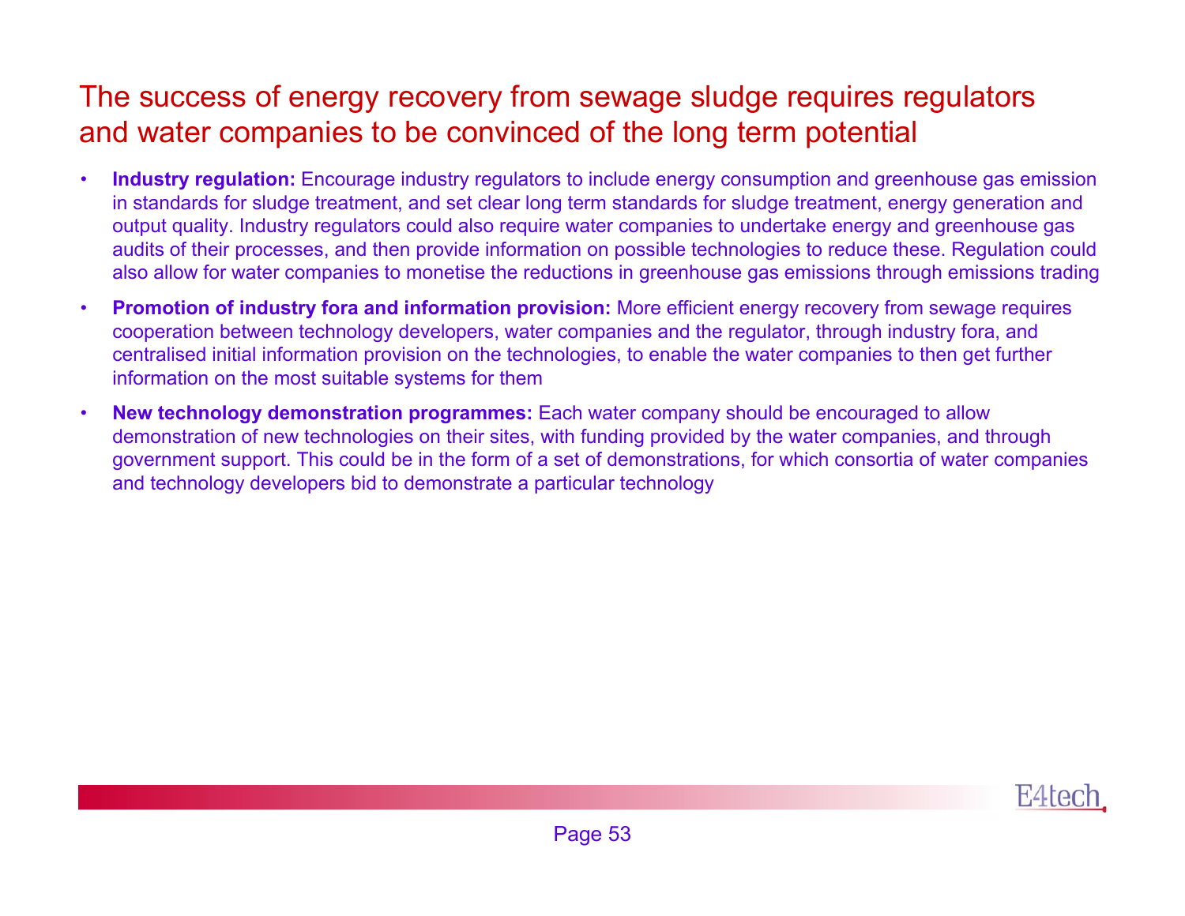# The success of energy recovery from sewage sludge requires regulators and water companies to be convinced of the long term potential

- **Industry regulation:** Encourage industry regulators to include energy consumption and greenhouse gas emission in standards for sludge treatment, and set clear long term standards for sludge treatment, energy generation and output quality. Industry regulators could also require water companies to undertake energy and greenhouse gas audits of their processes, and then provide information on possible technologies to reduce these. Regulation could also allow for water companies to monetise the reductions in greenhouse gas emissions through emissions trading
- **Promotion of industry fora and information provision:** More efficient energy recovery from sewage requires cooperation between technology developers, water companies and the regulator, through industry fora, and centralised initial information provision on the technologies, to enable the water companies to then get further information on the most suitable systems for them
- **New technology demonstration programmes:** Each water company should be encouraged to allow demonstration of new technologies on their sites, with funding provided by the water companies, and through government support. This could be in the form of a set of demonstrations, for which consortia of water companies and technology developers bid to demonstrate a particular technology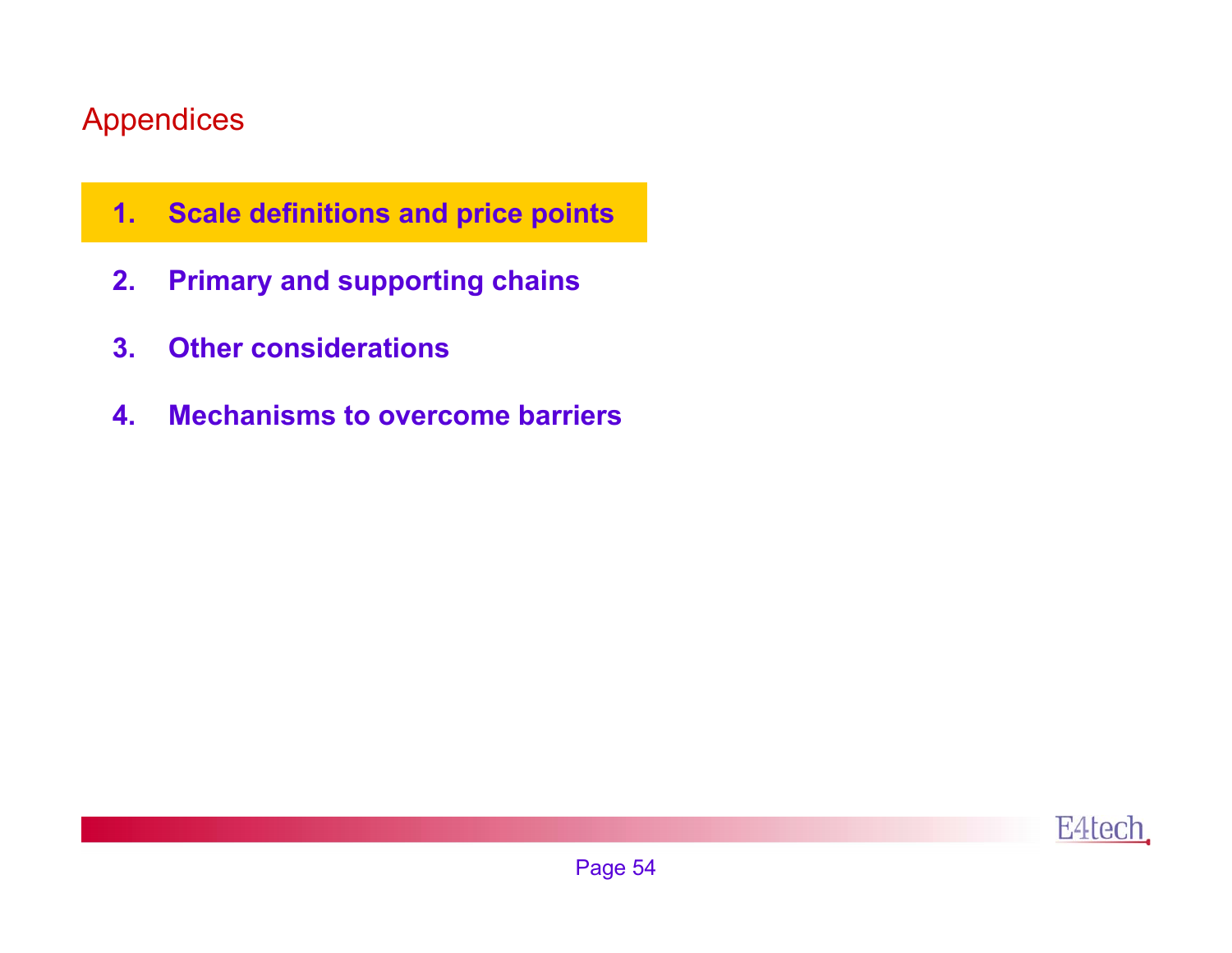# Appendices

1. **Scale definitions and price points**
2. **Primary and supporting chains**
3. **Other considerations**
4. **Mechanisms to overcome barriers**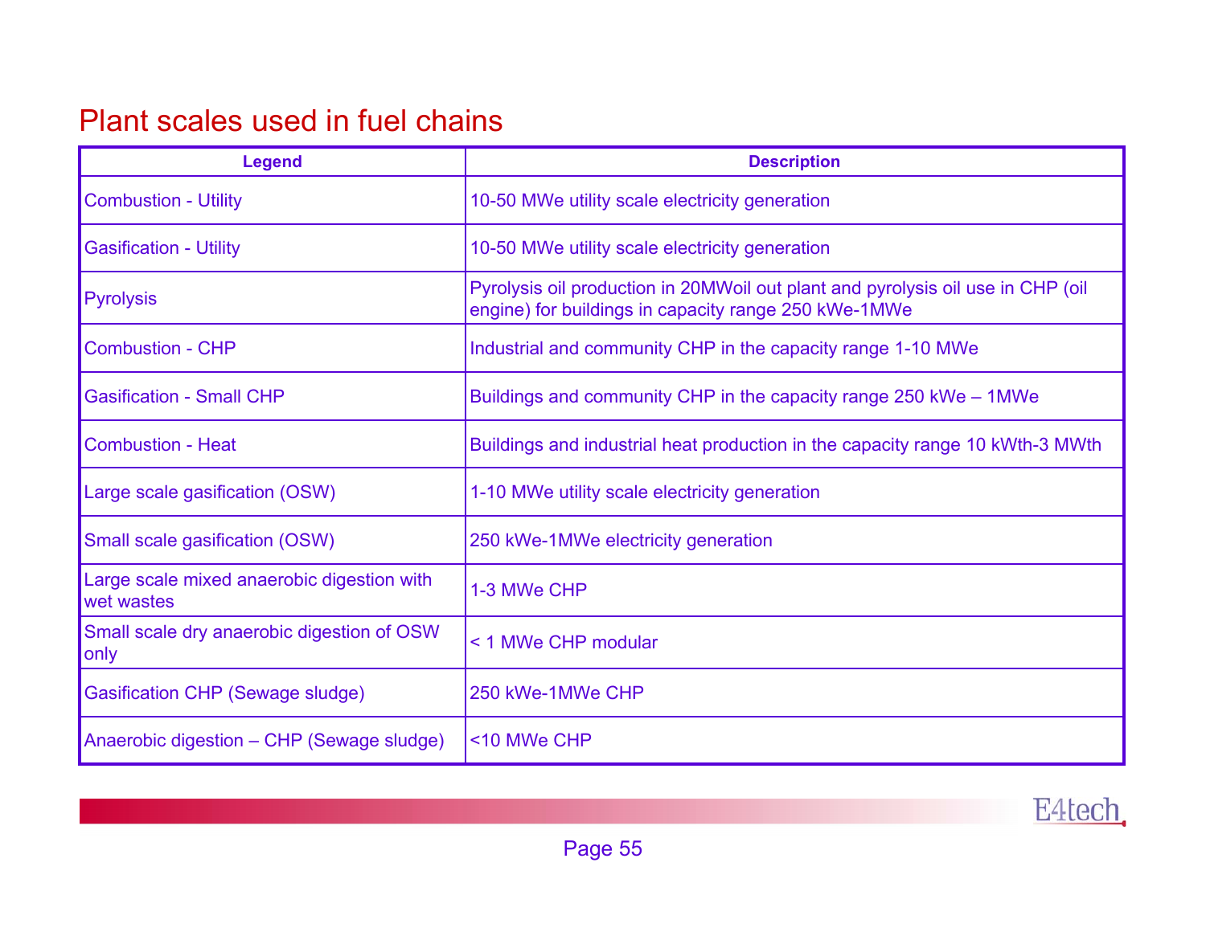## Plant scales used in fuel chains

| Legend | Description |
|---|---|
| Combustion - Utility | 10-50 MWe utility scale electricity generation |
| Gasification - Utility | 10-50 MWe utility scale electricity generation |
| Pyrolysis | Pyrolysis oil production in 20MWoil out plant and pyrolysis oil use in CHP (oil engine) for buildings in capacity range 250 kWe-1MWe |
| Combustion - CHP | Industrial and community CHP in the capacity range 1-10 MWe |
| Gasification - Small CHP | Buildings and community CHP in the capacity range 250 kWe – 1MWe |
| Combustion - Heat | Buildings and industrial heat production in the capacity range 10 kWth-3 MWth |
| Large scale gasification (OSW) | 1-10 MWe utility scale electricity generation |
| Small scale gasification (OSW) | 250 kWe-1MWe electricity generation |
| Large scale mixed anaerobic digestion with wet wastes | 1-3 MWe CHP |
| Small scale dry anaerobic digestion of OSW only | < 1 MWe CHP modular |
| Gasification CHP (Sewage sludge) | 250 kWe-1MWe CHP |
| Anaerobic digestion – CHP (Sewage sludge) | <10 MWe CHP |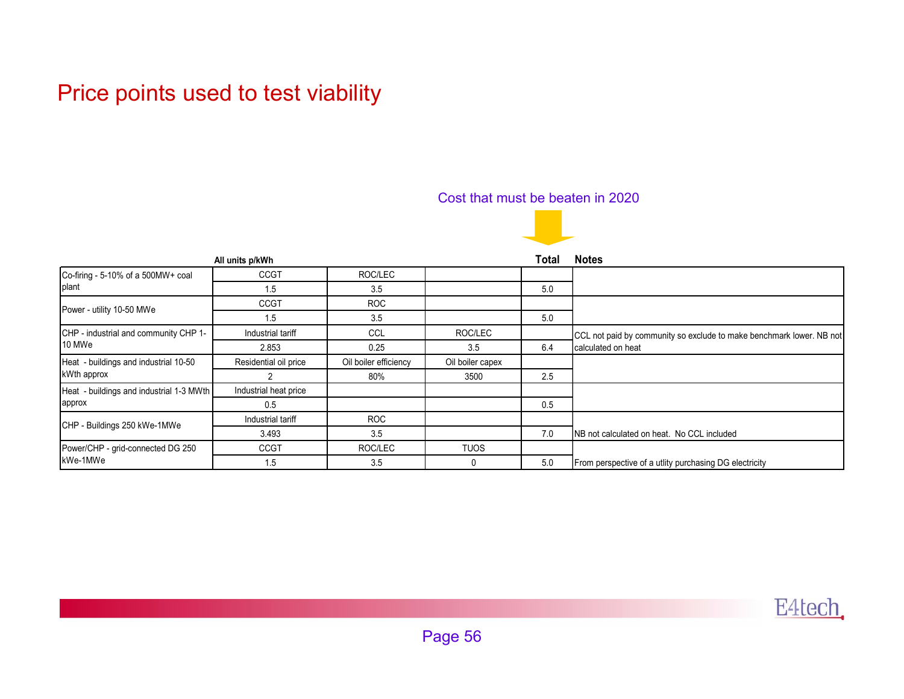# Price points used to test viability

Cost that must be beaten in 2020

| All units p/kWh | | | | Total | Notes |
|---|---|---|---|---|---|
| Co-firing - 5-10% of a 500MW+ coal plant | CCGT | ROC/LEC | | | |
| | 1.5 | 3.5 | | 5.0 | |
| Power - utility 10-50 MWe | CCGT | ROC | | | |
| | 1.5 | 3.5 | | 5.0 | |
| CHP - industrial and community CHP 1-10 MWe | Industrial tariff | CCL | ROC/LEC | | CCL not paid by community so exclude to make benchmark lower. NB not calculated on heat |
| | 2.853 | 0.25 | 3.5 | 6.4 | |
| Heat - buildings and industrial 10-50 kWth approx | Residential oil price | Oil boiler efficiency | Oil boiler capex | | |
| | 2 | 80% | 3500 | 2.5 | |
| Heat - buildings and industrial 1-3 MWth approx | Industrial heat price | | | | |
| | 0.5 | | | 0.5 | |
| CHP - Buildings 250 kWe-1MWe | Industrial tariff | ROC | | | |
| | 3.493 | 3.5 | | 7.0 | NB not calculated on heat. No CCL included |
| Power/CHP - grid-connected DG 250 kWe-1MWe | CCGT | ROC/LEC | TUOS | | |
| | 1.5 | 3.5 | 0 | 5.0 | From perspective of a utlity purchasing DG electricity |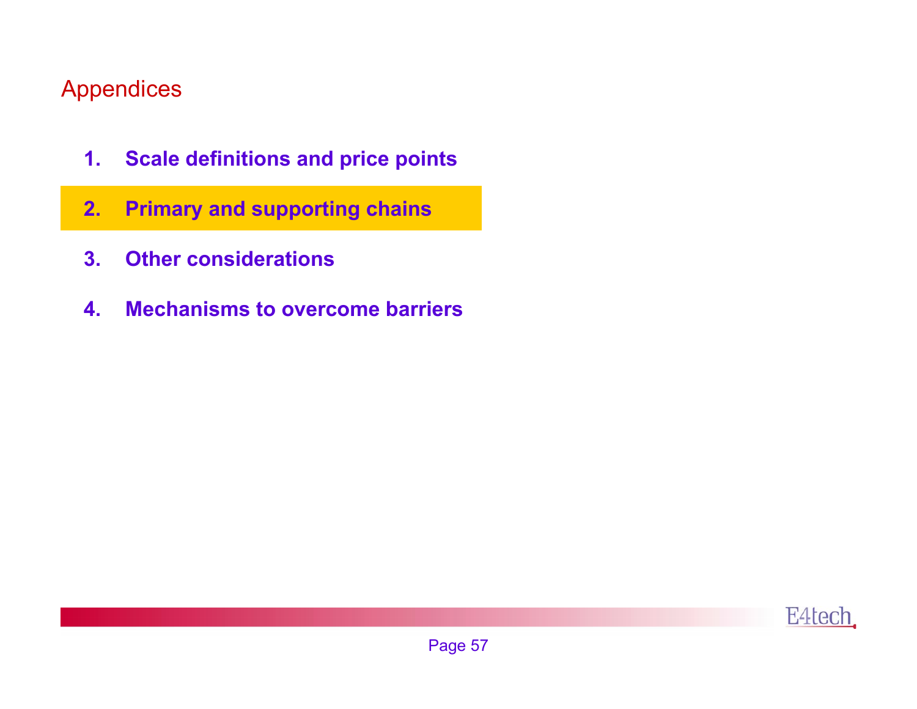# Appendices

1. **Scale definitions and price points**
2. **Primary and supporting chains**
3. **Other considerations**
4. **Mechanisms to overcome barriers**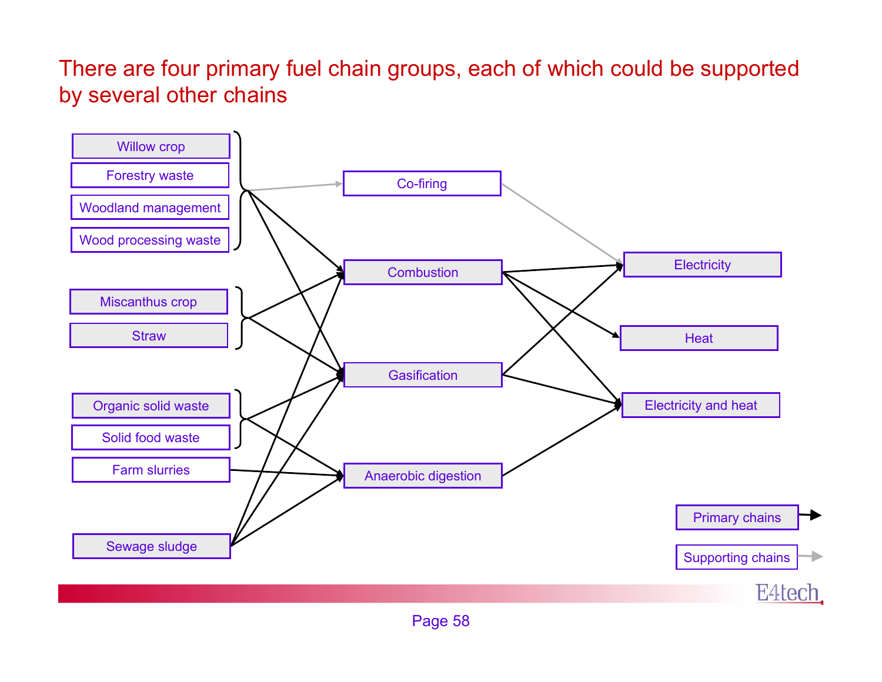# There are four primary fuel chain groups, each of which could be supported by several other chains

Willow crop

Forestry waste

Woodland management

Wood processing waste

Miscanthus crop

Straw

Organic solid waste

Solid food waste

Farm slurries

Sewage sludge

Co-firing

Combustion

Gasification

Anaerobic digestion

Electricity

Heat

Electricity and heat

Primary chains

Supporting chains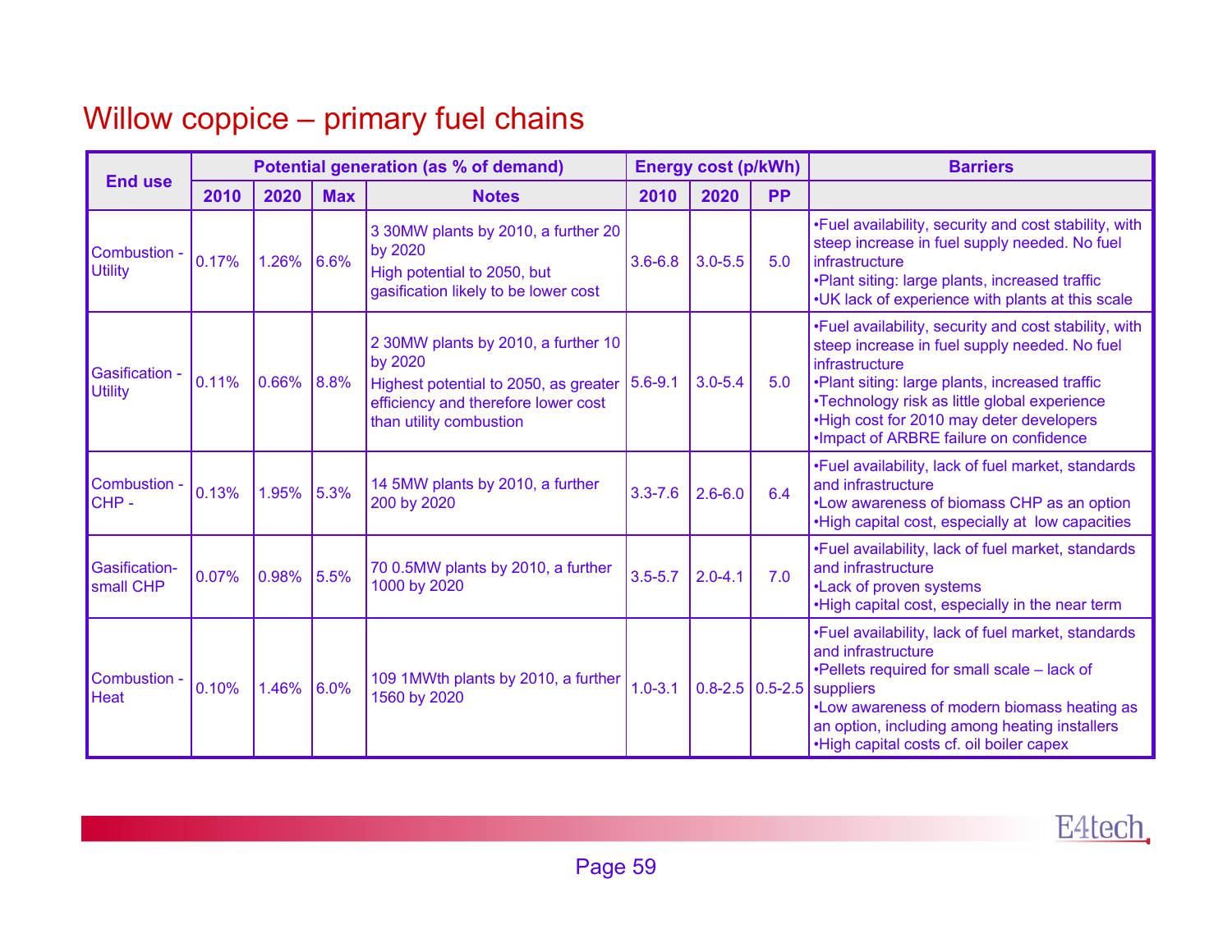# Willow coppice – primary fuel chains

| End use | Potential generation (as % of demand) | | | | Energy cost (p/kWh) | | | Barriers |
|---|---|---|---|---|---|---|---|---|
| | 2010 | 2020 | Max | Notes | 2010 | 2020 | PP | |
| Combustion - Utility | 0.17% | 1.26% | 6.6% | 3 30MW plants by 2010, a further 20 by 2020<br>High potential to 2050, but gasification likely to be lower cost | 3.6-6.8 | 3.0-5.5 | 5.0 | •Fuel availability, security and cost stability, with steep increase in fuel supply needed. No fuel infrastructure<br>•Plant siting: large plants, increased traffic<br>•UK lack of experience with plants at this scale |
| Gasification - Utility | 0.11% | 0.66% | 8.8% | 2 30MW plants by 2010, a further 10 by 2020<br>Highest potential to 2050, as greater efficiency and therefore lower cost than utility combustion | 5.6-9.1 | 3.0-5.4 | 5.0 | •Fuel availability, security and cost stability, with steep increase in fuel supply needed. No fuel infrastructure<br>•Plant siting: large plants, increased traffic<br>•Technology risk as little global experience<br>•High cost for 2010 may deter developers<br>•Impact of ARBRE failure on confidence |
| Combustion - CHP - | 0.13% | 1.95% | 5.3% | 14 5MW plants by 2010, a further 200 by 2020 | 3.3-7.6 | 2.6-6.0 | 6.4 | •Fuel availability, lack of fuel market, standards and infrastructure<br>•Low awareness of biomass CHP as an option<br>•High capital cost, especially at low capacities |
| Gasification-small CHP | 0.07% | 0.98% | 5.5% | 70 0.5MW plants by 2010, a further 1000 by 2020 | 3.5-5.7 | 2.0-4.1 | 7.0 | •Fuel availability, lack of fuel market, standards and infrastructure<br>•Lack of proven systems<br>•High capital cost, especially in the near term |
| Combustion - Heat | 0.10% | 1.46% | 6.0% | 109 1MWth plants by 2010, a further 1560 by 2020 | 1.0-3.1 | 0.8-2.5 | 0.5-2.5 | •Fuel availability, lack of fuel market, standards and infrastructure<br>•Pellets required for small scale – lack of suppliers<br>•Low awareness of modern biomass heating as an option, including among heating installers<br>•High capital costs cf. oil boiler capex |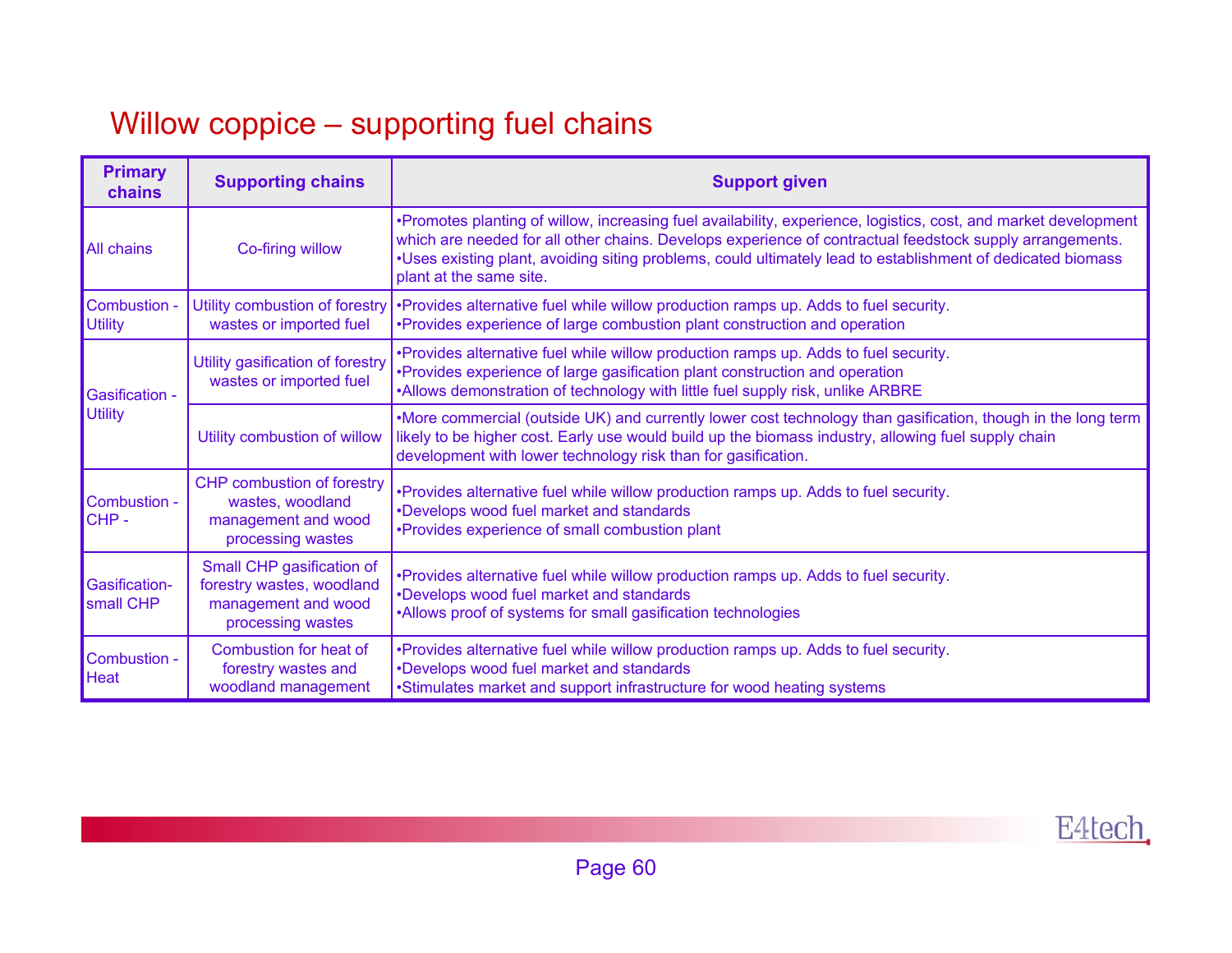# Willow coppice – supporting fuel chains

| Primary chains | Supporting chains | Support given |
|---|---|---|
| All chains | Co-firing willow | •Promotes planting of willow, increasing fuel availability, experience, logistics, cost, and market development which are needed for all other chains. Develops experience of contractual feedstock supply arrangements.<br>•Uses existing plant, avoiding siting problems, could ultimately lead to establishment of dedicated biomass plant at the same site. |
| Combustion - Utility | Utility combustion of forestry wastes or imported fuel | •Provides alternative fuel while willow production ramps up. Adds to fuel security.<br>•Provides experience of large combustion plant construction and operation |
| Gasification - Utility | Utility gasification of forestry wastes or imported fuel | •Provides alternative fuel while willow production ramps up. Adds to fuel security.<br>•Provides experience of large gasification plant construction and operation<br>•Allows demonstration of technology with little fuel supply risk, unlike ARBRE |
| | Utility combustion of willow | •More commercial (outside UK) and currently lower cost technology than gasification, though in the long term likely to be higher cost. Early use would build up the biomass industry, allowing fuel supply chain development with lower technology risk than for gasification. |
| Combustion - CHP - | CHP combustion of forestry wastes, woodland management and wood processing wastes | •Provides alternative fuel while willow production ramps up. Adds to fuel security.<br>•Develops wood fuel market and standards<br>•Provides experience of small combustion plant |
| Gasification-small CHP | Small CHP gasification of forestry wastes, woodland management and wood processing wastes | •Provides alternative fuel while willow production ramps up. Adds to fuel security.<br>•Develops wood fuel market and standards<br>•Allows proof of systems for small gasification technologies |
| Combustion - Heat | Combustion for heat of forestry wastes and woodland management | •Provides alternative fuel while willow production ramps up. Adds to fuel security.<br>•Develops wood fuel market and standards<br>•Stimulates market and support infrastructure for wood heating systems |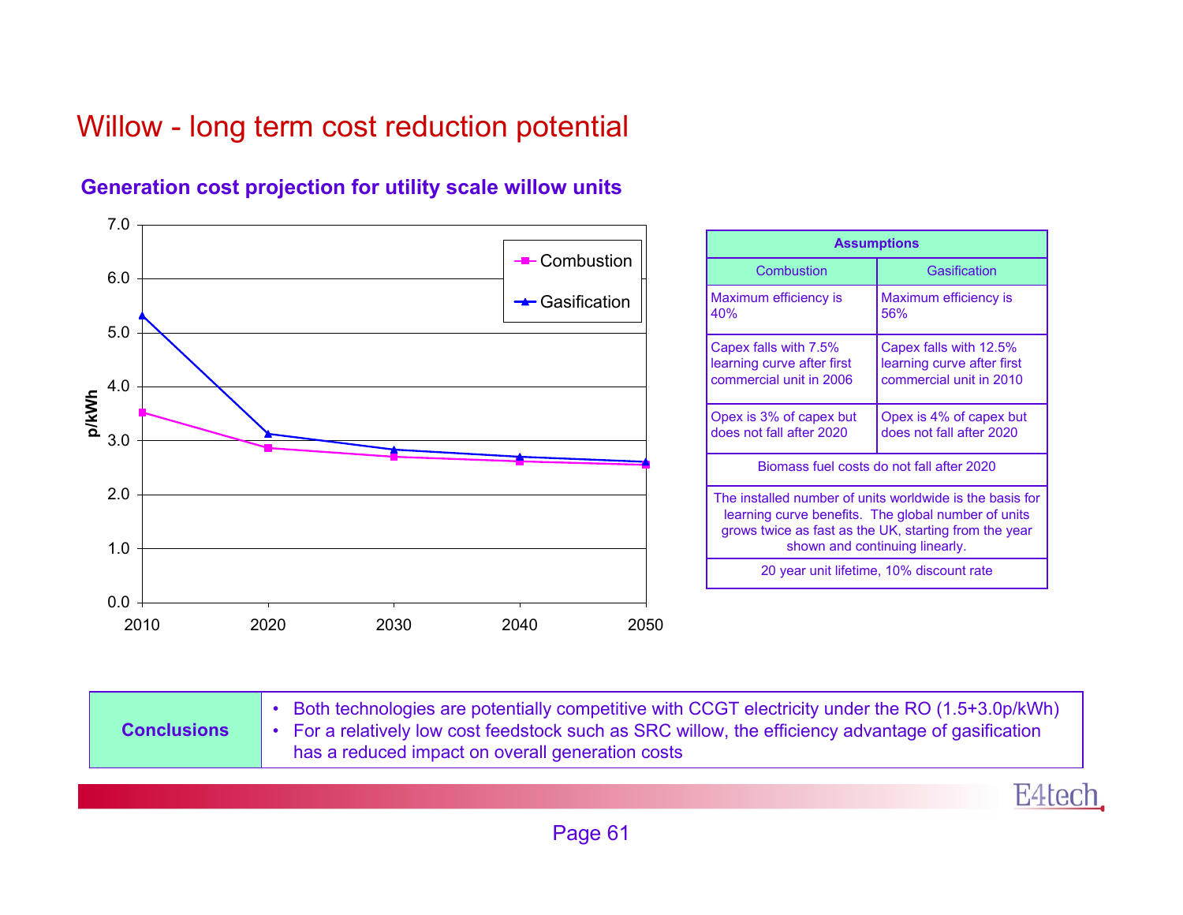# Willow - long term cost reduction potential

## Generation cost projection for utility scale willow units

p/kWh

7.0
6.0
5.0
4.0
3.0
2.0
1.0
0.0

2010 2020 2030 2040 2050

Combustion
Gasification

| Assumptions | |
|---|---|
| Combustion | Gasification |
| Maximum efficiency is 40% | Maximum efficiency is 56% |
| Capex falls with 7.5% learning curve after first commercial unit in 2006 | Capex falls with 12.5% learning curve after first commercial unit in 2010 |
| Opex is 3% of capex but does not fall after 2020 | Opex is 4% of capex but does not fall after 2020 |
| Biomass fuel costs do not fall after 2020 | |
| The installed number of units worldwide is the basis for learning curve benefits. The global number of units grows twice as fast as the UK, starting from the year shown and continuing linearly. | |
| 20 year unit lifetime, 10% discount rate | |

| | |
|---|---|
| **Conclusions** | • Both technologies are potentially competitive with CCGT electricity under the RO (1.5+3.0p/kWh)<br>• For a relatively low cost feedstock such as SRC willow, the efficiency advantage of gasification has a reduced impact on overall generation costs |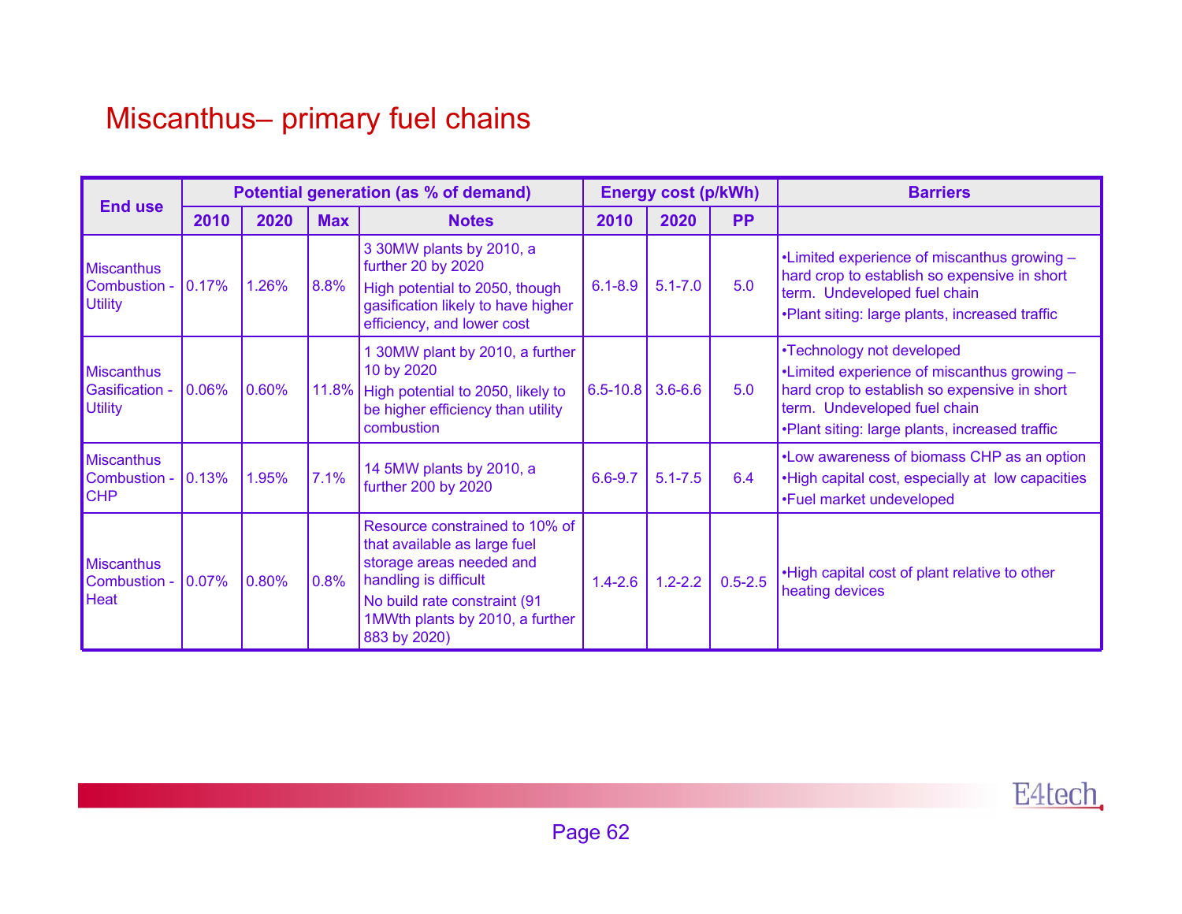# Miscanthus– primary fuel chains

| End use | Potential generation (as % of demand) | | | | Energy cost (p/kWh) | | | Barriers |
|---|---|---|---|---|---|---|---|---|
| | 2010 | 2020 | Max | Notes | 2010 | 2020 | PP | |
| Miscanthus Combustion - Utility | 0.17% | 1.26% | 8.8% | 3 30MW plants by 2010, a further 20 by 2020<br>High potential to 2050, though gasification likely to have higher efficiency, and lower cost | 6.1-8.9 | 5.1-7.0 | 5.0 | •Limited experience of miscanthus growing – hard crop to establish so expensive in short term. Undeveloped fuel chain<br>•Plant siting: large plants, increased traffic |
| Miscanthus Gasification - Utility | 0.06% | 0.60% | 11.8% | 1 30MW plant by 2010, a further 10 by 2020<br>High potential to 2050, likely to be higher efficiency than utility combustion | 6.5-10.8 | 3.6-6.6 | 5.0 | •Technology not developed<br>•Limited experience of miscanthus growing – hard crop to establish so expensive in short term. Undeveloped fuel chain<br>•Plant siting: large plants, increased traffic |
| Miscanthus Combustion - CHP | 0.13% | 1.95% | 7.1% | 14 5MW plants by 2010, a further 200 by 2020 | 6.6-9.7 | 5.1-7.5 | 6.4 | •Low awareness of biomass CHP as an option<br>•High capital cost, especially at low capacities<br>•Fuel market undeveloped |
| Miscanthus Combustion - Heat | 0.07% | 0.80% | 0.8% | Resource constrained to 10% of that available as large fuel storage areas needed and handling is difficult<br>No build rate constraint (91 1MWth plants by 2010, a further 883 by 2020) | 1.4-2.6 | 1.2-2.2 | 0.5-2.5 | •High capital cost of plant relative to other heating devices |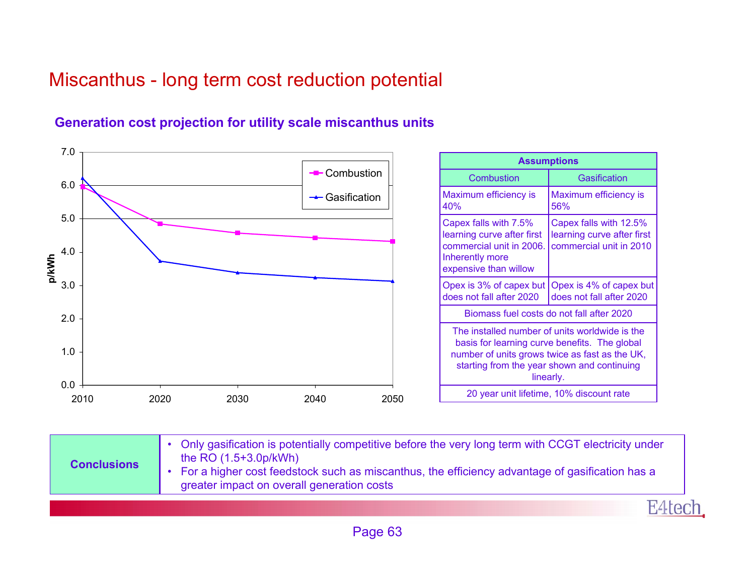# Miscanthus - long term cost reduction potential

## Generation cost projection for utility scale miscanthus units

7.0
6.0
5.0
4.0
3.0
2.0
1.0
0.0

p/kWh

2010
2020
2030
2040
2050

Combustion
Gasification

| Assumptions | |
|---|---|
| Combustion | Gasification |
| Maximum efficiency is 40% | Maximum efficiency is 56% |
| Capex falls with 7.5% learning curve after first commercial unit in 2006. Inherently more expensive than willow | Capex falls with 12.5% learning curve after first commercial unit in 2010 |
| Opex is 3% of capex but does not fall after 2020 | Opex is 4% of capex but does not fall after 2020 |
| Biomass fuel costs do not fall after 2020 | |
| The installed number of units worldwide is the basis for learning curve benefits. The global number of units grows twice as fast as the UK, starting from the year shown and continuing linearly. | |
| 20 year unit lifetime, 10% discount rate | |

| | |
|---|---|
| **Conclusions** | • Only gasification is potentially competitive before the very long term with CCGT electricity under the RO (1.5+3.0p/kWh)<br>• For a higher cost feedstock such as miscanthus, the efficiency advantage of gasification has a greater impact on overall generation costs |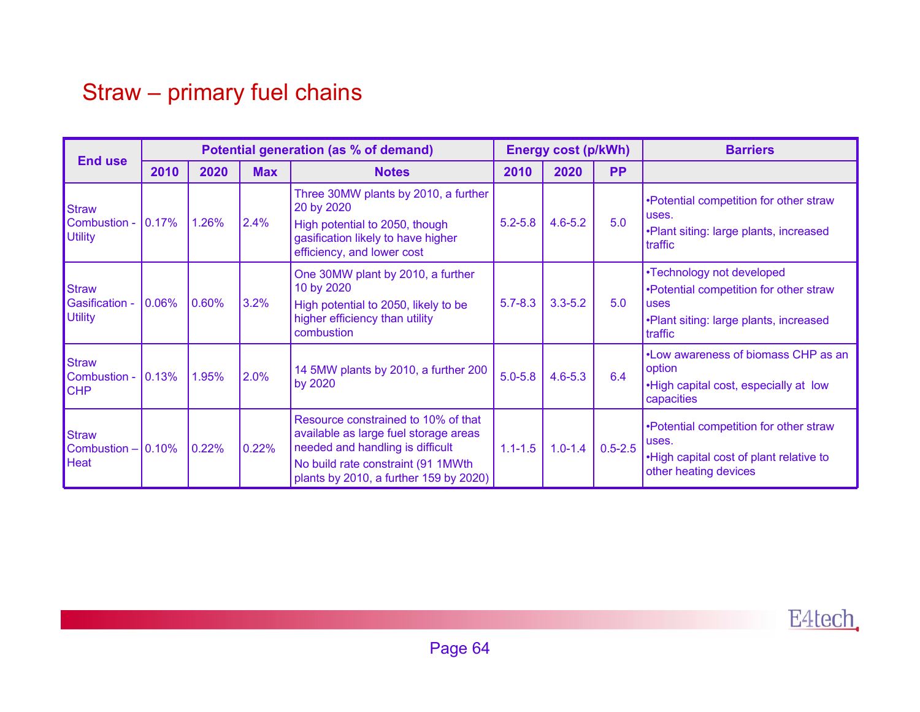# Straw – primary fuel chains

| End use | Potential generation (as % of demand) | | | | Energy cost (p/kWh) | | | Barriers |
|---|---|---|---|---|---|---|---|---|
| | 2010 | 2020 | Max | Notes | 2010 | 2020 | PP | |
| Straw Combustion - Utility | 0.17% | 1.26% | 2.4% | Three 30MW plants by 2010, a further 20 by 2020<br>High potential to 2050, though gasification likely to have higher efficiency, and lower cost | 5.2-5.8 | 4.6-5.2 | 5.0 | •Potential competition for other straw uses.<br>•Plant siting: large plants, increased traffic |
| Straw Gasification - Utility | 0.06% | 0.60% | 3.2% | One 30MW plant by 2010, a further 10 by 2020<br>High potential to 2050, likely to be higher efficiency than utility combustion | 5.7-8.3 | 3.3-5.2 | 5.0 | •Technology not developed<br>•Potential competition for other straw uses<br>•Plant siting: large plants, increased traffic |
| Straw Combustion - CHP | 0.13% | 1.95% | 2.0% | 14 5MW plants by 2010, a further 200 by 2020 | 5.0-5.8 | 4.6-5.3 | 6.4 | •Low awareness of biomass CHP as an option<br>•High capital cost, especially at low capacities |
| Straw Combustion – Heat | 0.10% | 0.22% | 0.22% | Resource constrained to 10% of that available as large fuel storage areas needed and handling is difficult<br>No build rate constraint (91 1MWth plants by 2010, a further 159 by 2020) | 1.1-1.5 | 1.0-1.4 | 0.5-2.5 | •Potential competition for other straw uses.<br>•High capital cost of plant relative to other heating devices |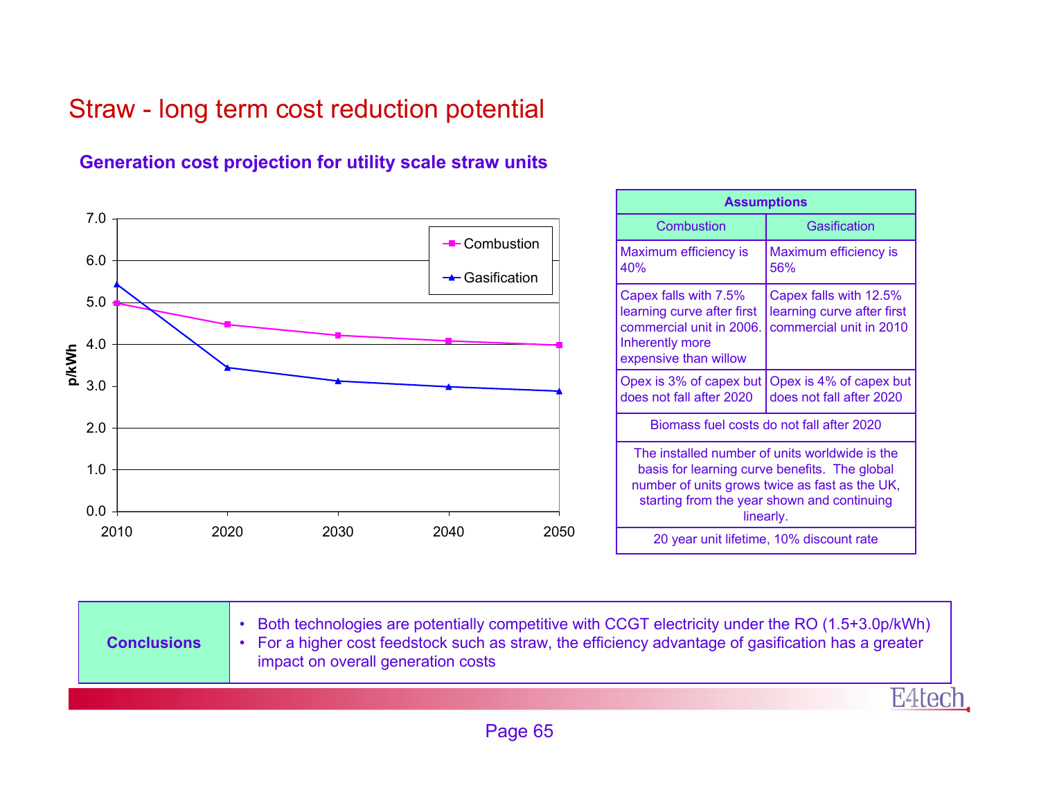# Straw - long term cost reduction potential

### Generation cost projection for utility scale straw units

7.0
6.0
5.0
4.0
3.0
2.0
1.0
0.0

p/kWh

2010
2020
2030
2040
2050

Combustion
Gasification

| Assumptions | |
|---|---|
| Combustion | Gasification |
| Maximum efficiency is 40% | Maximum efficiency is 56% |
| Capex falls with 7.5% learning curve after first commercial unit in 2006. Inherently more expensive than willow | Capex falls with 12.5% learning curve after first commercial unit in 2010 |
| Opex is 3% of capex but does not fall after 2020 | Opex is 4% of capex but does not fall after 2020 |
| Biomass fuel costs do not fall after 2020 | |
| The installed number of units worldwide is the basis for learning curve benefits. The global number of units grows twice as fast as the UK, starting from the year shown and continuing linearly. | |
| 20 year unit lifetime, 10% discount rate | |

**Conclusions**

- Both technologies are potentially competitive with CCGT electricity under the RO (1.5+3.0p/kWh)
- For a higher cost feedstock such as straw, the efficiency advantage of gasification has a greater impact on overall generation costs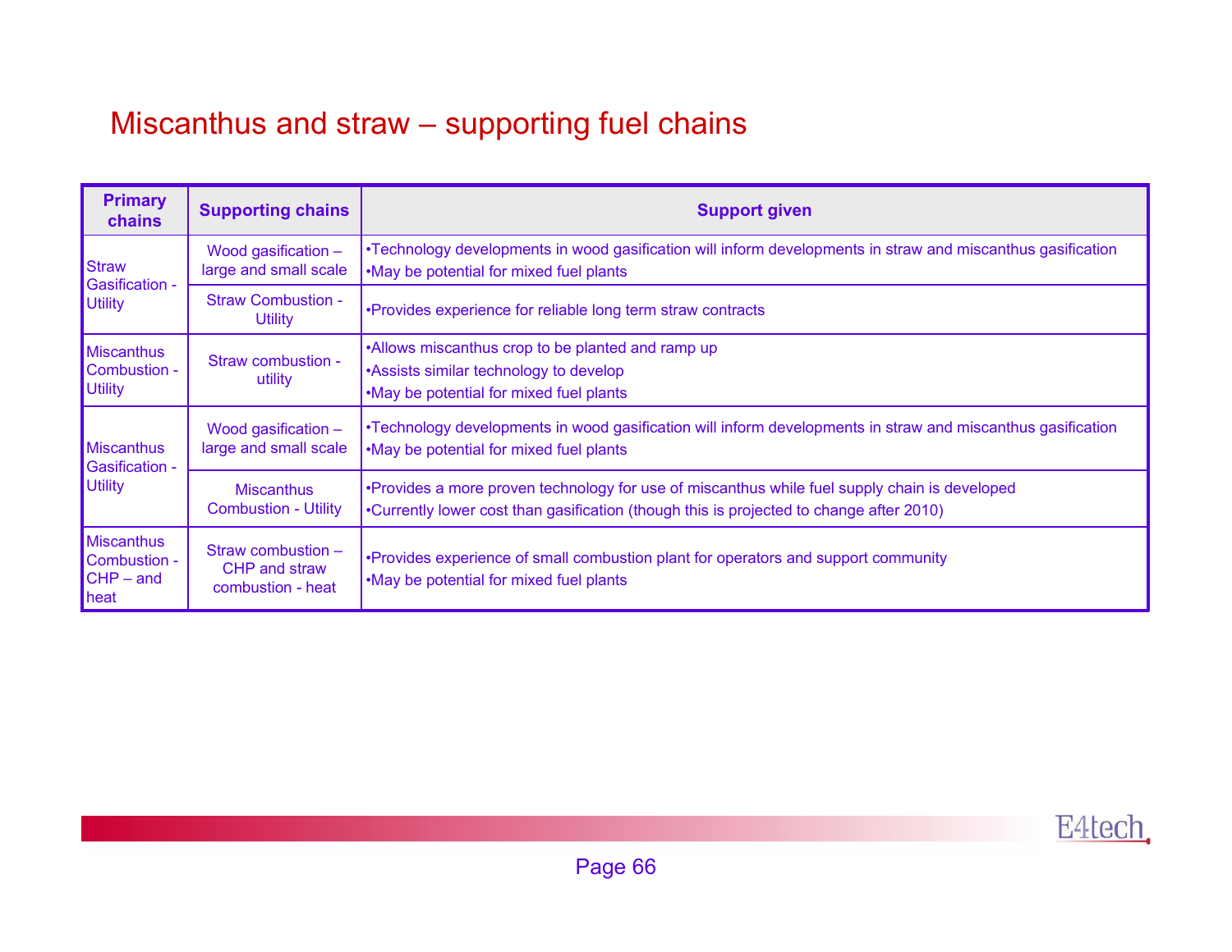# Miscanthus and straw – supporting fuel chains

| Primary chains | Supporting chains | Support given |
|---|---|---|
| Straw Gasification - Utility | Wood gasification – large and small scale | •Technology developments in wood gasification will inform developments in straw and miscanthus gasification<br>•May be potential for mixed fuel plants |
| | Straw Combustion - Utility | •Provides experience for reliable long term straw contracts |
| Miscanthus Combustion - Utility | Straw combustion - utility | •Allows miscanthus crop to be planted and ramp up<br>•Assists similar technology to develop<br>•May be potential for mixed fuel plants |
| Miscanthus Gasification - Utility | Wood gasification – large and small scale | •Technology developments in wood gasification will inform developments in straw and miscanthus gasification<br>•May be potential for mixed fuel plants |
| | Miscanthus Combustion - Utility | •Provides a more proven technology for use of miscanthus while fuel supply chain is developed<br>•Currently lower cost than gasification (though this is projected to change after 2010) |
| Miscanthus Combustion - CHP – and heat | Straw combustion – CHP and straw combustion - heat | •Provides experience of small combustion plant for operators and support community<br>•May be potential for mixed fuel plants |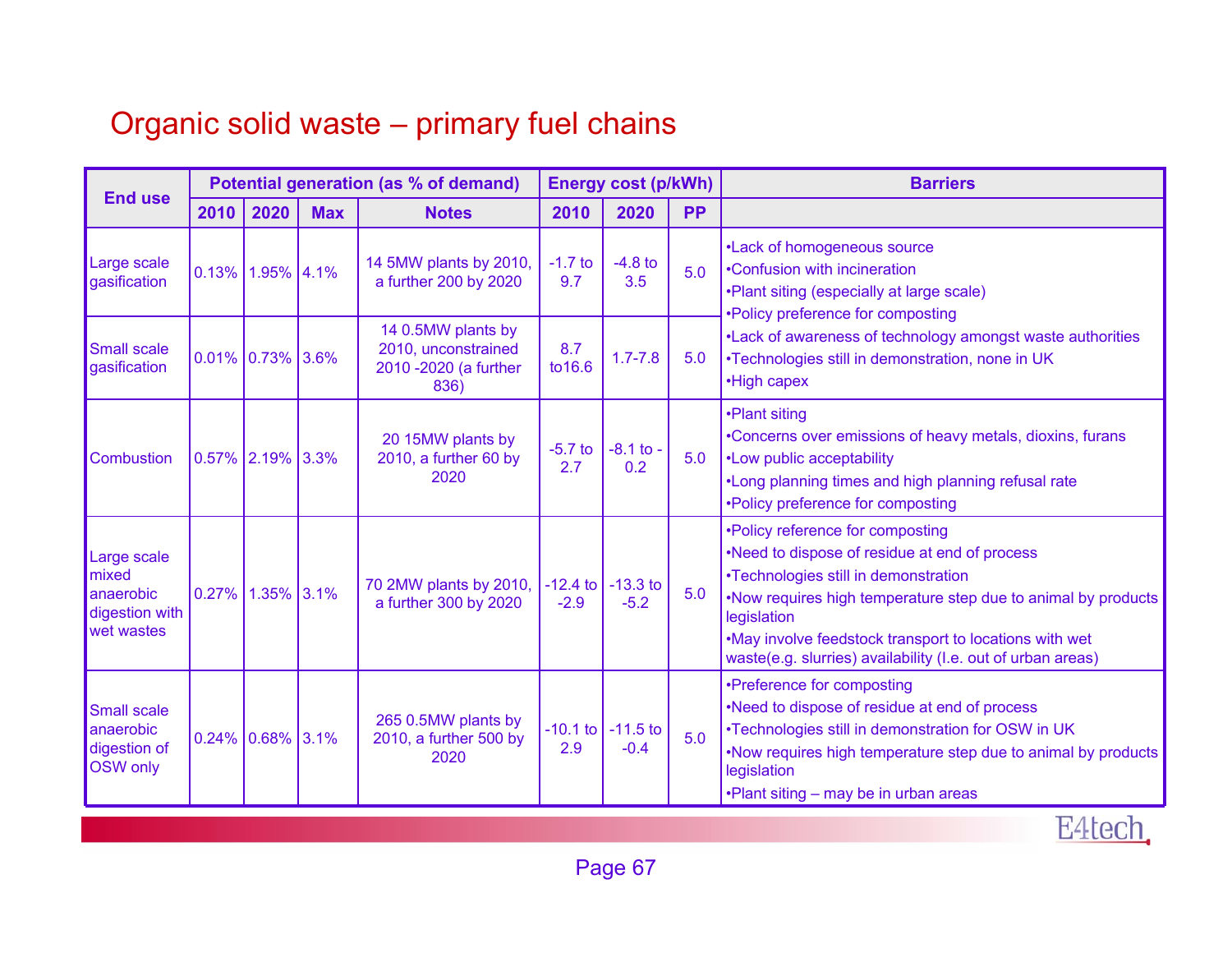# Organic solid waste – primary fuel chains

| End use | Potential generation (as % of demand) | | | | Energy cost (p/kWh) | | | Barriers |
|---|---|---|---|---|---|---|---|---|
| | 2010 | 2020 | Max | Notes | 2010 | 2020 | PP | |
| Large scale gasification | 0.13% | 1.95% | 4.1% | 14 5MW plants by 2010, a further 200 by 2020 | -1.7 to 9.7 | -4.8 to 3.5 | 5.0 | •Lack of homogeneous source<br>•Confusion with incineration<br>•Plant siting (especially at large scale)<br>•Policy preference for composting<br>•Lack of awareness of technology amongst waste authorities<br>•Technologies still in demonstration, none in UK<br>•High capex |
| Small scale gasification | 0.01% | 0.73% | 3.6% | 14 0.5MW plants by 2010, unconstrained 2010 -2020 (a further 836) | 8.7 to16.6 | 1.7-7.8 | 5.0 | |
| Combustion | 0.57% | 2.19% | 3.3% | 20 15MW plants by 2010, a further 60 by 2020 | -5.7 to 2.7 | -8.1 to -0.2 | 5.0 | •Plant siting<br>•Concerns over emissions of heavy metals, dioxins, furans<br>•Low public acceptability<br>•Long planning times and high planning refusal rate<br>•Policy preference for composting |
| Large scale mixed anaerobic digestion with wet wastes | 0.27% | 1.35% | 3.1% | 70 2MW plants by 2010, a further 300 by 2020 | -12.4 to -2.9 | -13.3 to -5.2 | 5.0 | •Policy reference for composting<br>•Need to dispose of residue at end of process<br>•Technologies still in demonstration<br>•Now requires high temperature step due to animal by products legislation<br>•May involve feedstock transport to locations with wet waste(e.g. slurries) availability (I.e. out of urban areas) |
| Small scale anaerobic digestion of OSW only | 0.24% | 0.68% | 3.1% | 265 0.5MW plants by 2010, a further 500 by 2020 | -10.1 to 2.9 | -11.5 to -0.4 | 5.0 | •Preference for composting<br>•Need to dispose of residue at end of process<br>•Technologies still in demonstration for OSW in UK<br>•Now requires high temperature step due to animal by products legislation<br>•Plant siting – may be in urban areas |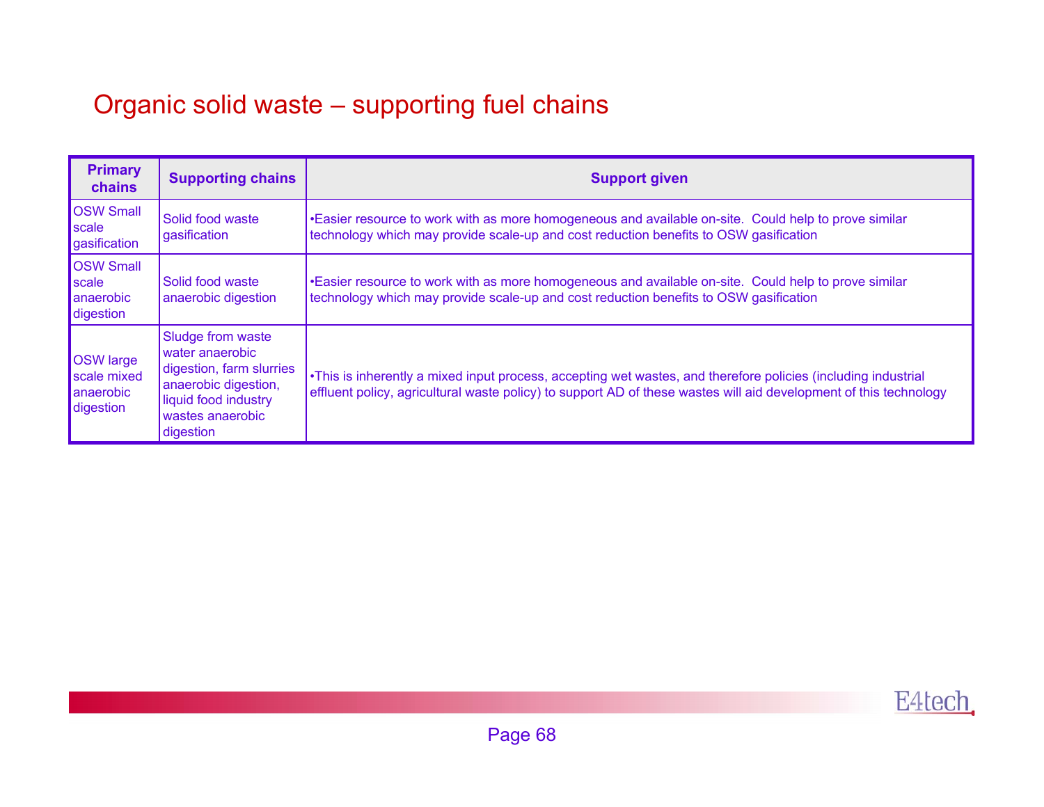# Organic solid waste – supporting fuel chains

| Primary chains | Supporting chains | Support given |
|---|---|---|
| OSW Small scale gasification | Solid food waste gasification | •Easier resource to work with as more homogeneous and available on-site. Could help to prove similar technology which may provide scale-up and cost reduction benefits to OSW gasification |
| OSW Small scale anaerobic digestion | Solid food waste anaerobic digestion | •Easier resource to work with as more homogeneous and available on-site. Could help to prove similar technology which may provide scale-up and cost reduction benefits to OSW gasification |
| OSW large scale mixed anaerobic digestion | Sludge from waste water anaerobic digestion, farm slurries anaerobic digestion, liquid food industry wastes anaerobic digestion | •This is inherently a mixed input process, accepting wet wastes, and therefore policies (including industrial effluent policy, agricultural waste policy) to support AD of these wastes will aid development of this technology |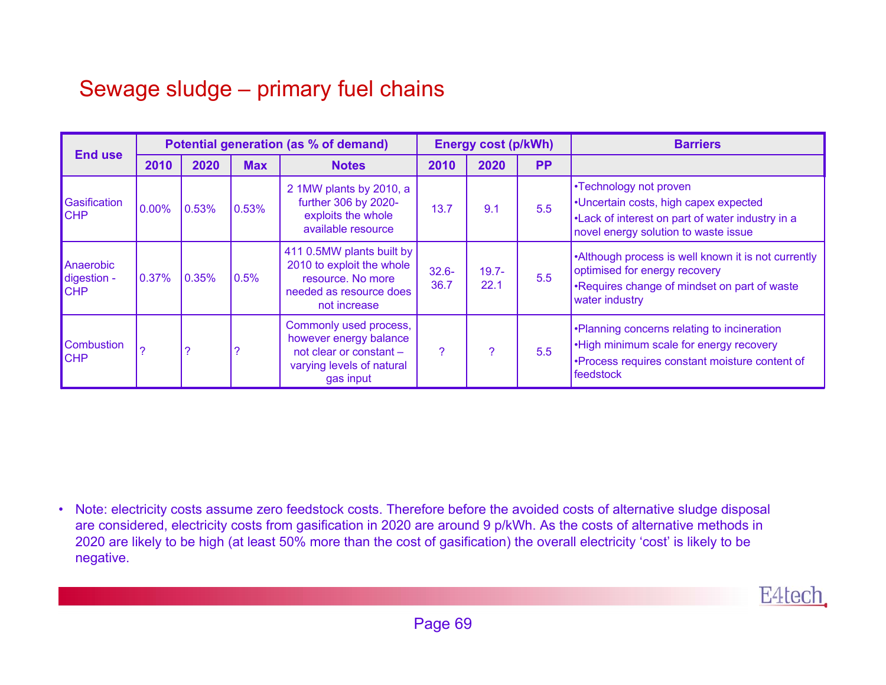## Sewage sludge – primary fuel chains

| End use | Potential generation (as % of demand) | | | | Energy cost (p/kWh) | | | Barriers |
|---|---|---|---|---|---|---|---|---|
| | 2010 | 2020 | Max | Notes | 2010 | 2020 | PP | |
| Gasification CHP | 0.00% | 0.53% | 0.53% | 2 1MW plants by 2010, a further 306 by 2020- exploits the whole available resource | 13.7 | 9.1 | 5.5 | •Technology not proven<br>•Uncertain costs, high capex expected<br>•Lack of interest on part of water industry in a novel energy solution to waste issue |
| Anaerobic digestion - CHP | 0.37% | 0.35% | 0.5% | 411 0.5MW plants built by 2010 to exploit the whole resource. No more needed as resource does not increase | 32.6-36.7 | 19.7-22.1 | 5.5 | •Although process is well known it is not currently optimised for energy recovery<br>•Requires change of mindset on part of waste water industry |
| Combustion CHP | ? | ? | ? | Commonly used process, however energy balance not clear or constant – varying levels of natural gas input | ? | ? | 5.5 | •Planning concerns relating to incineration<br>•High minimum scale for energy recovery<br>•Process requires constant moisture content of feedstock |

- Note: electricity costs assume zero feedstock costs. Therefore before the avoided costs of alternative sludge disposal are considered, electricity costs from gasification in 2020 are around 9 p/kWh. As the costs of alternative methods in 2020 are likely to be high (at least 50% more than the cost of gasification) the overall electricity 'cost' is likely to be negative.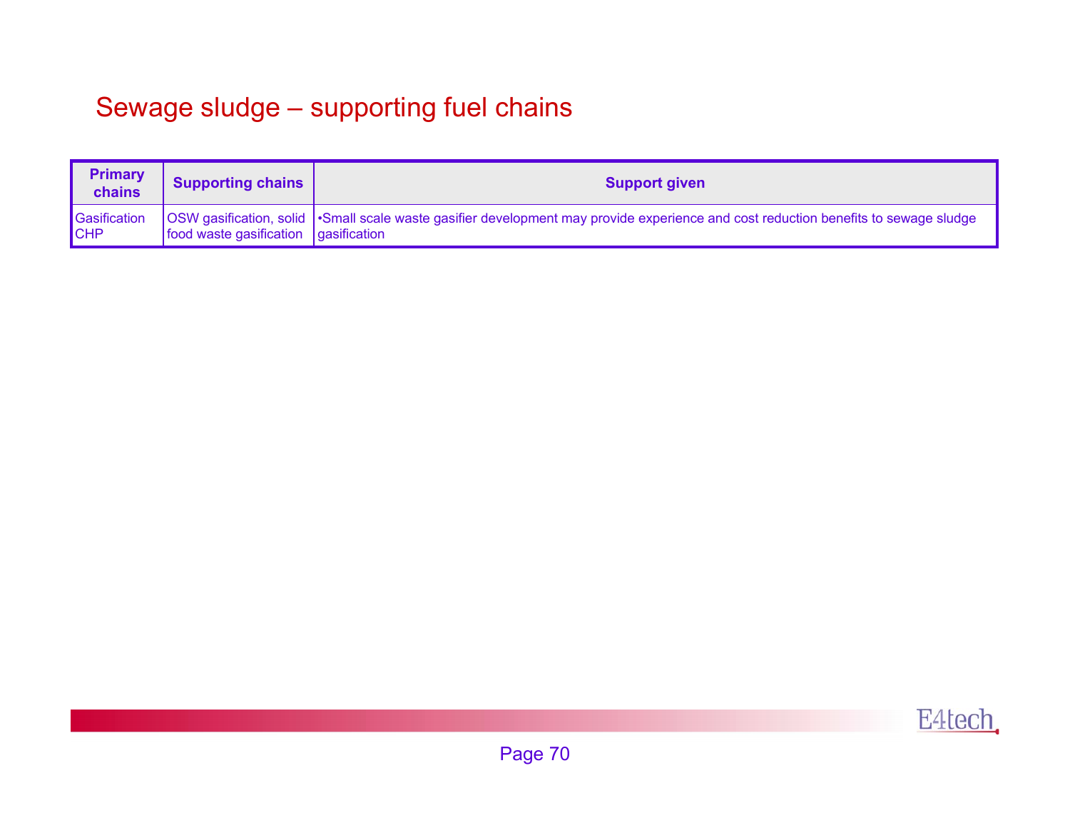# Sewage sludge – supporting fuel chains

| Primary chains | Supporting chains | Support given |
|---|---|---|
| Gasification CHP | OSW gasification, solid food waste gasification | •Small scale waste gasifier development may provide experience and cost reduction benefits to sewage sludge gasification |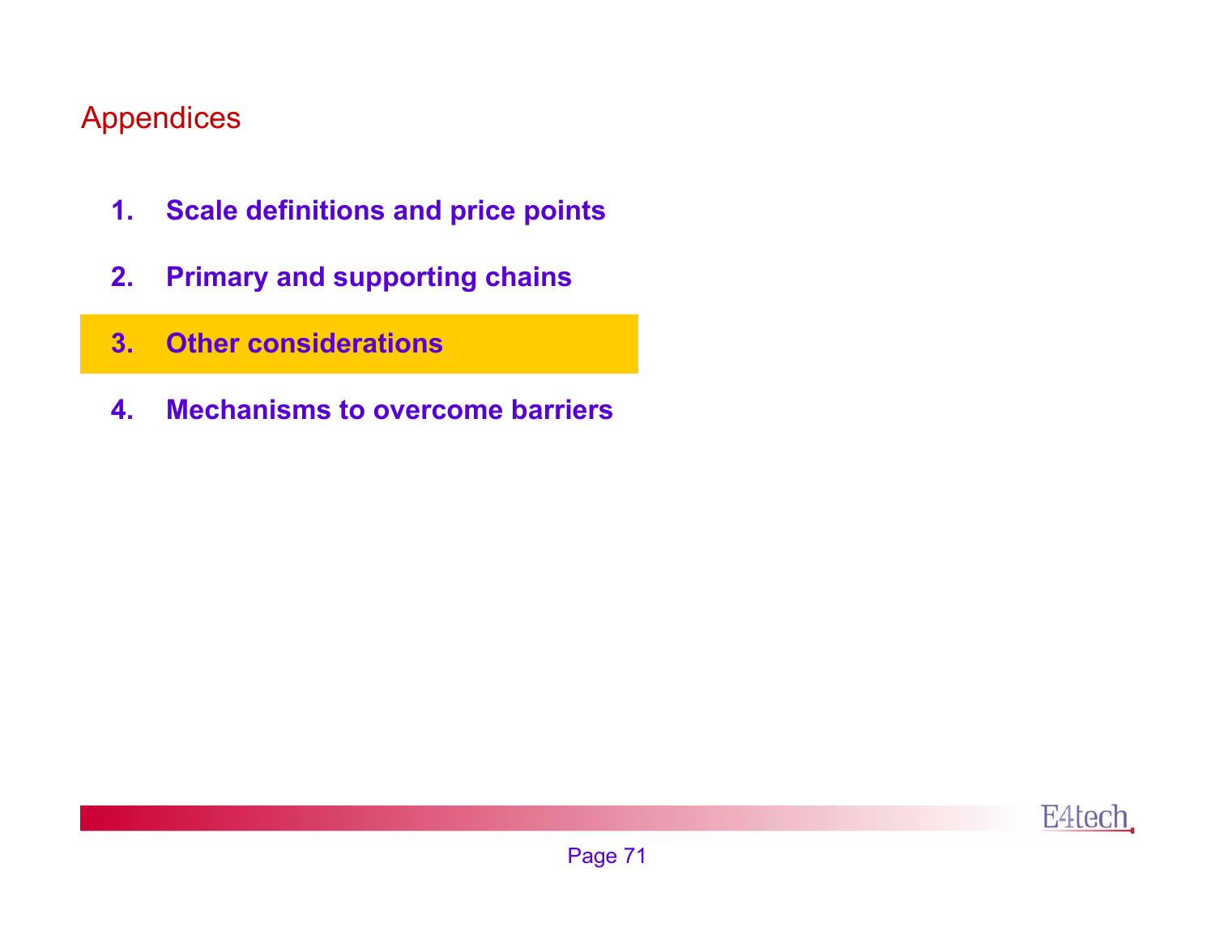# Appendices

1. **Scale definitions and price points**
2. **Primary and supporting chains**
3. **Other considerations**
4. **Mechanisms to overcome barriers**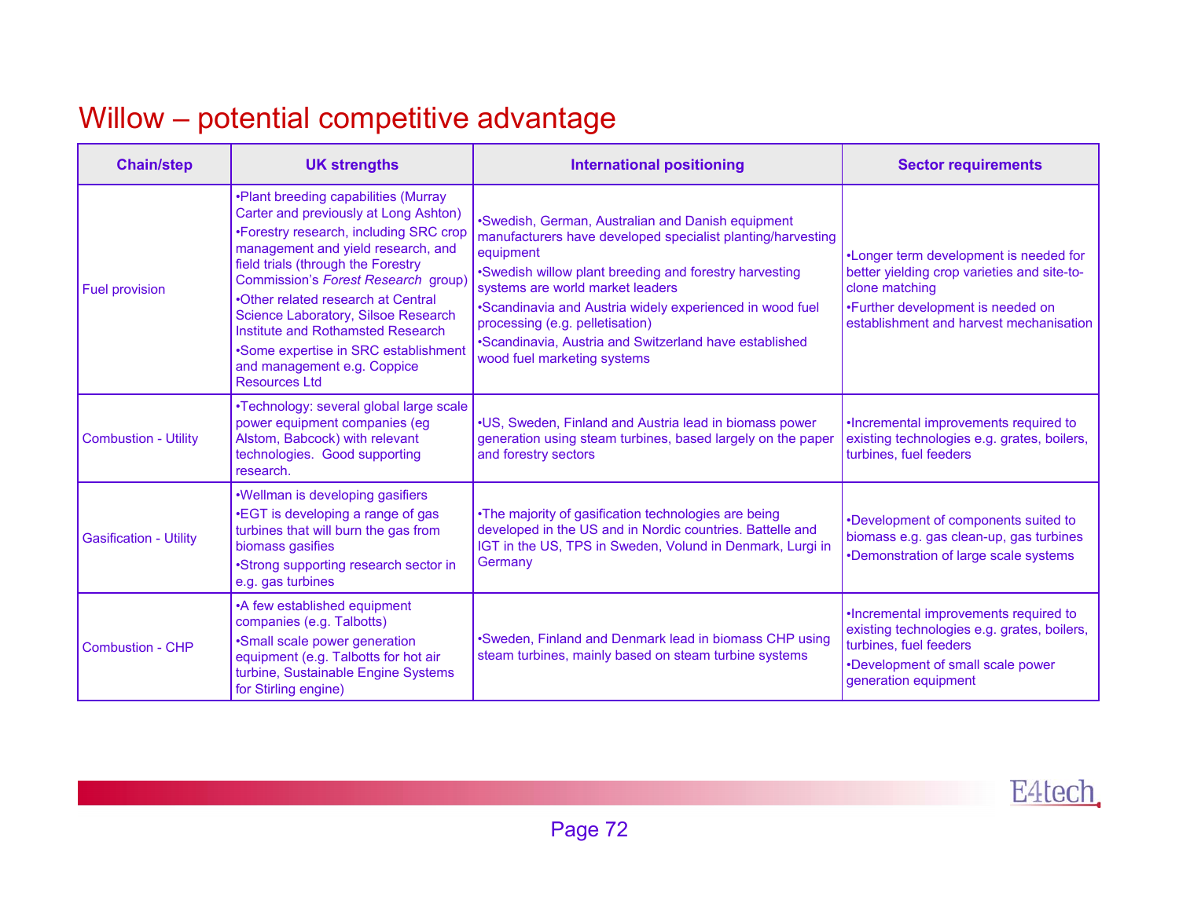# Willow – potential competitive advantage

| Chain/step | UK strengths | International positioning | Sector requirements |
|---|---|---|---|
| Fuel provision | •Plant breeding capabilities (Murray Carter and previously at Long Ashton)<br>•Forestry research, including SRC crop management and yield research, and field trials (through the Forestry Commission's *Forest Research* group)<br>•Other related research at Central Science Laboratory, Silsoe Research Institute and Rothamsted Research<br>•Some expertise in SRC establishment and management e.g. Coppice Resources Ltd | •Swedish, German, Australian and Danish equipment manufacturers have developed specialist planting/harvesting equipment<br>•Swedish willow plant breeding and forestry harvesting systems are world market leaders<br>•Scandinavia and Austria widely experienced in wood fuel processing (e.g. pelletisation)<br>•Scandinavia, Austria and Switzerland have established wood fuel marketing systems | •Longer term development is needed for better yielding crop varieties and site-to-clone matching<br>•Further development is needed on establishment and harvest mechanisation |
| Combustion - Utility | •Technology: several global large scale power equipment companies (eg Alstom, Babcock) with relevant technologies. Good supporting research. | •US, Sweden, Finland and Austria lead in biomass power generation using steam turbines, based largely on the paper and forestry sectors | •Incremental improvements required to existing technologies e.g. grates, boilers, turbines, fuel feeders |
| Gasification - Utility | •Wellman is developing gasifiers<br>•EGT is developing a range of gas turbines that will burn the gas from biomass gasifies<br>•Strong supporting research sector in e.g. gas turbines | •The majority of gasification technologies are being developed in the US and in Nordic countries. Battelle and IGT in the US, TPS in Sweden, Volund in Denmark, Lurgi in Germany | •Development of components suited to biomass e.g. gas clean-up, gas turbines<br>•Demonstration of large scale systems |
| Combustion - CHP | •A few established equipment companies (e.g. Talbotts)<br>•Small scale power generation equipment (e.g. Talbotts for hot air turbine, Sustainable Engine Systems for Stirling engine) | •Sweden, Finland and Denmark lead in biomass CHP using steam turbines, mainly based on steam turbine systems | •Incremental improvements required to existing technologies e.g. grates, boilers, turbines, fuel feeders<br>•Development of small scale power generation equipment |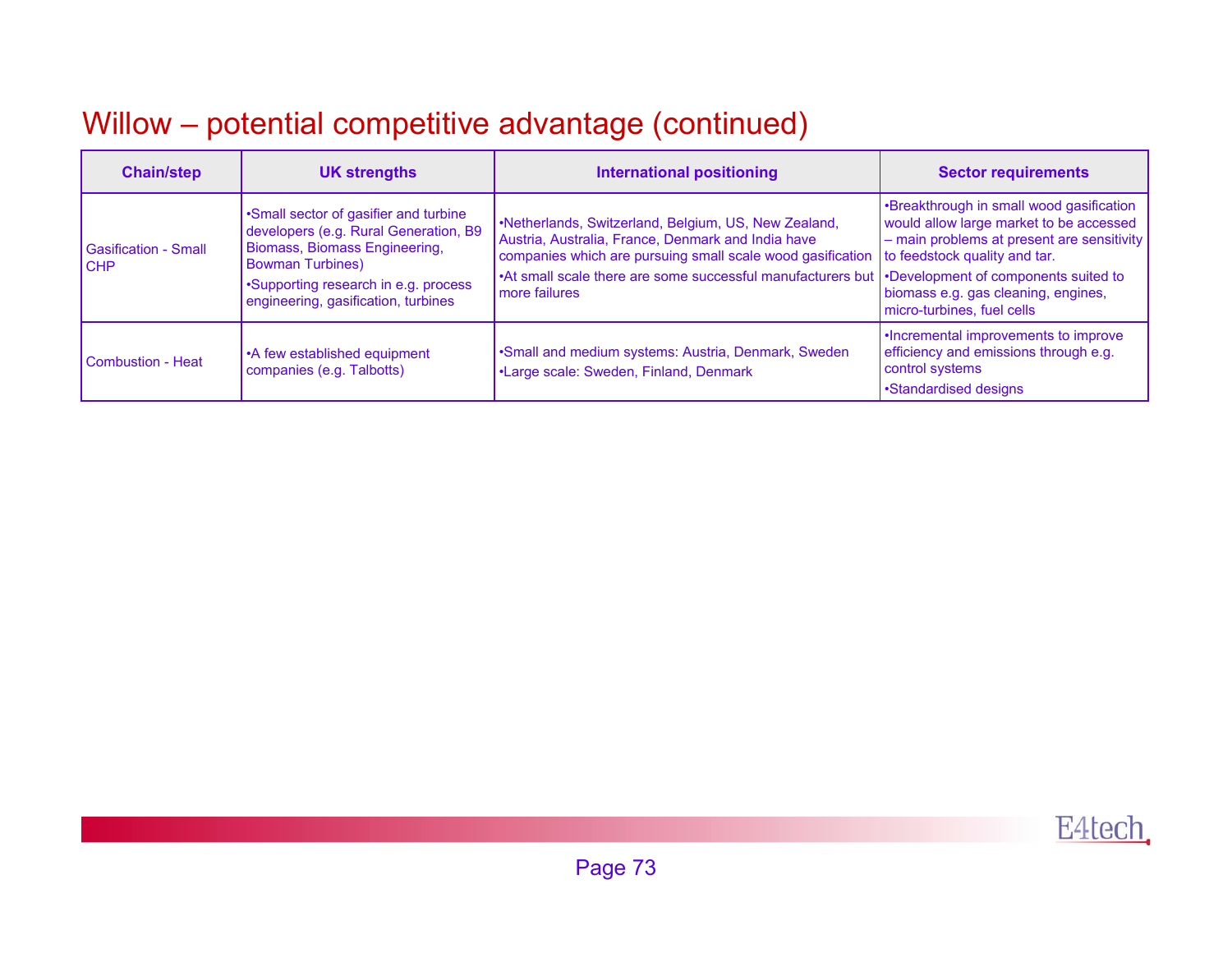# Willow – potential competitive advantage (continued)

| Chain/step | UK strengths | International positioning | Sector requirements |
|---|---|---|---|
| Gasification - Small CHP | •Small sector of gasifier and turbine developers (e.g. Rural Generation, B9 Biomass, Biomass Engineering, Bowman Turbines)<br>•Supporting research in e.g. process engineering, gasification, turbines | •Netherlands, Switzerland, Belgium, US, New Zealand, Austria, Australia, France, Denmark and India have companies which are pursuing small scale wood gasification<br>•At small scale there are some successful manufacturers but more failures | •Breakthrough in small wood gasification would allow large market to be accessed – main problems at present are sensitivity to feedstock quality and tar.<br>•Development of components suited to biomass e.g. gas cleaning, engines, micro-turbines, fuel cells |
| Combustion - Heat | •A few established equipment companies (e.g. Talbotts) | •Small and medium systems: Austria, Denmark, Sweden<br>•Large scale: Sweden, Finland, Denmark | •Incremental improvements to improve efficiency and emissions through e.g. control systems<br>•Standardised designs |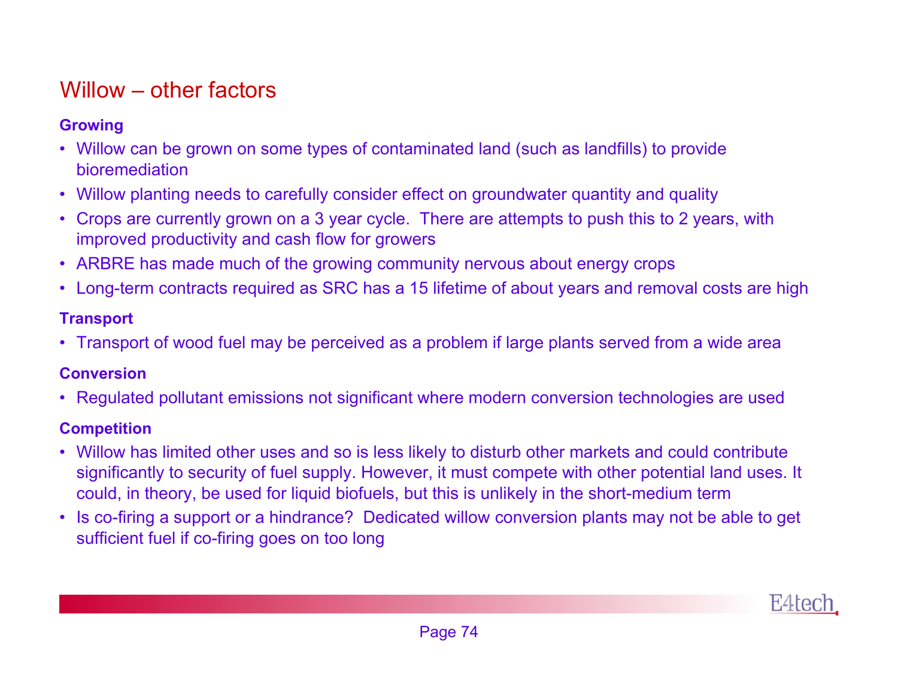## Willow – other factors

**Growing**

- Willow can be grown on some types of contaminated land (such as landfills) to provide bioremediation
- Willow planting needs to carefully consider effect on groundwater quantity and quality
- Crops are currently grown on a 3 year cycle. There are attempts to push this to 2 years, with improved productivity and cash flow for growers
- ARBRE has made much of the growing community nervous about energy crops
- Long-term contracts required as SRC has a 15 lifetime of about years and removal costs are high

**Transport**

- Transport of wood fuel may be perceived as a problem if large plants served from a wide area

**Conversion**

- Regulated pollutant emissions not significant where modern conversion technologies are used

**Competition**

- Willow has limited other uses and so is less likely to disturb other markets and could contribute significantly to security of fuel supply. However, it must compete with other potential land uses. It could, in theory, be used for liquid biofuels, but this is unlikely in the short-medium term
- Is co-firing a support or a hindrance? Dedicated willow conversion plants may not be able to get sufficient fuel if co-firing goes on too long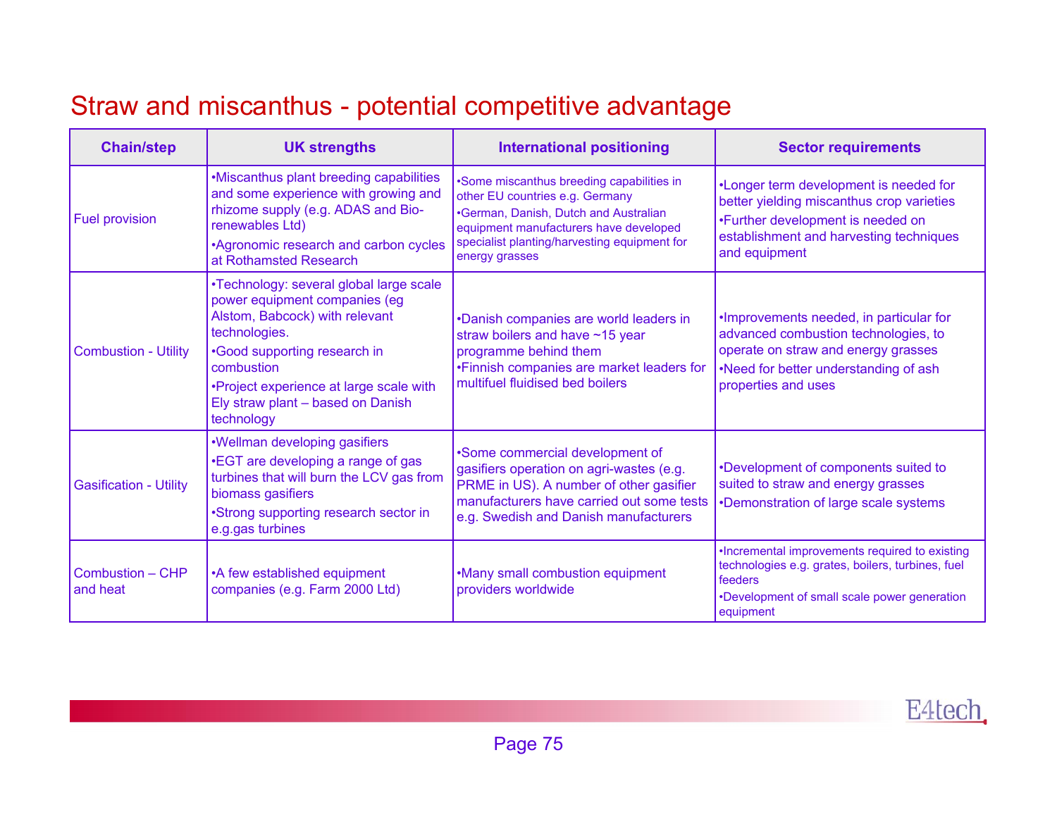# Straw and miscanthus - potential competitive advantage

| Chain/step | UK strengths | International positioning | Sector requirements |
|---|---|---|---|
| Fuel provision | •Miscanthus plant breeding capabilities and some experience with growing and rhizome supply (e.g. ADAS and Bio-renewables Ltd)<br>•Agronomic research and carbon cycles at Rothamsted Research | •Some miscanthus breeding capabilities in other EU countries e.g. Germany<br>•German, Danish, Dutch and Australian equipment manufacturers have developed specialist planting/harvesting equipment for energy grasses | •Longer term development is needed for better yielding miscanthus crop varieties<br>•Further development is needed on establishment and harvesting techniques and equipment |
| Combustion - Utility | •Technology: several global large scale power equipment companies (eg Alstom, Babcock) with relevant technologies.<br>•Good supporting research in combustion<br>•Project experience at large scale with Ely straw plant – based on Danish technology | •Danish companies are world leaders in straw boilers and have ~15 year programme behind them<br>•Finnish companies are market leaders for multifuel fluidised bed boilers | •Improvements needed, in particular for advanced combustion technologies, to operate on straw and energy grasses<br>•Need for better understanding of ash properties and uses |
| Gasification - Utility | •Wellman developing gasifiers<br>•EGT are developing a range of gas turbines that will burn the LCV gas from biomass gasifiers<br>•Strong supporting research sector in e.g.gas turbines | •Some commercial development of gasifiers operation on agri-wastes (e.g. PRME in US). A number of other gasifier manufacturers have carried out some tests e.g. Swedish and Danish manufacturers | •Development of components suited to suited to straw and energy grasses<br>•Demonstration of large scale systems |
| Combustion – CHP and heat | •A few established equipment companies (e.g. Farm 2000 Ltd) | •Many small combustion equipment providers worldwide | •Incremental improvements required to existing technologies e.g. grates, boilers, turbines, fuel feeders<br>•Development of small scale power generation equipment |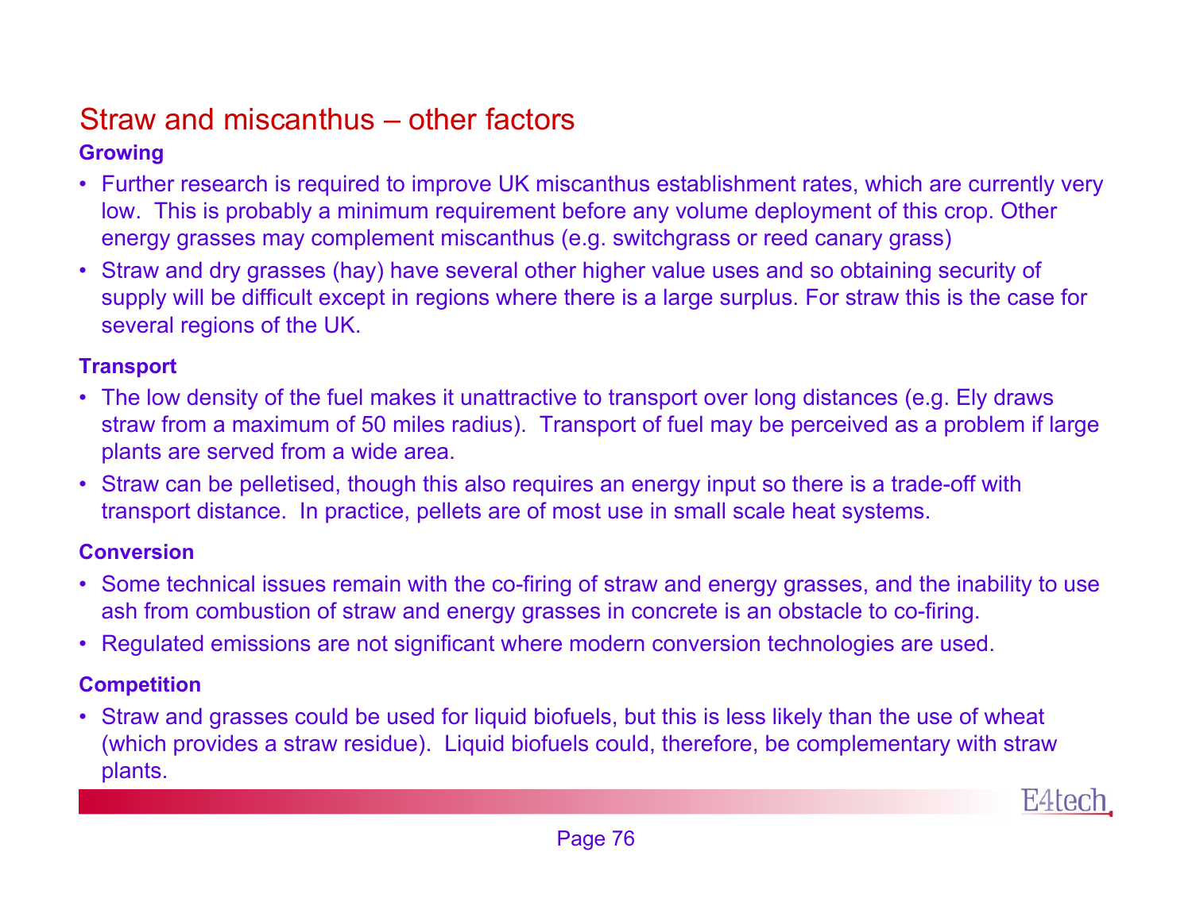## Straw and miscanthus – other factors

### Growing

- Further research is required to improve UK miscanthus establishment rates, which are currently very low. This is probably a minimum requirement before any volume deployment of this crop. Other energy grasses may complement miscanthus (e.g. switchgrass or reed canary grass)
- Straw and dry grasses (hay) have several other higher value uses and so obtaining security of supply will be difficult except in regions where there is a large surplus. For straw this is the case for several regions of the UK.

### Transport

- The low density of the fuel makes it unattractive to transport over long distances (e.g. Ely draws straw from a maximum of 50 miles radius). Transport of fuel may be perceived as a problem if large plants are served from a wide area.
- Straw can be pelletised, though this also requires an energy input so there is a trade-off with transport distance. In practice, pellets are of most use in small scale heat systems.

### Conversion

- Some technical issues remain with the co-firing of straw and energy grasses, and the inability to use ash from combustion of straw and energy grasses in concrete is an obstacle to co-firing.
- Regulated emissions are not significant where modern conversion technologies are used.

### Competition

- Straw and grasses could be used for liquid biofuels, but this is less likely than the use of wheat (which provides a straw residue). Liquid biofuels could, therefore, be complementary with straw plants.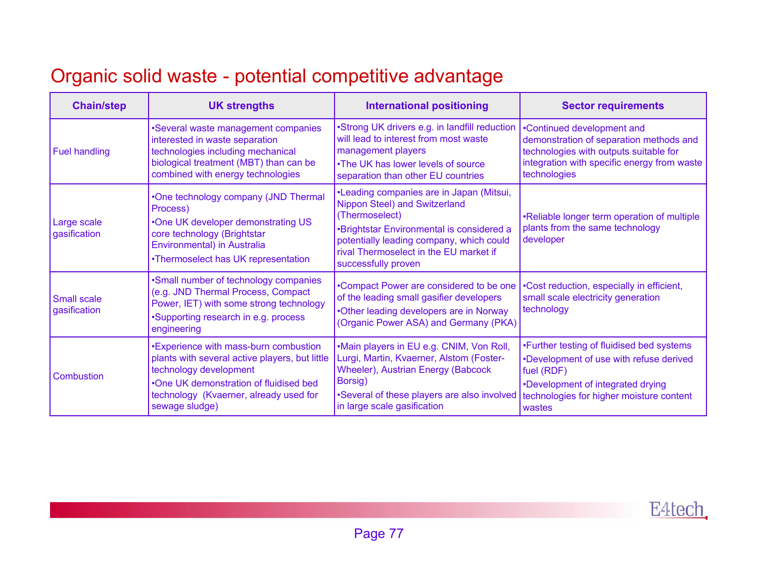# Organic solid waste - potential competitive advantage

| Chain/step | UK strengths | International positioning | Sector requirements |
|---|---|---|---|
| Fuel handling | •Several waste management companies interested in waste separation technologies including mechanical biological treatment (MBT) than can be combined with energy technologies | •Strong UK drivers e.g. in landfill reduction will lead to interest from most waste management players<br>•The UK has lower levels of source separation than other EU countries | •Continued development and demonstration of separation methods and technologies with outputs suitable for integration with specific energy from waste technologies |
| Large scale gasification | •One technology company (JND Thermal Process)<br>•One UK developer demonstrating US core technology (Brightstar Environmental) in Australia<br>•Thermoselect has UK representation | •Leading companies are in Japan (Mitsui, Nippon Steel) and Switzerland (Thermoselect)<br>•Brightstar Environmental is considered a potentially leading company, which could rival Thermoselect in the EU market if successfully proven | •Reliable longer term operation of multiple plants from the same technology developer |
| Small scale gasification | •Small number of technology companies (e.g. JND Thermal Process, Compact Power, IET) with some strong technology<br>•Supporting research in e.g. process engineering | •Compact Power are considered to be one of the leading small gasifier developers<br>•Other leading developers are in Norway (Organic Power ASA) and Germany (PKA) | •Cost reduction, especially in efficient, small scale electricity generation technology |
| Combustion | •Experience with mass-burn combustion plants with several active players, but little technology development<br>•One UK demonstration of fluidised bed technology (Kvaerner, already used for sewage sludge) | •Main players in EU e.g. CNIM, Von Roll, Lurgi, Martin, Kvaerner, Alstom (Foster-Wheeler), Austrian Energy (Babcock Borsig)<br>•Several of these players are also involved in large scale gasification | •Further testing of fluidised bed systems<br>•Development of use with refuse derived fuel (RDF)<br>•Development of integrated drying technologies for higher moisture content wastes |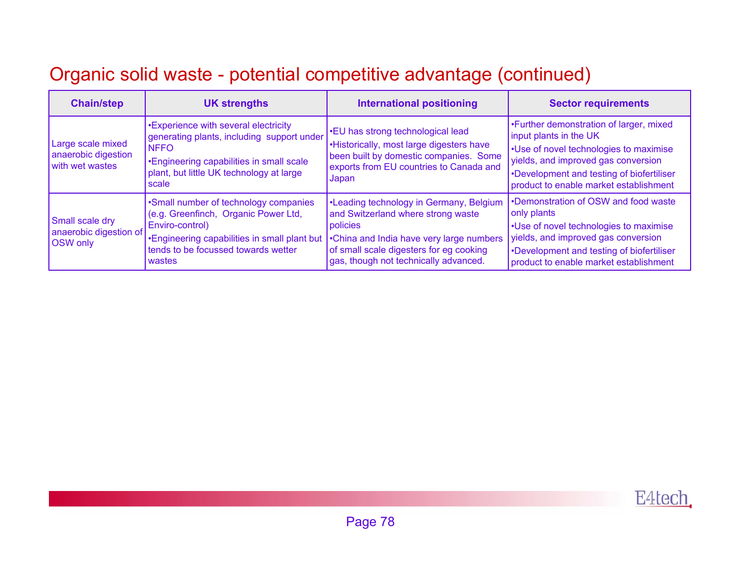# Organic solid waste - potential competitive advantage (continued)

| Chain/step | UK strengths | International positioning | Sector requirements |
|---|---|---|---|
| Large scale mixed anaerobic digestion with wet wastes | •Experience with several electricity generating plants, including support under NFFO<br>•Engineering capabilities in small scale plant, but little UK technology at large scale | •EU has strong technological lead<br>•Historically, most large digesters have been built by domestic companies. Some exports from EU countries to Canada and Japan | •Further demonstration of larger, mixed input plants in the UK<br>•Use of novel technologies to maximise yields, and improved gas conversion<br>•Development and testing of biofertiliser product to enable market establishment |
| Small scale dry anaerobic digestion of OSW only | •Small number of technology companies (e.g. Greenfinch, Organic Power Ltd, Enviro-control)<br>•Engineering capabilities in small plant but tends to be focussed towards wetter wastes | •Leading technology in Germany, Belgium and Switzerland where strong waste policies<br>•China and India have very large numbers of small scale digesters for eg cooking gas, though not technically advanced. | •Demonstration of OSW and food waste only plants<br>•Use of novel technologies to maximise yields, and improved gas conversion<br>•Development and testing of biofertiliser product to enable market establishment |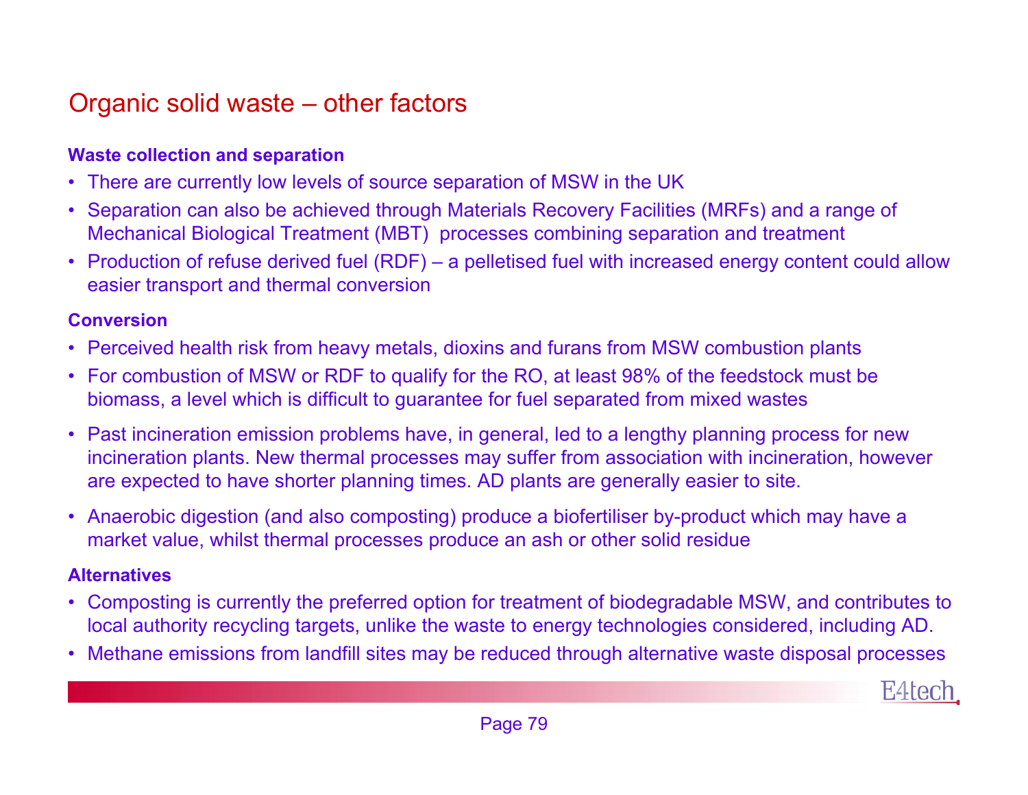## Organic solid waste – other factors

**Waste collection and separation**

- There are currently low levels of source separation of MSW in the UK
- Separation can also be achieved through Materials Recovery Facilities (MRFs) and a range of Mechanical Biological Treatment (MBT) processes combining separation and treatment
- Production of refuse derived fuel (RDF) – a pelletised fuel with increased energy content could allow easier transport and thermal conversion

**Conversion**

- Perceived health risk from heavy metals, dioxins and furans from MSW combustion plants
- For combustion of MSW or RDF to qualify for the RO, at least 98% of the feedstock must be biomass, a level which is difficult to guarantee for fuel separated from mixed wastes
- Past incineration emission problems have, in general, led to a lengthy planning process for new incineration plants. New thermal processes may suffer from association with incineration, however are expected to have shorter planning times. AD plants are generally easier to site.
- Anaerobic digestion (and also composting) produce a biofertiliser by-product which may have a market value, whilst thermal processes produce an ash or other solid residue

**Alternatives**

- Composting is currently the preferred option for treatment of biodegradable MSW, and contributes to local authority recycling targets, unlike the waste to energy technologies considered, including AD.
- Methane emissions from landfill sites may be reduced through alternative waste disposal processes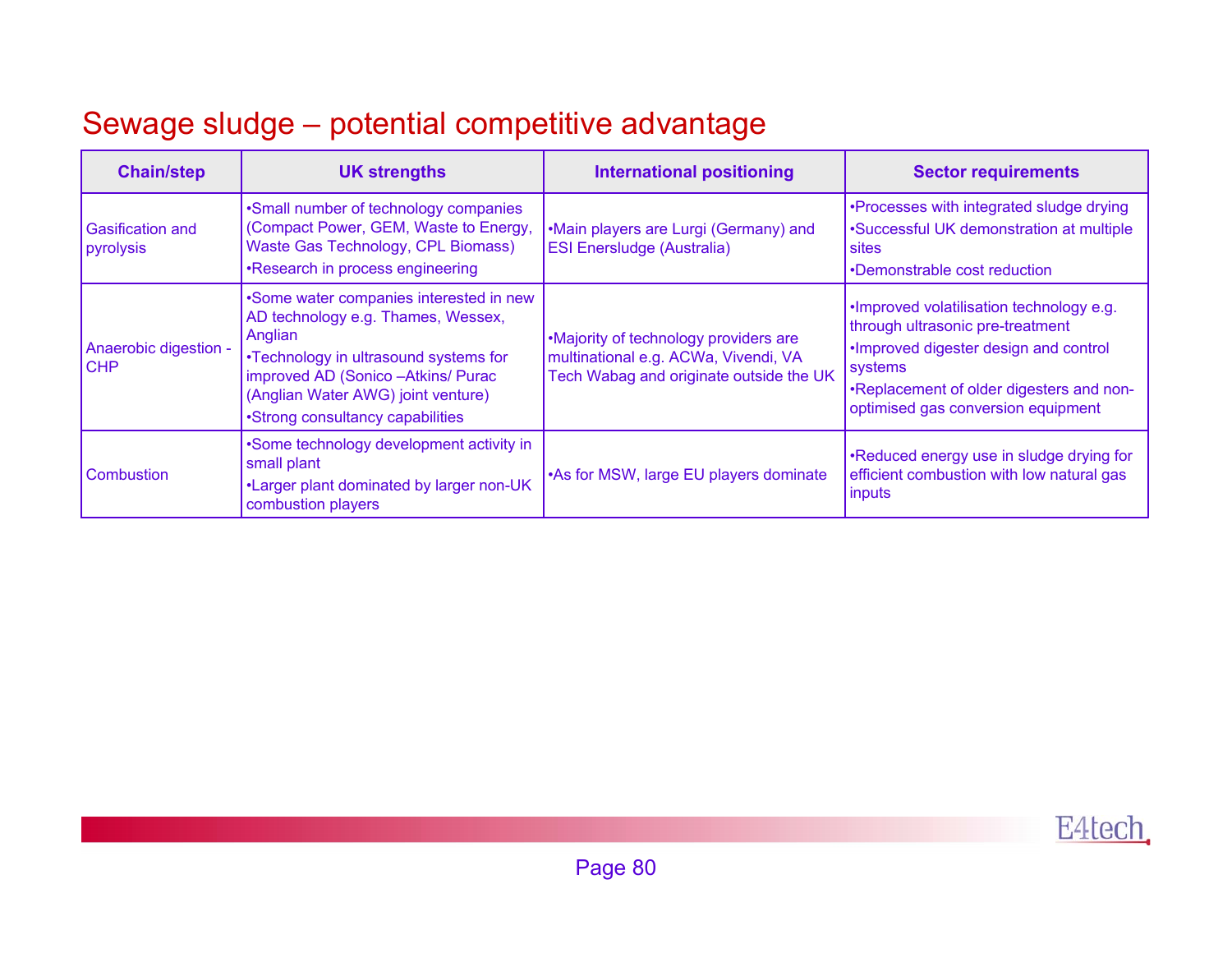# Sewage sludge – potential competitive advantage

| Chain/step | UK strengths | International positioning | Sector requirements |
|---|---|---|---|
| Gasification and pyrolysis | •Small number of technology companies (Compact Power, GEM, Waste to Energy, Waste Gas Technology, CPL Biomass)<br>•Research in process engineering | •Main players are Lurgi (Germany) and ESI Enersludge (Australia) | •Processes with integrated sludge drying<br>•Successful UK demonstration at multiple sites<br>•Demonstrable cost reduction |
| Anaerobic digestion - CHP | •Some water companies interested in new AD technology e.g. Thames, Wessex, Anglian<br>•Technology in ultrasound systems for improved AD (Sonico –Atkins/ Purac (Anglian Water AWG) joint venture)<br>•Strong consultancy capabilities | •Majority of technology providers are multinational e.g. ACWa, Vivendi, VA Tech Wabag and originate outside the UK | •Improved volatilisation technology e.g. through ultrasonic pre-treatment<br>•Improved digester design and control systems<br>•Replacement of older digesters and non-optimised gas conversion equipment |
| Combustion | •Some technology development activity in small plant<br>•Larger plant dominated by larger non-UK combustion players | •As for MSW, large EU players dominate | •Reduced energy use in sludge drying for efficient combustion with low natural gas inputs |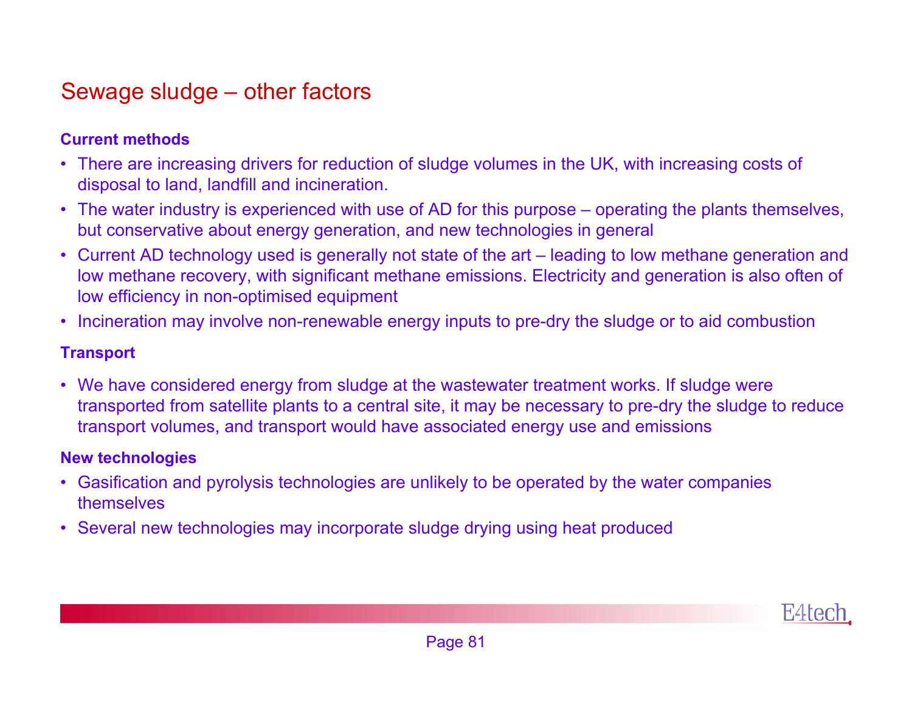## Sewage sludge – other factors

**Current methods**

- There are increasing drivers for reduction of sludge volumes in the UK, with increasing costs of disposal to land, landfill and incineration.
- The water industry is experienced with use of AD for this purpose – operating the plants themselves, but conservative about energy generation, and new technologies in general
- Current AD technology used is generally not state of the art – leading to low methane generation and low methane recovery, with significant methane emissions. Electricity and generation is also often of low efficiency in non-optimised equipment
- Incineration may involve non-renewable energy inputs to pre-dry the sludge or to aid combustion

**Transport**

- We have considered energy from sludge at the wastewater treatment works. If sludge were transported from satellite plants to a central site, it may be necessary to pre-dry the sludge to reduce transport volumes, and transport would have associated energy use and emissions

**New technologies**

- Gasification and pyrolysis technologies are unlikely to be operated by the water companies themselves
- Several new technologies may incorporate sludge drying using heat produced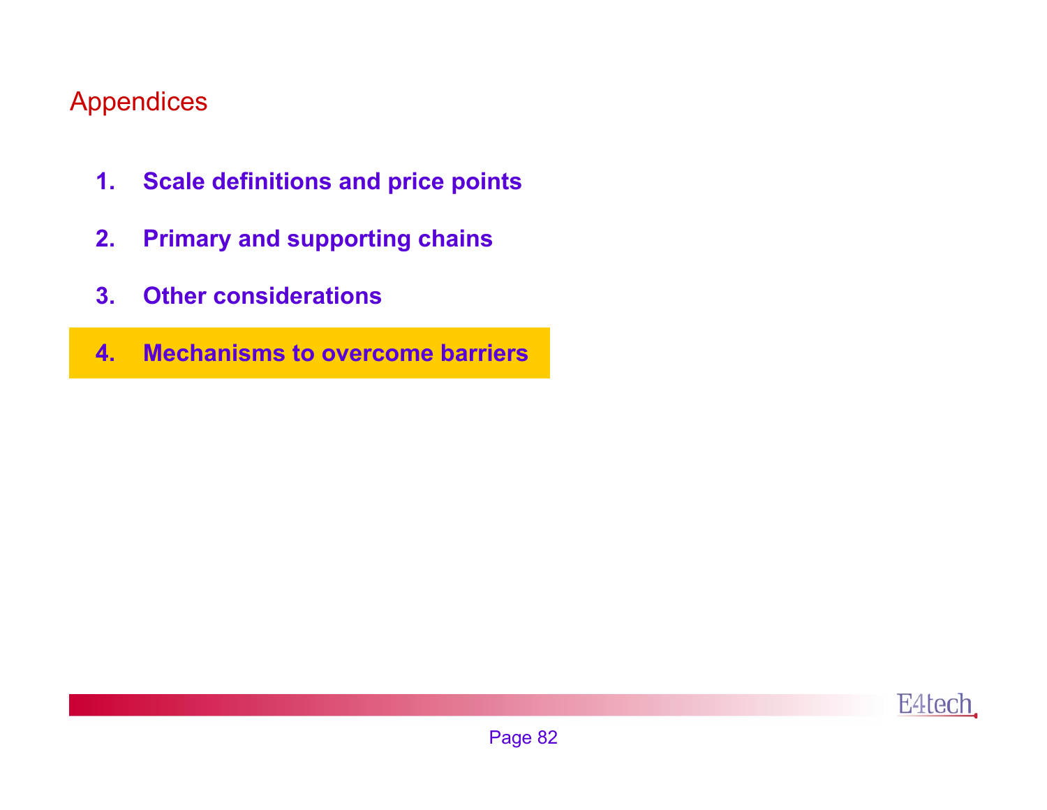# Appendices

1. **Scale definitions and price points**
2. **Primary and supporting chains**
3. **Other considerations**
4. **Mechanisms to overcome barriers**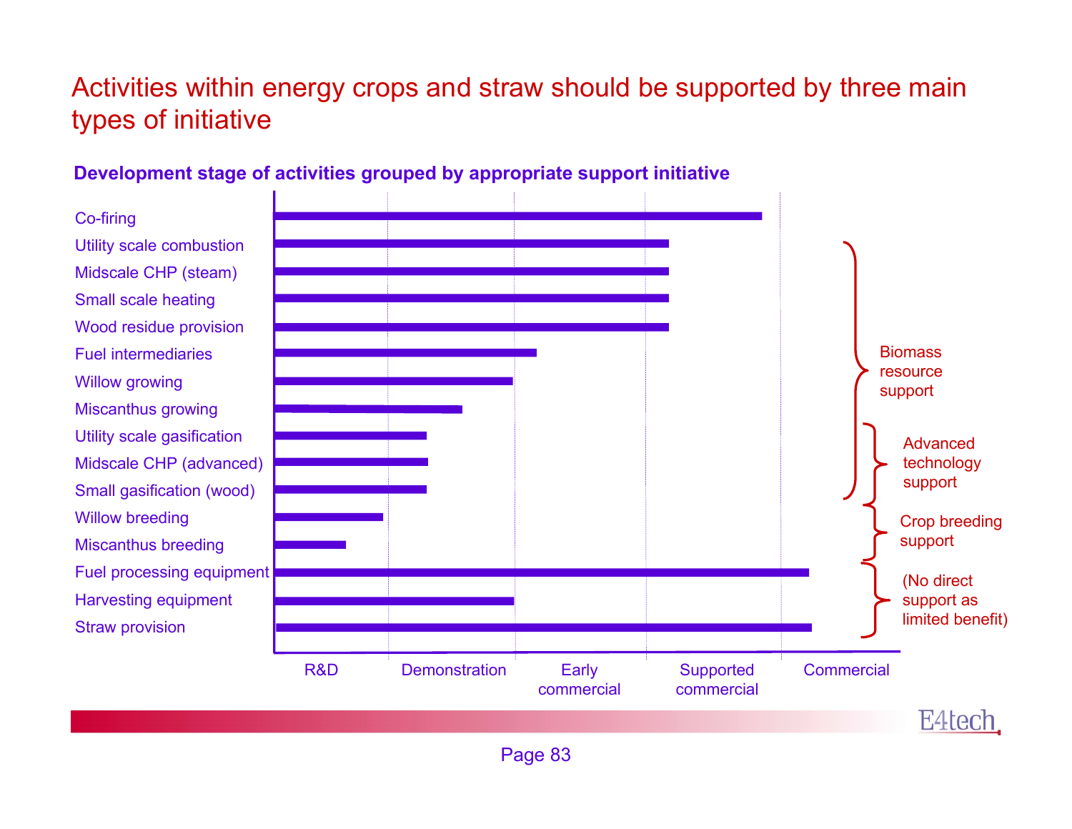# Activities within energy crops and straw should be supported by three main types of initiative

**Development stage of activities grouped by appropriate support initiative**

| Activity | Development stage | Support initiative |
|---|---|---|
| Co-firing | Supported commercial | |
| Utility scale combustion | Supported commercial | Biomass resource support |
| Midscale CHP (steam) | Supported commercial | Biomass resource support |
| Small scale heating | Supported commercial | Biomass resource support |
| Wood residue provision | Supported commercial | Biomass resource support |
| Fuel intermediaries | Early commercial | Biomass resource support |
| Willow growing | Early commercial | Biomass resource support |
| Miscanthus growing | Demonstration | Biomass resource support |
| Utility scale gasification | Demonstration | Biomass resource support; Advanced technology support |
| Midscale CHP (advanced) | Demonstration | Biomass resource support; Advanced technology support |
| Small gasification (wood) | Demonstration | Biomass resource support; Advanced technology support |
| Willow breeding | R&D | Crop breeding support |
| Miscanthus breeding | R&D | Crop breeding support |
| Fuel processing equipment | Commercial | (No direct support as limited benefit) |
| Harvesting equipment | Early commercial | (No direct support as limited benefit) |
| Straw provision | Commercial | (No direct support as limited benefit) |

Development stages (x-axis): R&D, Demonstration, Early commercial, Supported commercial, Commercial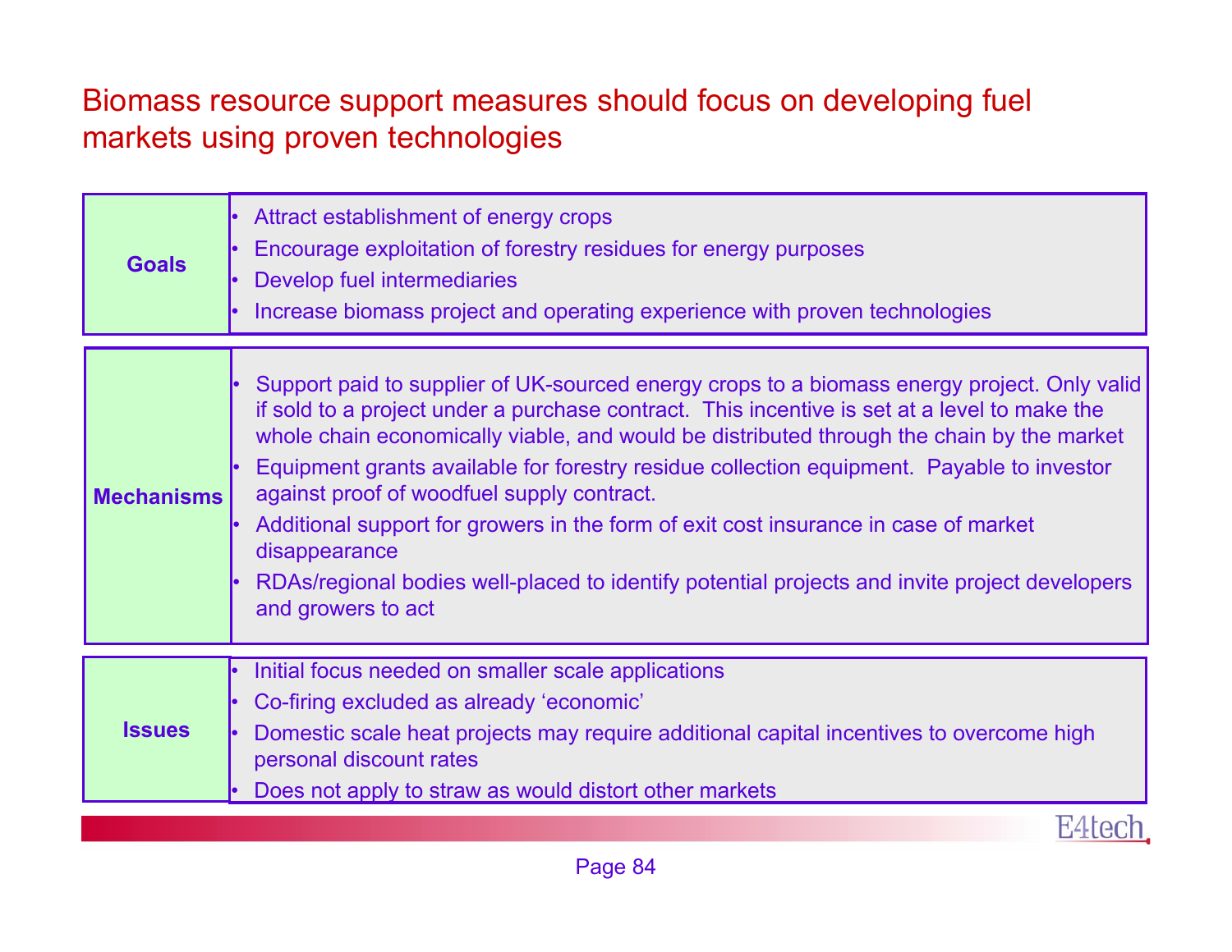# Biomass resource support measures should focus on developing fuel markets using proven technologies

| | |
|---|---|
| **Goals** | • Attract establishment of energy crops<br>• Encourage exploitation of forestry residues for energy purposes<br>• Develop fuel intermediaries<br>• Increase biomass project and operating experience with proven technologies |
| **Mechanisms** | • Support paid to supplier of UK-sourced energy crops to a biomass energy project. Only valid if sold to a project under a purchase contract. This incentive is set at a level to make the whole chain economically viable, and would be distributed through the chain by the market<br>• Equipment grants available for forestry residue collection equipment. Payable to investor against proof of woodfuel supply contract.<br>• Additional support for growers in the form of exit cost insurance in case of market disappearance<br>• RDAs/regional bodies well-placed to identify potential projects and invite project developers and growers to act |
| **Issues** | • Initial focus needed on smaller scale applications<br>• Co-firing excluded as already 'economic'<br>• Domestic scale heat projects may require additional capital incentives to overcome high personal discount rates<br>• Does not apply to straw as would distort other markets |

E4tech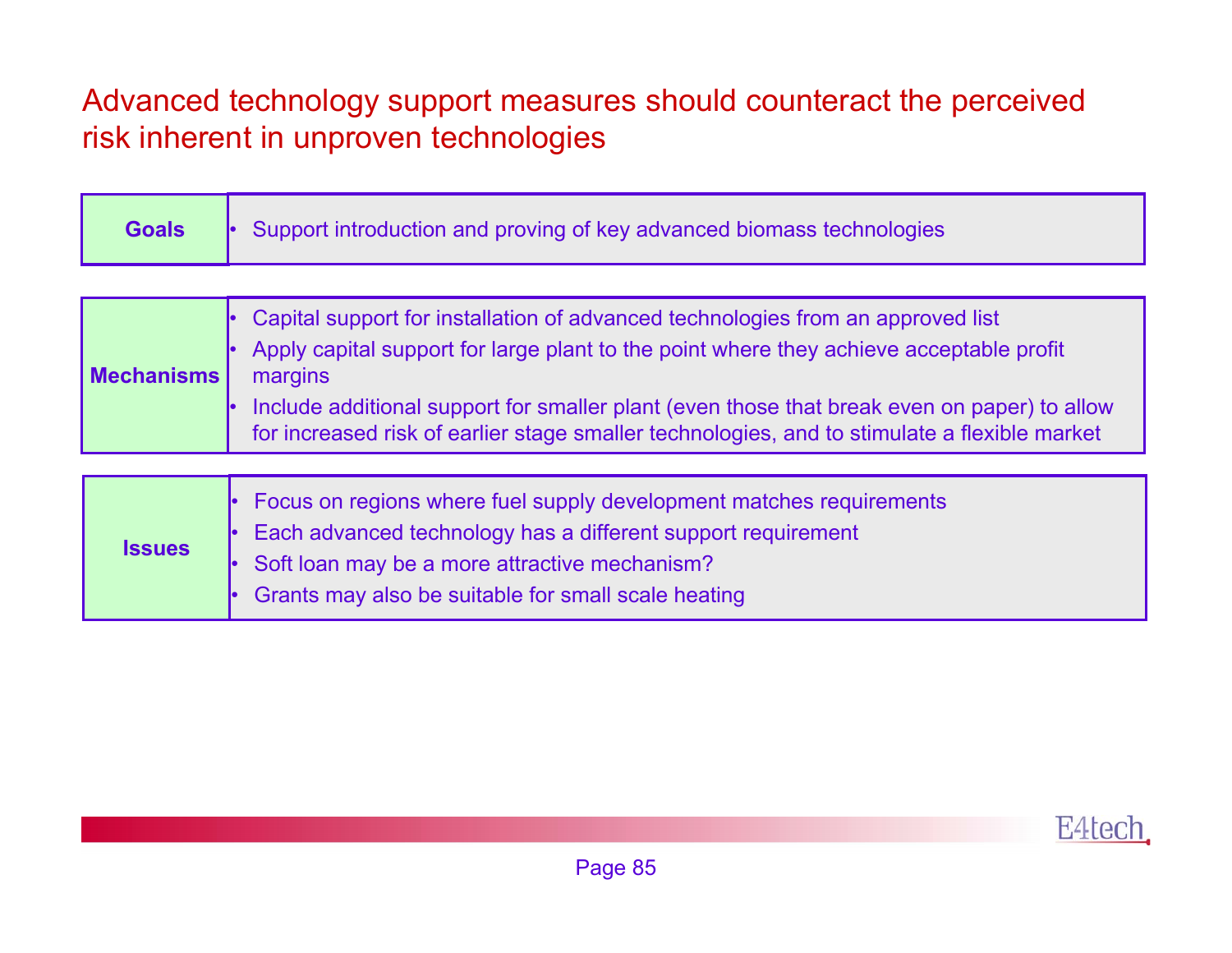# Advanced technology support measures should counteract the perceived risk inherent in unproven technologies

| | |
|---|---|
| **Goals** | • Support introduction and proving of key advanced biomass technologies |
| **Mechanisms** | • Capital support for installation of advanced technologies from an approved list<br>• Apply capital support for large plant to the point where they achieve acceptable profit margins<br>• Include additional support for smaller plant (even those that break even on paper) to allow for increased risk of earlier stage smaller technologies, and to stimulate a flexible market |
| **Issues** | • Focus on regions where fuel supply development matches requirements<br>• Each advanced technology has a different support requirement<br>• Soft loan may be a more attractive mechanism?<br>• Grants may also be suitable for small scale heating |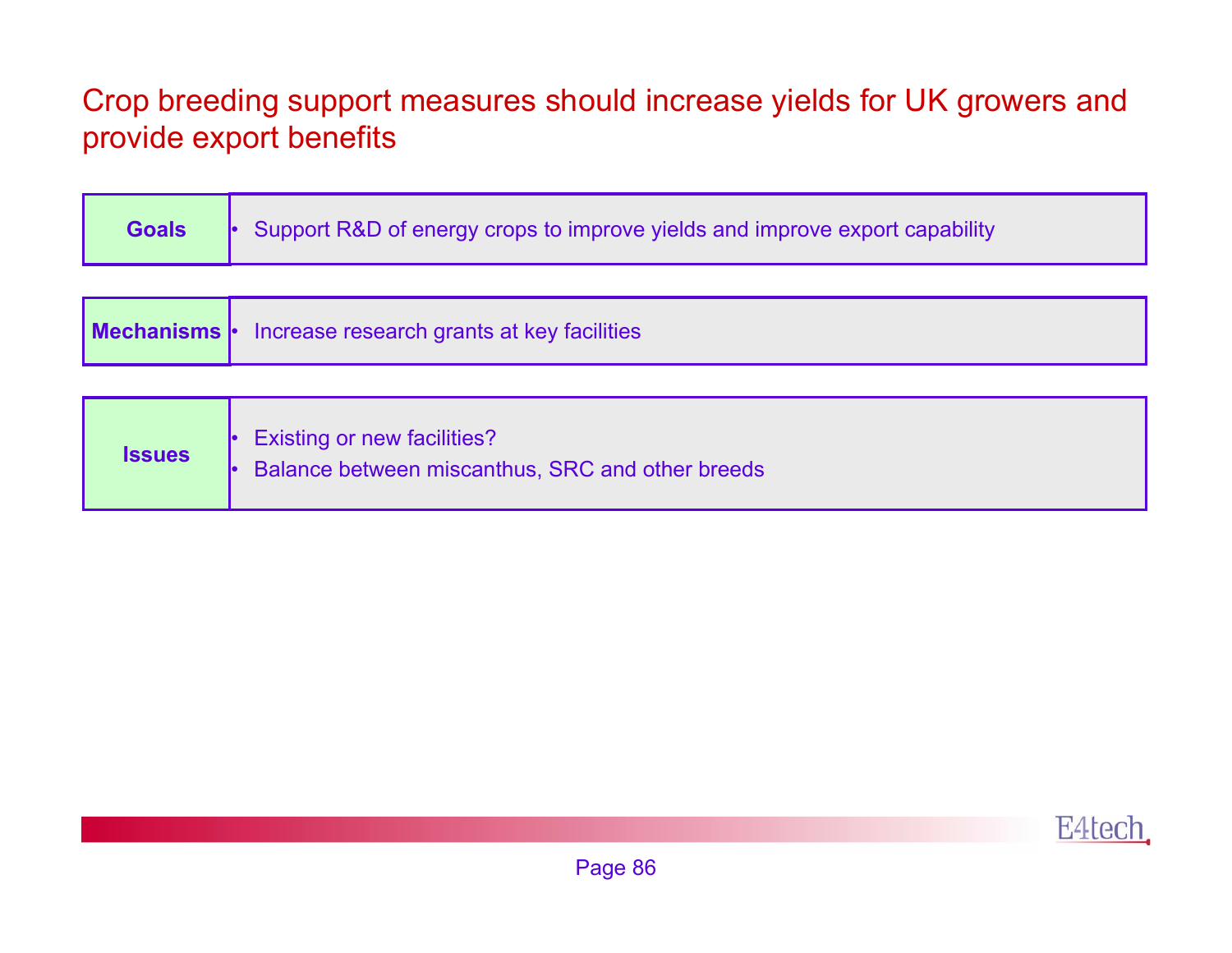# Crop breeding support measures should increase yields for UK growers and provide export benefits

| | |
|---|---|
| **Goals** | • Support R&D of energy crops to improve yields and improve export capability |
| **Mechanisms** | • Increase research grants at key facilities |
| **Issues** | • Existing or new facilities?<br>• Balance between miscanthus, SRC and other breeds |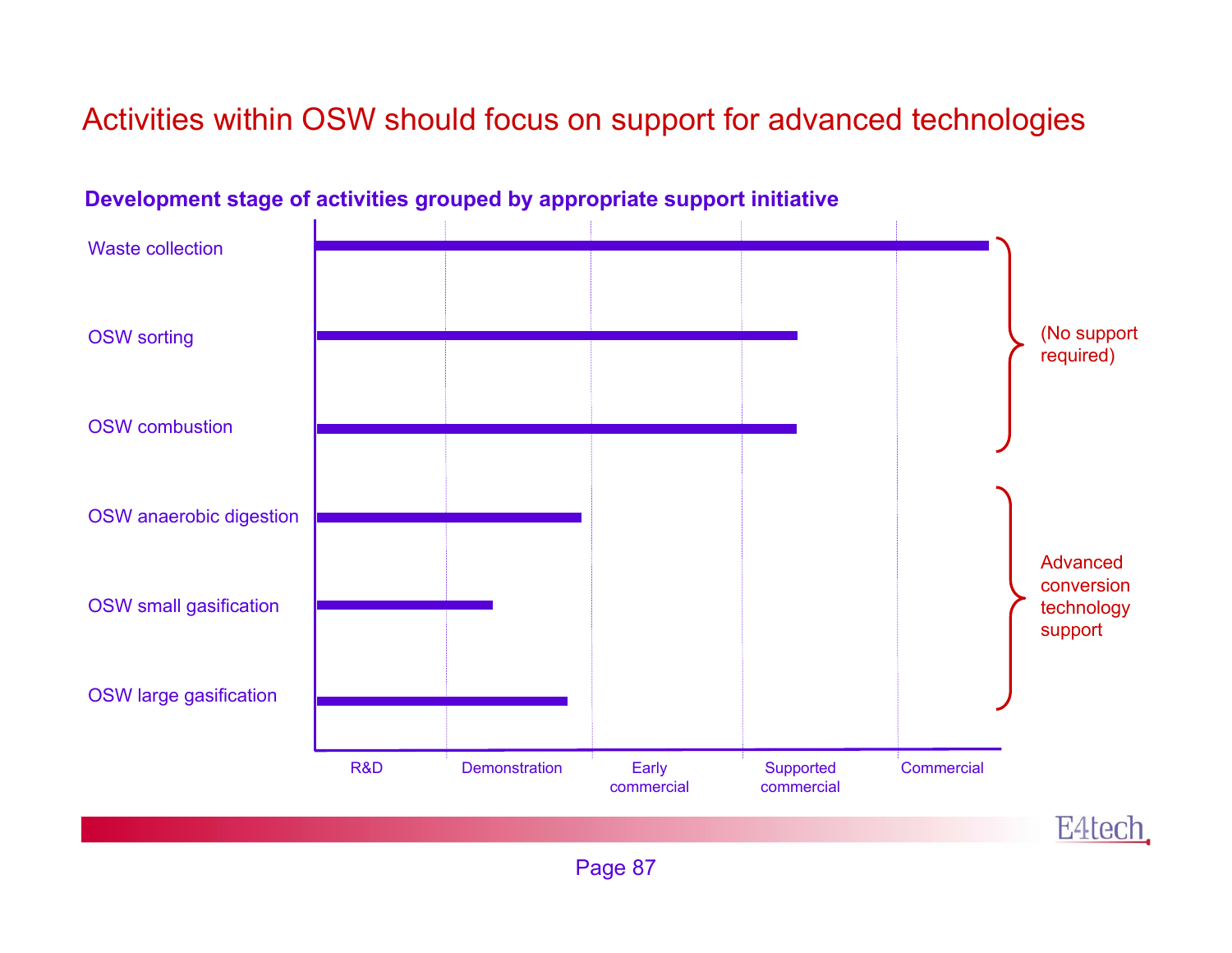# Activities within OSW should focus on support for advanced technologies

**Development stage of activities grouped by appropriate support initiative**

Waste collection

OSW sorting

OSW combustion

OSW anaerobic digestion

OSW small gasification

OSW large gasification

R&D

Demonstration

Early commercial

Supported commercial

Commercial

(No support required)

Advanced conversion technology support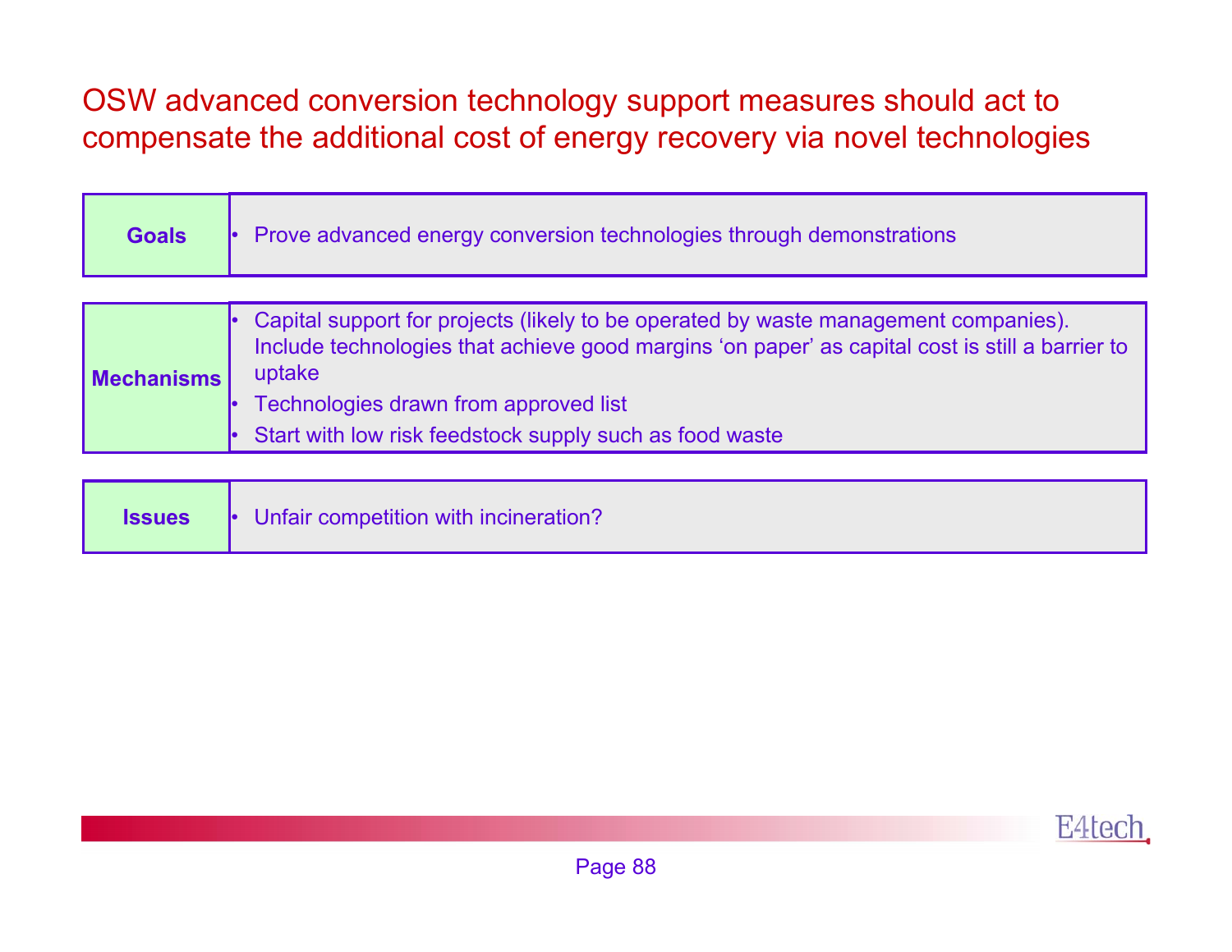# OSW advanced conversion technology support measures should act to compensate the additional cost of energy recovery via novel technologies

| | |
|---|---|
| **Goals** | • Prove advanced energy conversion technologies through demonstrations |
| **Mechanisms** | • Capital support for projects (likely to be operated by waste management companies). Include technologies that achieve good margins 'on paper' as capital cost is still a barrier to uptake<br>• Technologies drawn from approved list<br>• Start with low risk feedstock supply such as food waste |
| **Issues** | • Unfair competition with incineration? |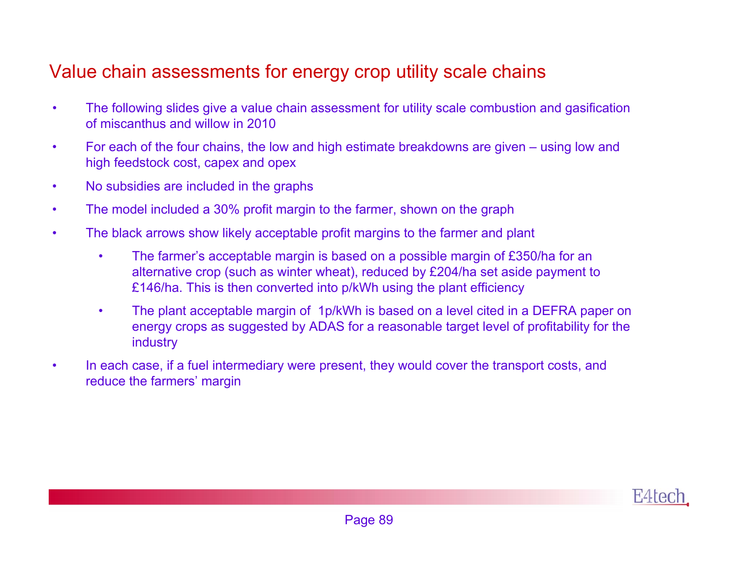## Value chain assessments for energy crop utility scale chains

- The following slides give a value chain assessment for utility scale combustion and gasification of miscanthus and willow in 2010
- For each of the four chains, the low and high estimate breakdowns are given – using low and high feedstock cost, capex and opex
- No subsidies are included in the graphs
- The model included a 30% profit margin to the farmer, shown on the graph
- The black arrows show likely acceptable profit margins to the farmer and plant
  - The farmer's acceptable margin is based on a possible margin of £350/ha for an alternative crop (such as winter wheat), reduced by £204/ha set aside payment to £146/ha. This is then converted into p/kWh using the plant efficiency
  - The plant acceptable margin of 1p/kWh is based on a level cited in a DEFRA paper on energy crops as suggested by ADAS for a reasonable target level of profitability for the industry
- In each case, if a fuel intermediary were present, they would cover the transport costs, and reduce the farmers' margin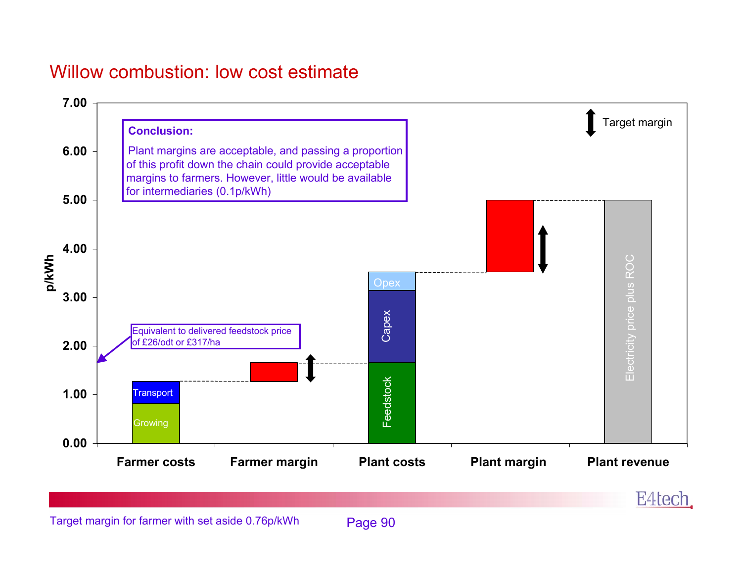# Willow combustion: low cost estimate

7.00
6.00
5.00
4.00
3.00
2.00
1.00
0.00

p/kWh

**Conclusion:**

Plant margins are acceptable, and passing a proportion of this profit down the chain could provide acceptable margins to farmers. However, little would be available for intermediaries (0.1p/kWh)

Target margin

Equivalent to delivered feedstock price of £26/odt or £317/ha

Transport

Growing

Opex

Capex

Feedstock

Electricity price plus ROC

Farmer costs

Farmer margin

Plant costs

Plant margin

Plant revenue

Target margin for farmer with set aside 0.76p/kWh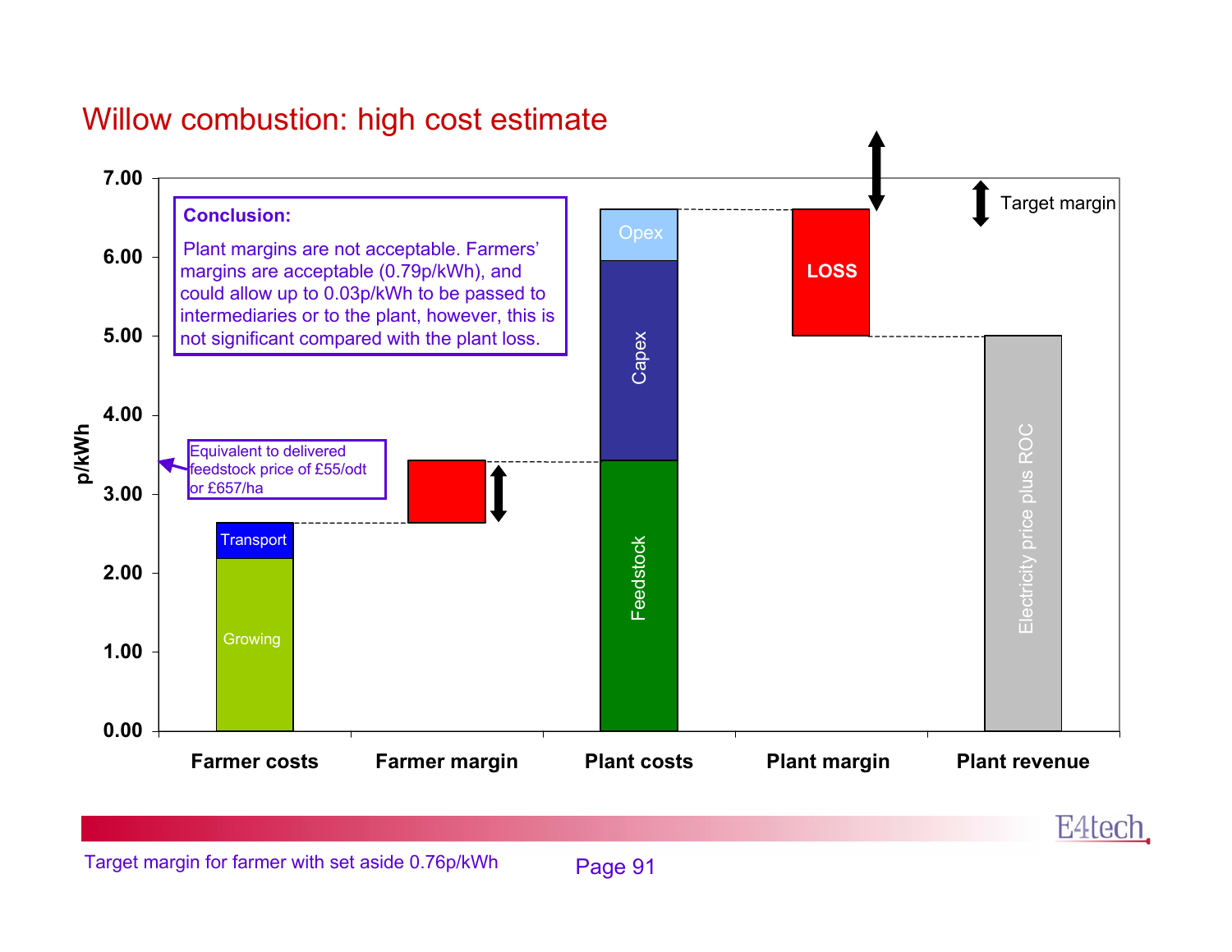# Willow combustion: high cost estimate

**Conclusion:**

Plant margins are not acceptable. Farmers' margins are acceptable (0.79p/kWh), and could allow up to 0.03p/kWh to be passed to intermediaries or to the plant, however, this is not significant compared with the plant loss.

Equivalent to delivered feedstock price of £55/odt or £657/ha

p/kWh

7.00
6.00
5.00
4.00
3.00
2.00
1.00
0.00

Transport
Growing
Opex
Capex
Feedstock
LOSS
Electricity price plus ROC
Target margin

Farmer costs
Farmer margin
Plant costs
Plant margin
Plant revenue

Target margin for farmer with set aside 0.76p/kWh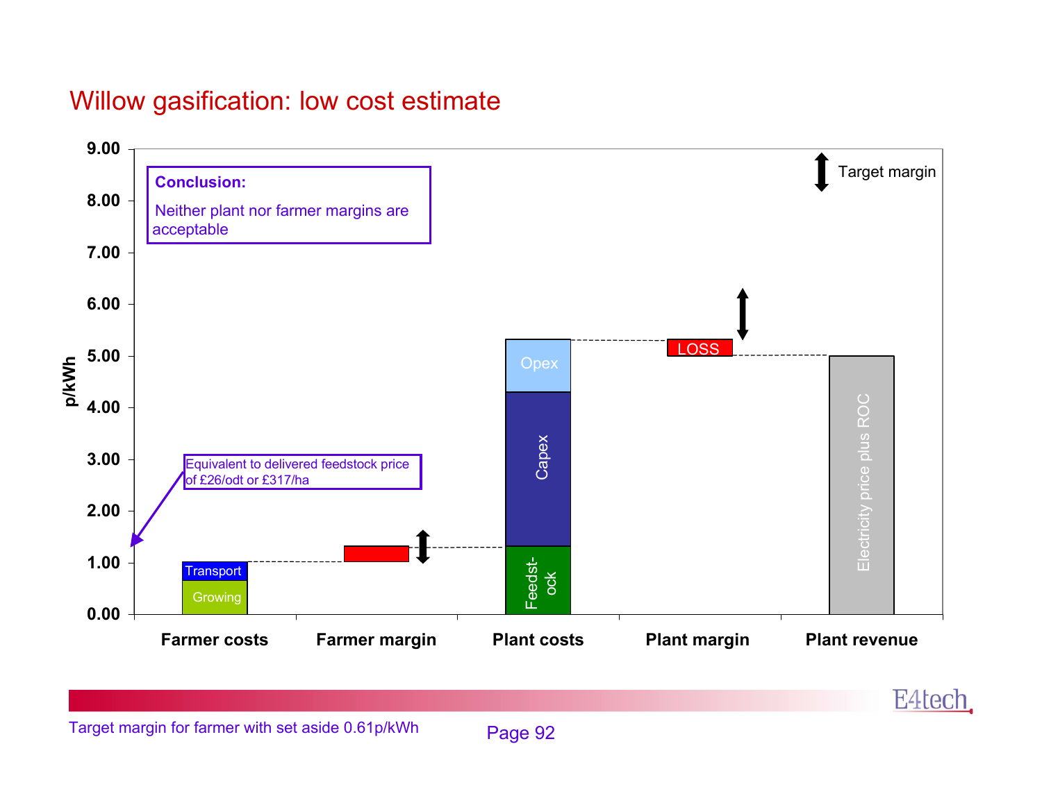# Willow gasification: low cost estimate

**Conclusion:**

Neither plant nor farmer margins are acceptable

Target margin

Equivalent to delivered feedstock price of £26/odt or £317/ha

p/kWh

9.00
8.00
7.00
6.00
5.00
4.00
3.00
2.00
1.00
0.00

Transport
Growing
Opex
Capex
Feedst-ock
LOSS
Electricity price plus ROC

Farmer costs
Farmer margin
Plant costs
Plant margin
Plant revenue

Target margin for farmer with set aside 0.61p/kWh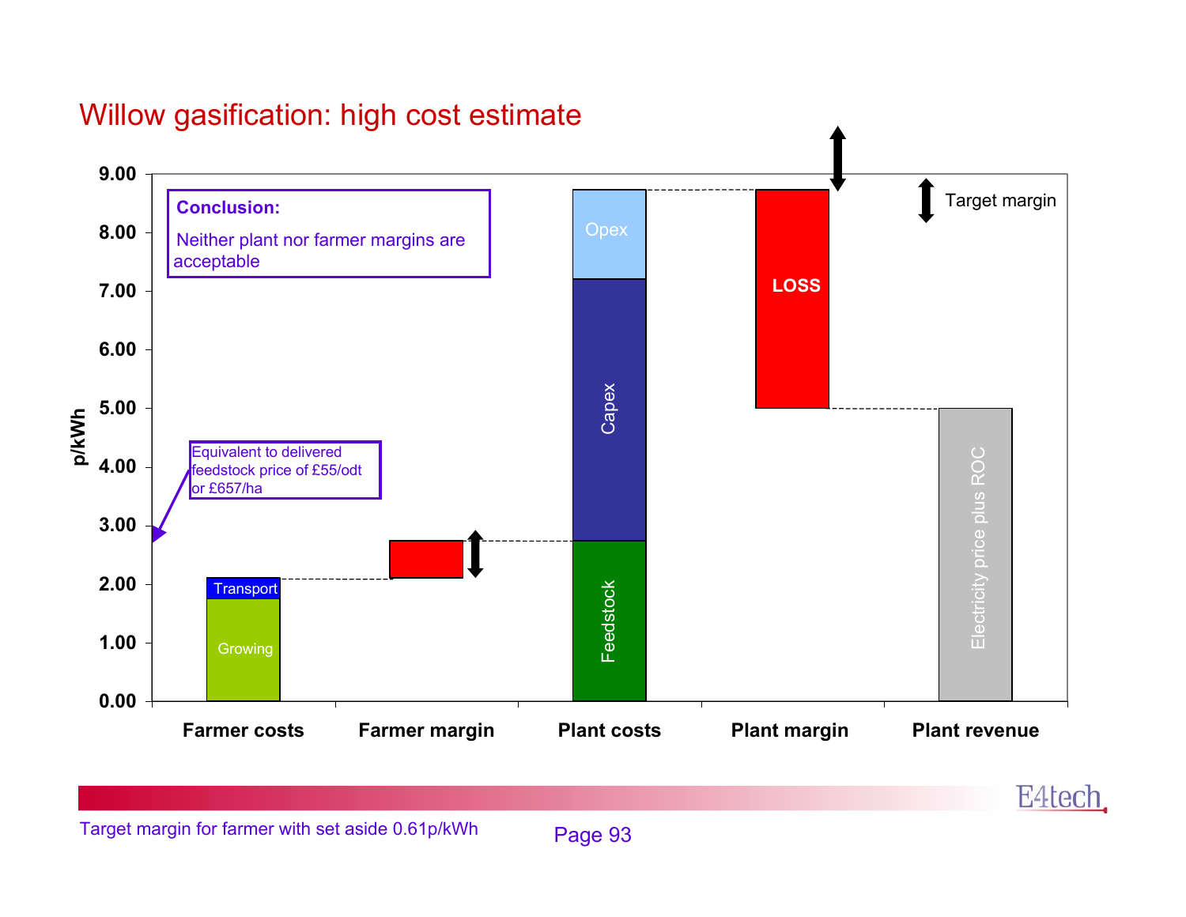# Willow gasification: high cost estimate

9.00
8.00
7.00
6.00
5.00
4.00
3.00
2.00
1.00
0.00

p/kWh

**Conclusion:**

Neither plant nor farmer margins are acceptable

Equivalent to delivered feedstock price of £55/odt or £657/ha

Transport
Growing
Opex
Capex
Feedstock
LOSS
Electricity price plus ROC
Target margin

Farmer costs
Farmer margin
Plant costs
Plant margin
Plant revenue

Target margin for farmer with set aside 0.61p/kWh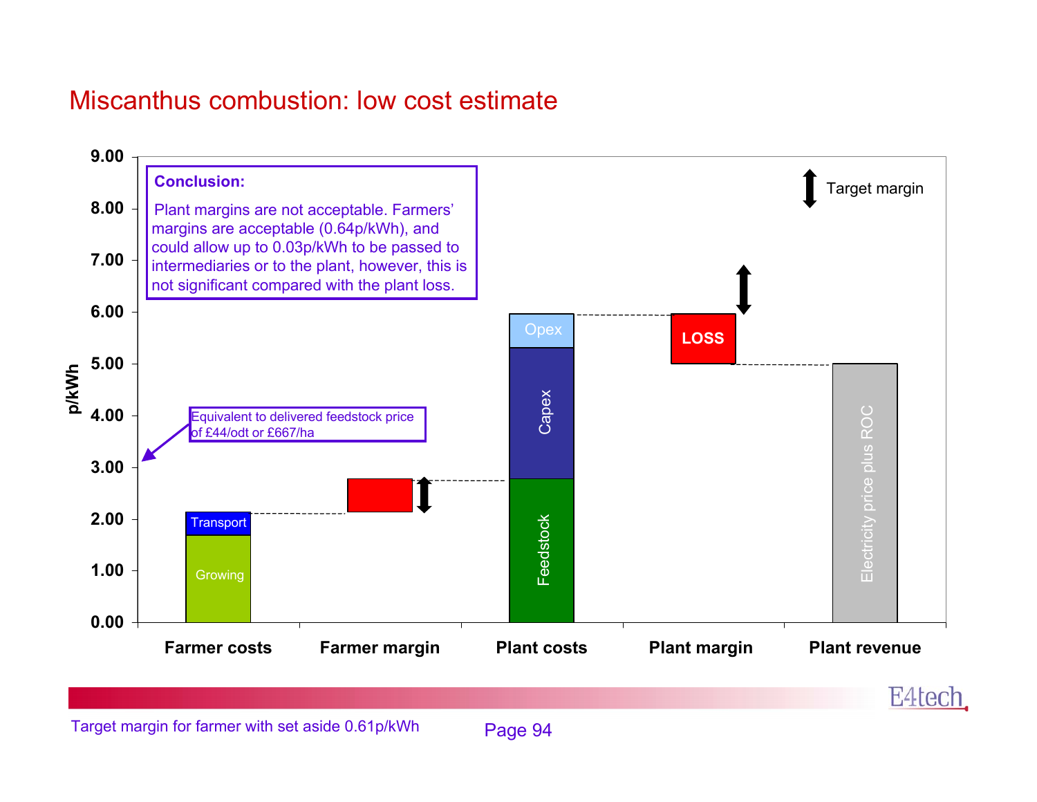# Miscanthus combustion: low cost estimate

9.00
8.00
7.00
6.00
5.00
4.00
3.00
2.00
1.00
0.00

p/kWh

**Conclusion:**

Plant margins are not acceptable. Farmers' margins are acceptable (0.64p/kWh), and could allow up to 0.03p/kWh to be passed to intermediaries or to the plant, however, this is not significant compared with the plant loss.

Target margin

Equivalent to delivered feedstock price of £44/odt or £667/ha

Transport

Growing

Opex

Capex

Feedstock

LOSS

Electricity price plus ROC

Farmer costs

Farmer margin

Plant costs

Plant margin

Plant revenue

Target margin for farmer with set aside 0.61p/kWh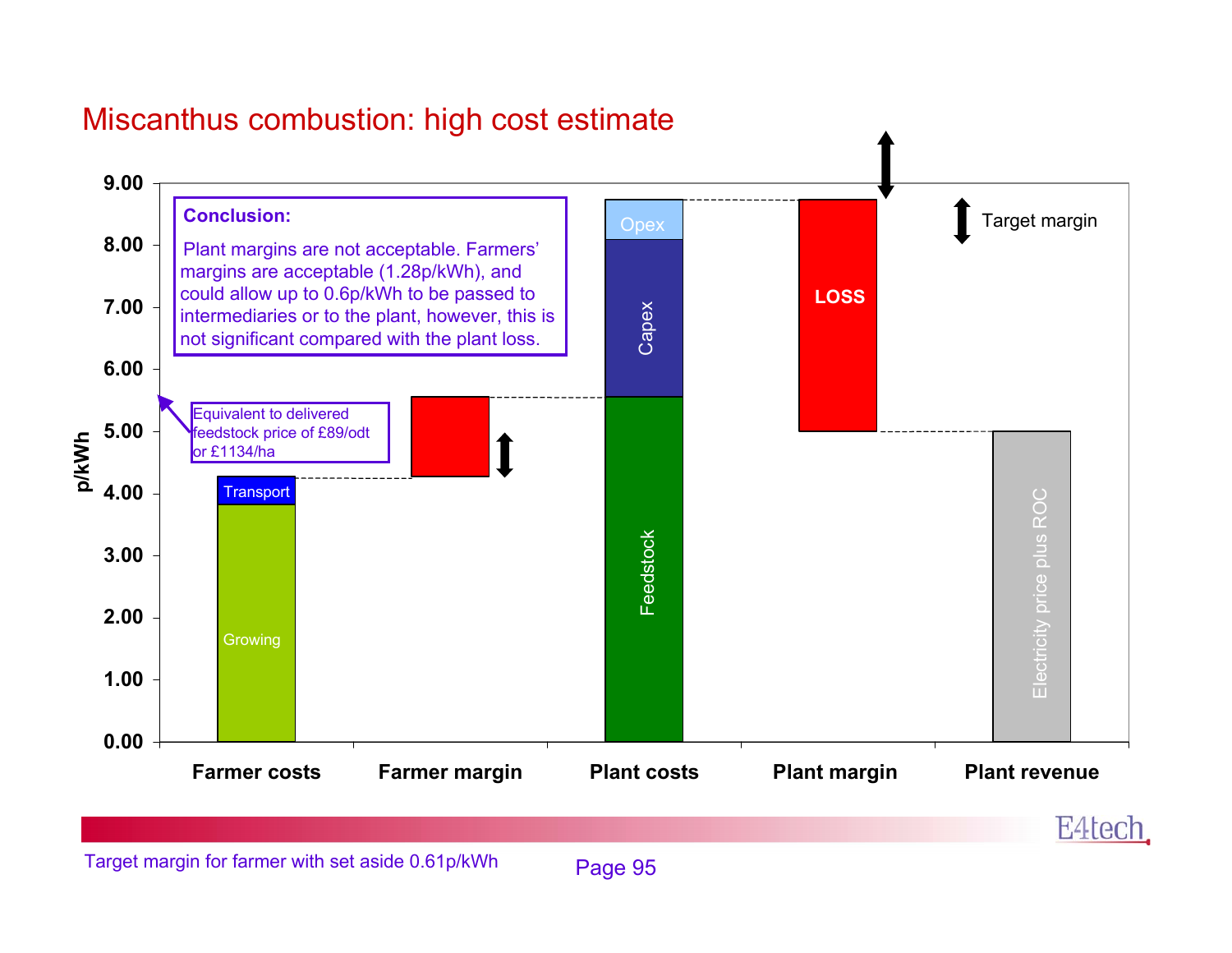# Miscanthus combustion: high cost estimate

**Conclusion:**

Plant margins are not acceptable. Farmers' margins are acceptable (1.28p/kWh), and could allow up to 0.6p/kWh to be passed to intermediaries or to the plant, however, this is not significant compared with the plant loss.

Equivalent to delivered feedstock price of £89/odt or £1134/ha

p/kWh

9.00
8.00
7.00
6.00
5.00
4.00
3.00
2.00
1.00
0.00

Growing
Transport
Feedstock
Capex
Opex
LOSS
Electricity price plus ROC

Target margin

Farmer costs
Farmer margin
Plant costs
Plant margin
Plant revenue

Target margin for farmer with set aside 0.61p/kWh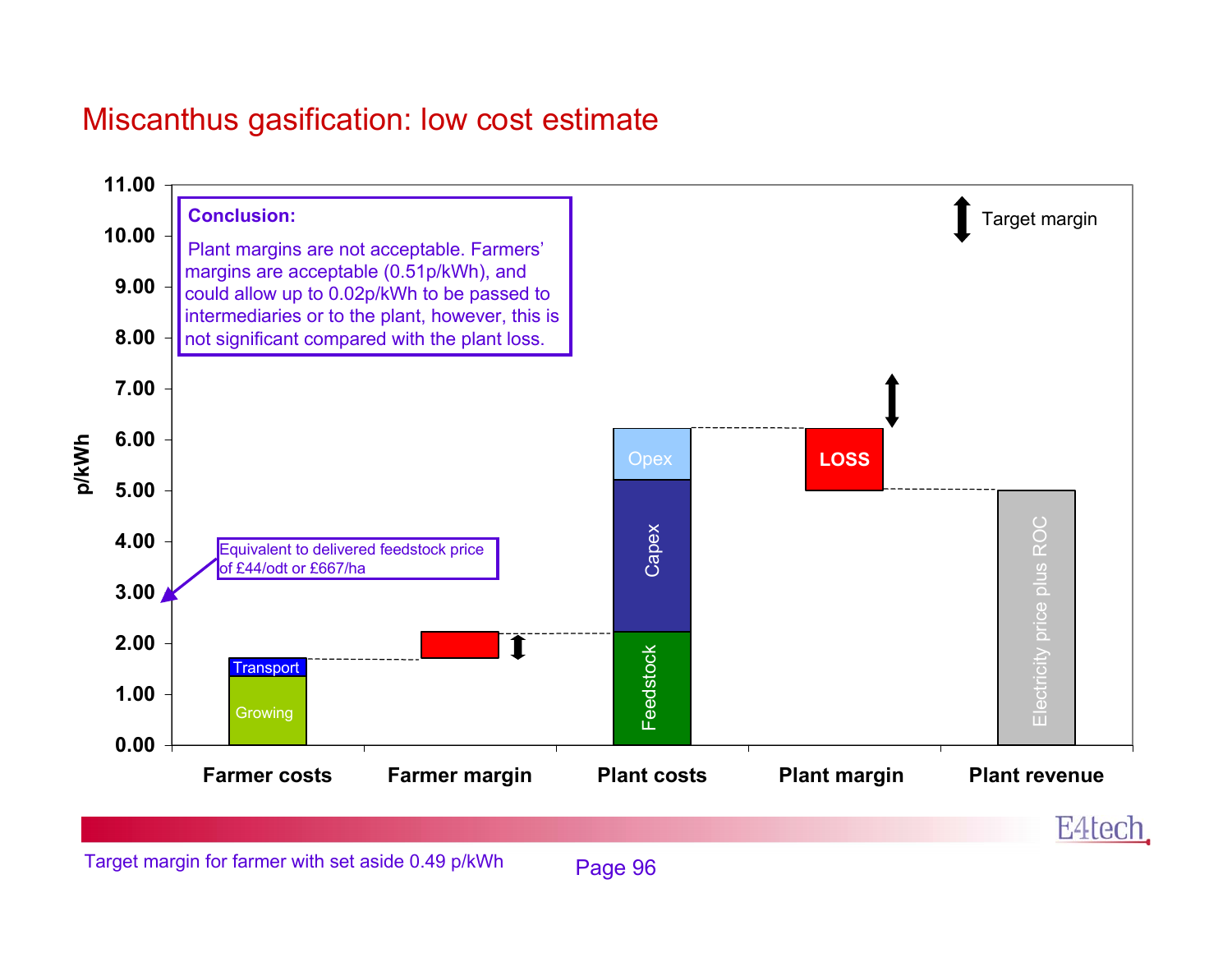# Miscanthus gasification: low cost estimate

**Conclusion:**

Plant margins are not acceptable. Farmers' margins are acceptable (0.51p/kWh), and could allow up to 0.02p/kWh to be passed to intermediaries or to the plant, however, this is not significant compared with the plant loss.

Target margin

11.00
10.00
9.00
8.00
7.00
6.00
5.00
4.00
3.00
2.00
1.00
0.00

p/kWh

Equivalent to delivered feedstock price of £44/odt or £667/ha

Transport
Growing
Opex
Capex
Feedstock
LOSS
Electricity price plus ROC

Farmer costs
Farmer margin
Plant costs
Plant margin
Plant revenue

Target margin for farmer with set aside 0.49 p/kWh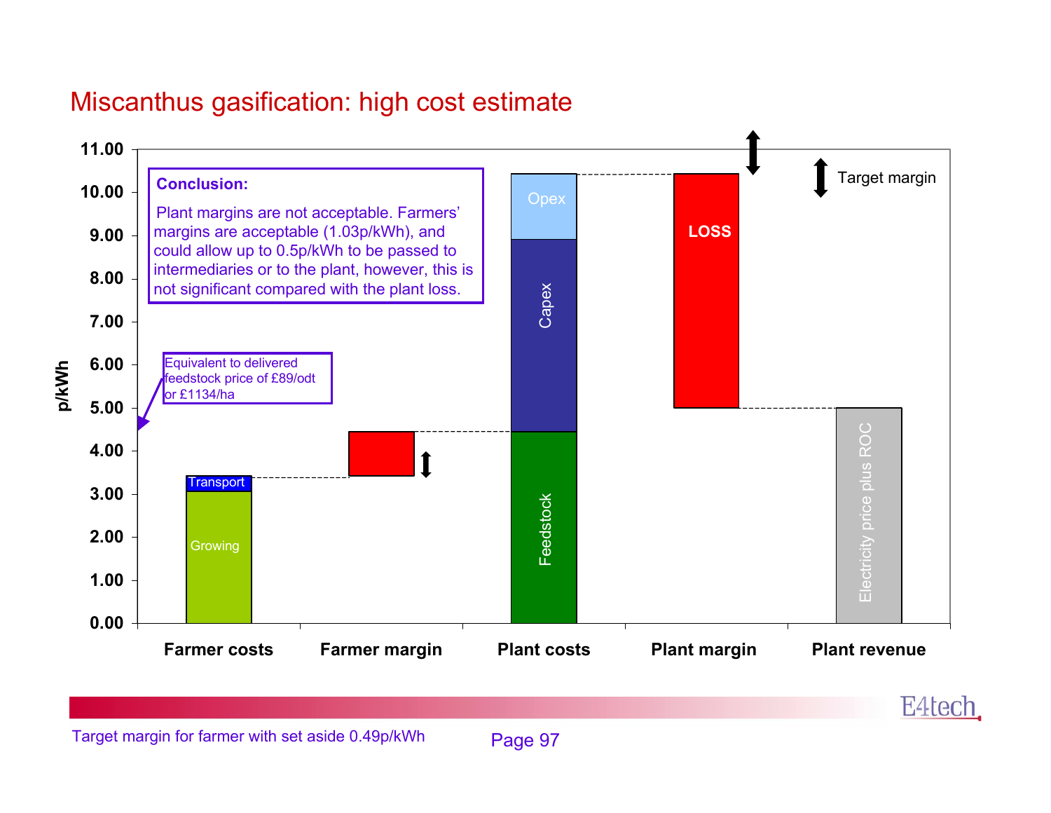# Miscanthus gasification: high cost estimate

p/kWh

11.00
10.00
9.00
8.00
7.00
6.00
5.00
4.00
3.00
2.00
1.00
0.00

**Conclusion:**

Plant margins are not acceptable. Farmers' margins are acceptable (1.03p/kWh), and could allow up to 0.5p/kWh to be passed to intermediaries or to the plant, however, this is not significant compared with the plant loss.

Equivalent to delivered feedstock price of £89/odt or £1134/ha

Transport

Growing

Opex

Capex

Feedstock

LOSS

Electricity price plus ROC

Target margin

Farmer costs

Farmer margin

Plant costs

Plant margin

Plant revenue

Target margin for farmer with set aside 0.49p/kWh